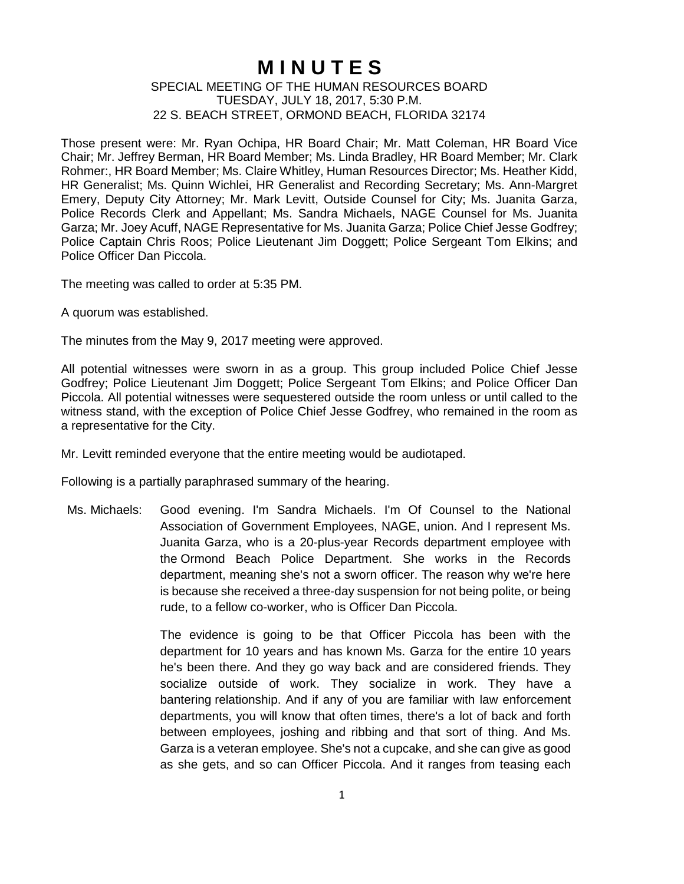# M I N U T E S

SPECIAL MEETING OF THE HUMAN RESOURCES BOARD
TUESDAY, JULY 18, 2017, 5:30 P.M.
22 S. BEACH STREET, ORMOND BEACH, FLORIDA 32174

Those present were: Mr. Ryan Ochipa, HR Board Chair; Mr. Matt Coleman, HR Board Vice Chair; Mr. Jeffrey Berman, HR Board Member; Ms. Linda Bradley, HR Board Member; Mr. Clark Rohmer:, HR Board Member; Ms. Claire Whitley, Human Resources Director; Ms. Heather Kidd, HR Generalist; Ms. Quinn Wichlei, HR Generalist and Recording Secretary; Ms. Ann-Margret Emery, Deputy City Attorney; Mr. Mark Levitt, Outside Counsel for City; Ms. Juanita Garza, Police Records Clerk and Appellant; Ms. Sandra Michaels, NAGE Counsel for Ms. Juanita Garza; Mr. Joey Acuff, NAGE Representative for Ms. Juanita Garza; Police Chief Jesse Godfrey; Police Captain Chris Roos; Police Lieutenant Jim Doggett; Police Sergeant Tom Elkins; and Police Officer Dan Piccola.

The meeting was called to order at 5:35 PM.

A quorum was established.

The minutes from the May 9, 2017 meeting were approved.

All potential witnesses were sworn in as a group. This group included Police Chief Jesse Godfrey; Police Lieutenant Jim Doggett; Police Sergeant Tom Elkins; and Police Officer Dan Piccola. All potential witnesses were sequestered outside the room unless or until called to the witness stand, with the exception of Police Chief Jesse Godfrey, who remained in the room as a representative for the City.

Mr. Levitt reminded everyone that the entire meeting would be audiotaped.

Following is a partially paraphrased summary of the hearing.

Ms. Michaels: Good evening. I'm Sandra Michaels. I'm Of Counsel to the National Association of Government Employees, NAGE, union. And I represent Ms. Juanita Garza, who is a 20-plus-year Records department employee with the Ormond Beach Police Department. She works in the Records department, meaning she's not a sworn officer. The reason why we're here is because she received a three-day suspension for not being polite, or being rude, to a fellow co-worker, who is Officer Dan Piccola.

The evidence is going to be that Officer Piccola has been with the department for 10 years and has known Ms. Garza for the entire 10 years he's been there. And they go way back and are considered friends. They socialize outside of work. They socialize in work. They have a bantering relationship. And if any of you are familiar with law enforcement departments, you will know that often times, there's a lot of back and forth between employees, joshing and ribbing and that sort of thing. And Ms. Garza is a veteran employee. She's not a cupcake, and she can give as good as she gets, and so can Officer Piccola. And it ranges from teasing each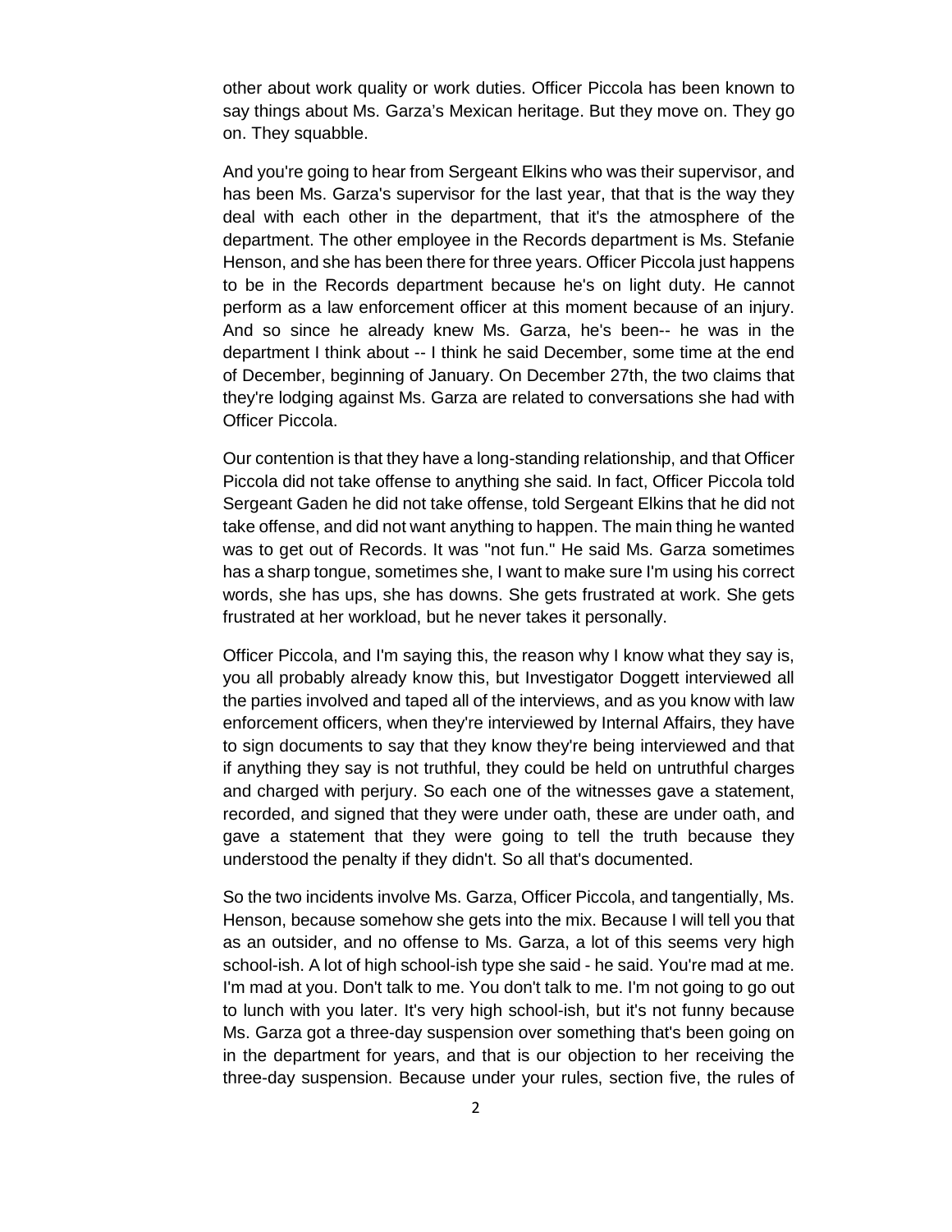other about work quality or work duties. Officer Piccola has been known to say things about Ms. Garza's Mexican heritage. But they move on. They go on. They squabble.

And you're going to hear from Sergeant Elkins who was their supervisor, and has been Ms. Garza's supervisor for the last year, that that is the way they deal with each other in the department, that it's the atmosphere of the department. The other employee in the Records department is Ms. Stefanie Henson, and she has been there for three years. Officer Piccola just happens to be in the Records department because he's on light duty. He cannot perform as a law enforcement officer at this moment because of an injury. And so since he already knew Ms. Garza, he's been-- he was in the department I think about -- I think he said December, some time at the end of December, beginning of January. On December 27th, the two claims that they're lodging against Ms. Garza are related to conversations she had with Officer Piccola.

Our contention is that they have a long-standing relationship, and that Officer Piccola did not take offense to anything she said. In fact, Officer Piccola told Sergeant Gaden he did not take offense, told Sergeant Elkins that he did not take offense, and did not want anything to happen. The main thing he wanted was to get out of Records. It was "not fun." He said Ms. Garza sometimes has a sharp tongue, sometimes she, I want to make sure I'm using his correct words, she has ups, she has downs. She gets frustrated at work. She gets frustrated at her workload, but he never takes it personally.

Officer Piccola, and I'm saying this, the reason why I know what they say is, you all probably already know this, but Investigator Doggett interviewed all the parties involved and taped all of the interviews, and as you know with law enforcement officers, when they're interviewed by Internal Affairs, they have to sign documents to say that they know they're being interviewed and that if anything they say is not truthful, they could be held on untruthful charges and charged with perjury. So each one of the witnesses gave a statement, recorded, and signed that they were under oath, these are under oath, and gave a statement that they were going to tell the truth because they understood the penalty if they didn't. So all that's documented.

So the two incidents involve Ms. Garza, Officer Piccola, and tangentially, Ms. Henson, because somehow she gets into the mix. Because I will tell you that as an outsider, and no offense to Ms. Garza, a lot of this seems very high school-ish. A lot of high school-ish type she said - he said. You're mad at me. I'm mad at you. Don't talk to me. You don't talk to me. I'm not going to go out to lunch with you later. It's very high school-ish, but it's not funny because Ms. Garza got a three-day suspension over something that's been going on in the department for years, and that is our objection to her receiving the three-day suspension. Because under your rules, section five, the rules of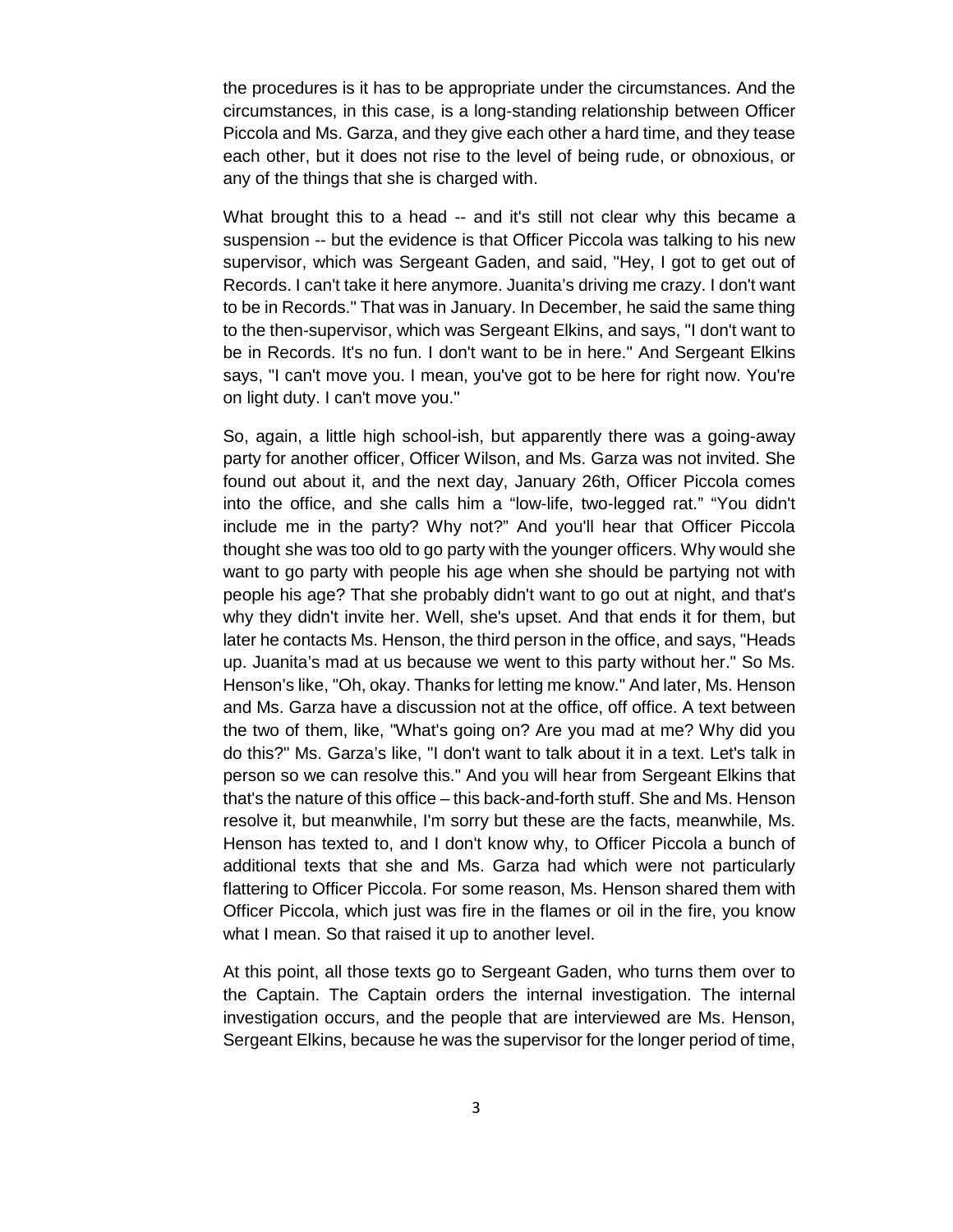the procedures is it has to be appropriate under the circumstances. And the circumstances, in this case, is a long-standing relationship between Officer Piccola and Ms. Garza, and they give each other a hard time, and they tease each other, but it does not rise to the level of being rude, or obnoxious, or any of the things that she is charged with.

What brought this to a head -- and it's still not clear why this became a suspension -- but the evidence is that Officer Piccola was talking to his new supervisor, which was Sergeant Gaden, and said, "Hey, I got to get out of Records. I can't take it here anymore. Juanita's driving me crazy. I don't want to be in Records." That was in January. In December, he said the same thing to the then-supervisor, which was Sergeant Elkins, and says, "I don't want to be in Records. It's no fun. I don't want to be in here." And Sergeant Elkins says, "I can't move you. I mean, you've got to be here for right now. You're on light duty. I can't move you."

So, again, a little high school-ish, but apparently there was a going-away party for another officer, Officer Wilson, and Ms. Garza was not invited. She found out about it, and the next day, January 26th, Officer Piccola comes into the office, and she calls him a "low-life, two-legged rat." "You didn't include me in the party? Why not?" And you'll hear that Officer Piccola thought she was too old to go party with the younger officers. Why would she want to go party with people his age when she should be partying not with people his age? That she probably didn't want to go out at night, and that's why they didn't invite her. Well, she's upset. And that ends it for them, but later he contacts Ms. Henson, the third person in the office, and says, "Heads up. Juanita's mad at us because we went to this party without her." So Ms. Henson's like, "Oh, okay. Thanks for letting me know." And later, Ms. Henson and Ms. Garza have a discussion not at the office, off office. A text between the two of them, like, "What's going on? Are you mad at me? Why did you do this?" Ms. Garza's like, "I don't want to talk about it in a text. Let's talk in person so we can resolve this." And you will hear from Sergeant Elkins that that's the nature of this office – this back-and-forth stuff. She and Ms. Henson resolve it, but meanwhile, I'm sorry but these are the facts, meanwhile, Ms. Henson has texted to, and I don't know why, to Officer Piccola a bunch of additional texts that she and Ms. Garza had which were not particularly flattering to Officer Piccola. For some reason, Ms. Henson shared them with Officer Piccola, which just was fire in the flames or oil in the fire, you know what I mean. So that raised it up to another level.

At this point, all those texts go to Sergeant Gaden, who turns them over to the Captain. The Captain orders the internal investigation. The internal investigation occurs, and the people that are interviewed are Ms. Henson, Sergeant Elkins, because he was the supervisor for the longer period of time,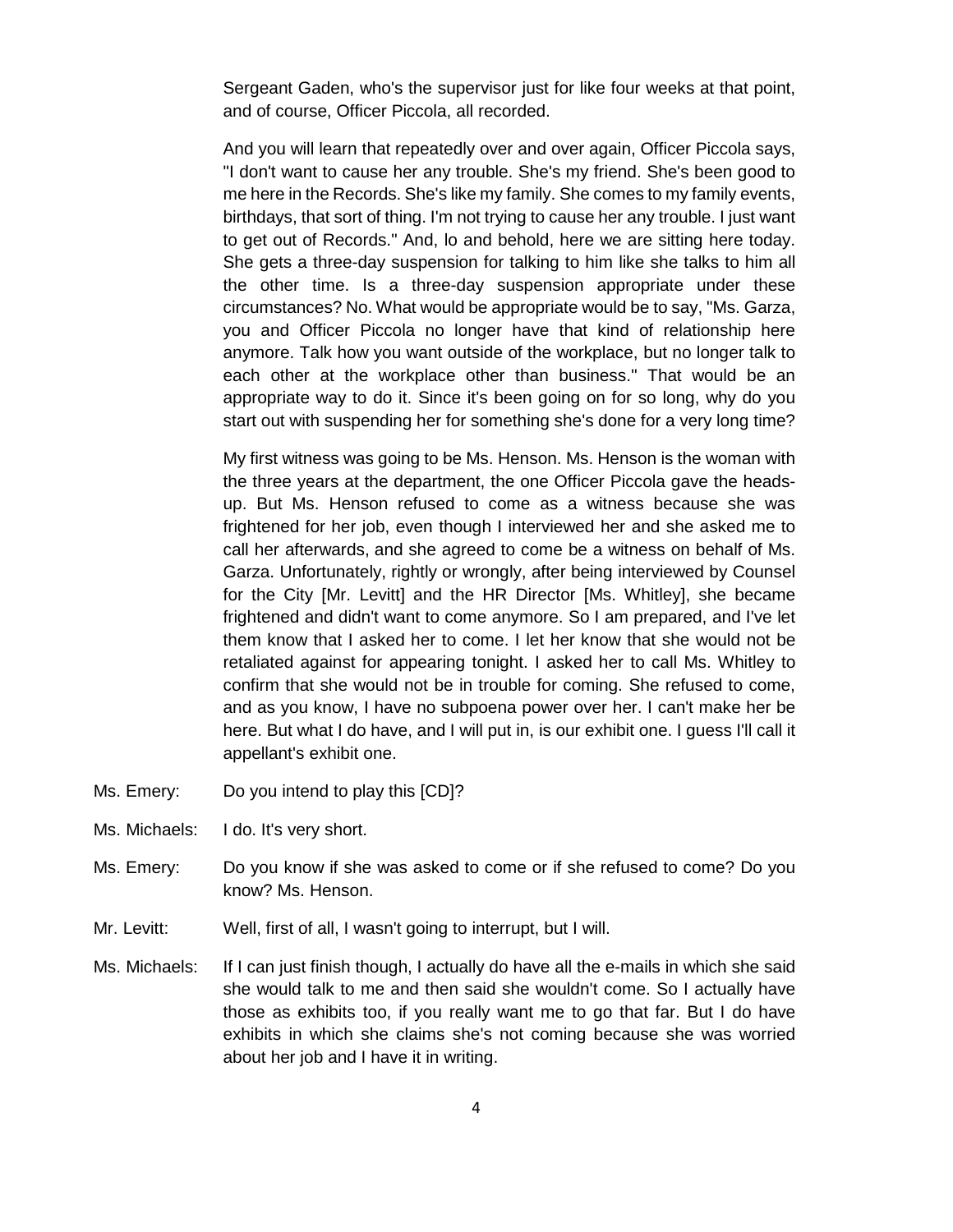Sergeant Gaden, who's the supervisor just for like four weeks at that point, and of course, Officer Piccola, all recorded.

And you will learn that repeatedly over and over again, Officer Piccola says, "I don't want to cause her any trouble. She's my friend. She's been good to me here in the Records. She's like my family. She comes to my family events, birthdays, that sort of thing. I'm not trying to cause her any trouble. I just want to get out of Records." And, lo and behold, here we are sitting here today. She gets a three-day suspension for talking to him like she talks to him all the other time. Is a three-day suspension appropriate under these circumstances? No. What would be appropriate would be to say, "Ms. Garza, you and Officer Piccola no longer have that kind of relationship here anymore. Talk how you want outside of the workplace, but no longer talk to each other at the workplace other than business." That would be an appropriate way to do it. Since it's been going on for so long, why do you start out with suspending her for something she's done for a very long time?

My first witness was going to be Ms. Henson. Ms. Henson is the woman with the three years at the department, the one Officer Piccola gave the heads-up. But Ms. Henson refused to come as a witness because she was frightened for her job, even though I interviewed her and she asked me to call her afterwards, and she agreed to come be a witness on behalf of Ms. Garza. Unfortunately, rightly or wrongly, after being interviewed by Counsel for the City [Mr. Levitt] and the HR Director [Ms. Whitley], she became frightened and didn't want to come anymore. So I am prepared, and I've let them know that I asked her to come. I let her know that she would not be retaliated against for appearing tonight. I asked her to call Ms. Whitley to confirm that she would not be in trouble for coming. She refused to come, and as you know, I have no subpoena power over her. I can't make her be here. But what I do have, and I will put in, is our exhibit one. I guess I'll call it appellant's exhibit one.

Ms. Emery: Do you intend to play this [CD]?

Ms. Michaels: I do. It's very short.

Ms. Emery: Do you know if she was asked to come or if she refused to come? Do you know? Ms. Henson.

Mr. Levitt: Well, first of all, I wasn't going to interrupt, but I will.

Ms. Michaels: If I can just finish though, I actually do have all the e-mails in which she said she would talk to me and then said she wouldn't come. So I actually have those as exhibits too, if you really want me to go that far. But I do have exhibits in which she claims she's not coming because she was worried about her job and I have it in writing.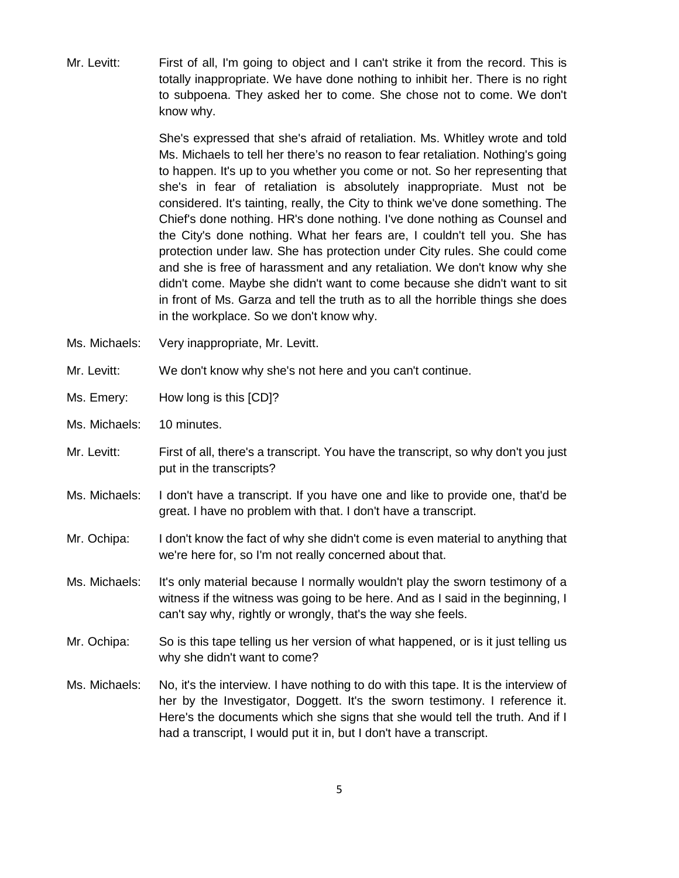Mr. Levitt: First of all, I'm going to object and I can't strike it from the record. This is totally inappropriate. We have done nothing to inhibit her. There is no right to subpoena. They asked her to come. She chose not to come. We don't know why.

She's expressed that she's afraid of retaliation. Ms. Whitley wrote and told Ms. Michaels to tell her there's no reason to fear retaliation. Nothing's going to happen. It's up to you whether you come or not. So her representing that she's in fear of retaliation is absolutely inappropriate. Must not be considered. It's tainting, really, the City to think we've done something. The Chief's done nothing. HR's done nothing. I've done nothing as Counsel and the City's done nothing. What her fears are, I couldn't tell you. She has protection under law. She has protection under City rules. She could come and she is free of harassment and any retaliation. We don't know why she didn't come. Maybe she didn't want to come because she didn't want to sit in front of Ms. Garza and tell the truth as to all the horrible things she does in the workplace. So we don't know why.

Ms. Michaels: Very inappropriate, Mr. Levitt.

Mr. Levitt: We don't know why she's not here and you can't continue.

Ms. Emery: How long is this [CD]?

Ms. Michaels: 10 minutes.

Mr. Levitt: First of all, there's a transcript. You have the transcript, so why don't you just put in the transcripts?

Ms. Michaels: I don't have a transcript. If you have one and like to provide one, that'd be great. I have no problem with that. I don't have a transcript.

Mr. Ochipa: I don't know the fact of why she didn't come is even material to anything that we're here for, so I'm not really concerned about that.

Ms. Michaels: It's only material because I normally wouldn't play the sworn testimony of a witness if the witness was going to be here. And as I said in the beginning, I can't say why, rightly or wrongly, that's the way she feels.

Mr. Ochipa: So is this tape telling us her version of what happened, or is it just telling us why she didn't want to come?

Ms. Michaels: No, it's the interview. I have nothing to do with this tape. It is the interview of her by the Investigator, Doggett. It's the sworn testimony. I reference it. Here's the documents which she signs that she would tell the truth. And if I had a transcript, I would put it in, but I don't have a transcript.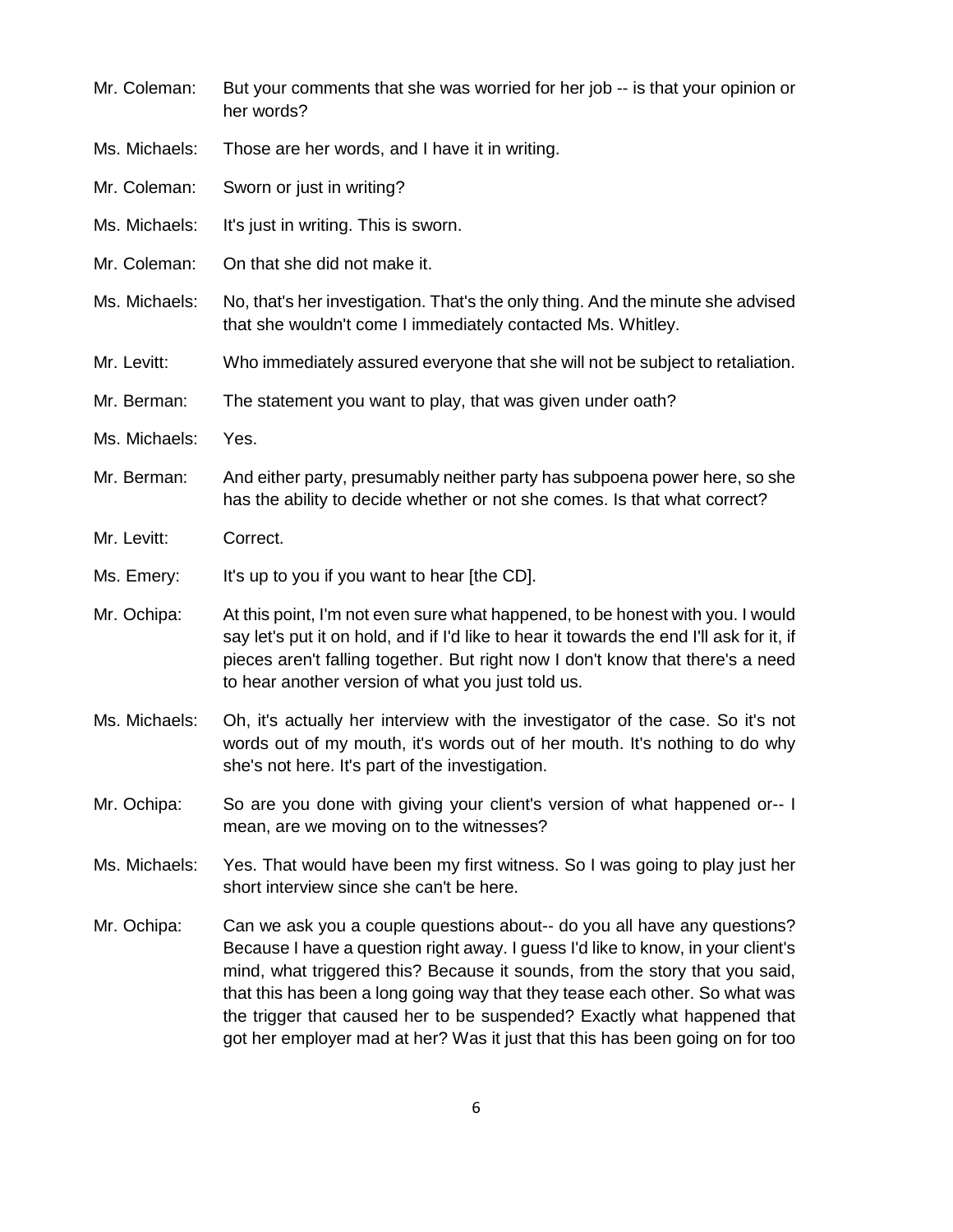Mr. Coleman: But your comments that she was worried for her job -- is that your opinion or her words?

Ms. Michaels: Those are her words, and I have it in writing.

Mr. Coleman: Sworn or just in writing?

Ms. Michaels: It's just in writing. This is sworn.

Mr. Coleman: On that she did not make it.

Ms. Michaels: No, that's her investigation. That's the only thing. And the minute she advised that she wouldn't come I immediately contacted Ms. Whitley.

Mr. Levitt: Who immediately assured everyone that she will not be subject to retaliation.

Mr. Berman: The statement you want to play, that was given under oath?

Ms. Michaels: Yes.

Mr. Berman: And either party, presumably neither party has subpoena power here, so she has the ability to decide whether or not she comes. Is that what correct?

Mr. Levitt: Correct.

Ms. Emery: It's up to you if you want to hear [the CD].

Mr. Ochipa: At this point, I'm not even sure what happened, to be honest with you. I would say let's put it on hold, and if I'd like to hear it towards the end I'll ask for it, if pieces aren't falling together. But right now I don't know that there's a need to hear another version of what you just told us.

Ms. Michaels: Oh, it's actually her interview with the investigator of the case. So it's not words out of my mouth, it's words out of her mouth. It's nothing to do why she's not here. It's part of the investigation.

Mr. Ochipa: So are you done with giving your client's version of what happened or-- I mean, are we moving on to the witnesses?

Ms. Michaels: Yes. That would have been my first witness. So I was going to play just her short interview since she can't be here.

Mr. Ochipa: Can we ask you a couple questions about-- do you all have any questions? Because I have a question right away. I guess I'd like to know, in your client's mind, what triggered this? Because it sounds, from the story that you said, that this has been a long going way that they tease each other. So what was the trigger that caused her to be suspended? Exactly what happened that got her employer mad at her? Was it just that this has been going on for too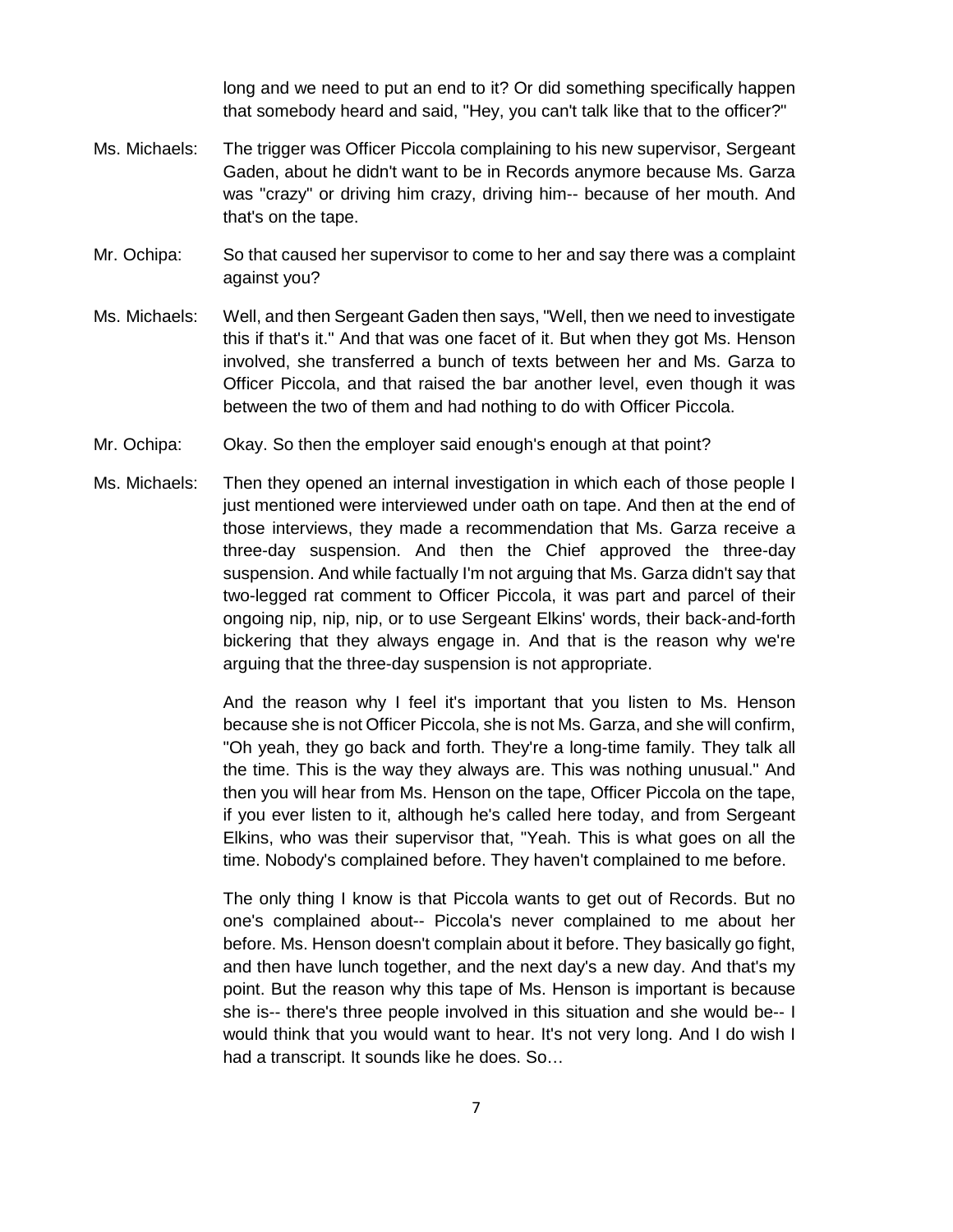long and we need to put an end to it? Or did something specifically happen that somebody heard and said, "Hey, you can't talk like that to the officer?"

Ms. Michaels: The trigger was Officer Piccola complaining to his new supervisor, Sergeant Gaden, about he didn't want to be in Records anymore because Ms. Garza was "crazy" or driving him crazy, driving him-- because of her mouth. And that's on the tape.

Mr. Ochipa: So that caused her supervisor to come to her and say there was a complaint against you?

Ms. Michaels: Well, and then Sergeant Gaden then says, "Well, then we need to investigate this if that's it." And that was one facet of it. But when they got Ms. Henson involved, she transferred a bunch of texts between her and Ms. Garza to Officer Piccola, and that raised the bar another level, even though it was between the two of them and had nothing to do with Officer Piccola.

Mr. Ochipa: Okay. So then the employer said enough's enough at that point?

Ms. Michaels: Then they opened an internal investigation in which each of those people I just mentioned were interviewed under oath on tape. And then at the end of those interviews, they made a recommendation that Ms. Garza receive a three-day suspension. And then the Chief approved the three-day suspension. And while factually I'm not arguing that Ms. Garza didn't say that two-legged rat comment to Officer Piccola, it was part and parcel of their ongoing nip, nip, nip, or to use Sergeant Elkins' words, their back-and-forth bickering that they always engage in. And that is the reason why we're arguing that the three-day suspension is not appropriate.

And the reason why I feel it's important that you listen to Ms. Henson because she is not Officer Piccola, she is not Ms. Garza, and she will confirm, "Oh yeah, they go back and forth. They're a long-time family. They talk all the time. This is the way they always are. This was nothing unusual." And then you will hear from Ms. Henson on the tape, Officer Piccola on the tape, if you ever listen to it, although he's called here today, and from Sergeant Elkins, who was their supervisor that, "Yeah. This is what goes on all the time. Nobody's complained before. They haven't complained to me before.

The only thing I know is that Piccola wants to get out of Records. But no one's complained about-- Piccola's never complained to me about her before. Ms. Henson doesn't complain about it before. They basically go fight, and then have lunch together, and the next day's a new day. And that's my point. But the reason why this tape of Ms. Henson is important is because she is-- there's three people involved in this situation and she would be-- I would think that you would want to hear. It's not very long. And I do wish I had a transcript. It sounds like he does. So…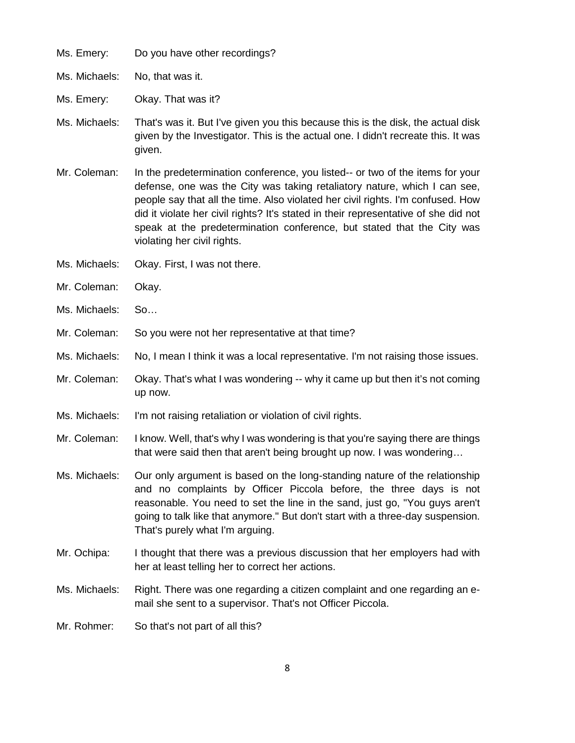Ms. Emery: Do you have other recordings?

Ms. Michaels: No, that was it.

Ms. Emery: Okay. That was it?

Ms. Michaels: That's was it. But I've given you this because this is the disk, the actual disk given by the Investigator. This is the actual one. I didn't recreate this. It was given.

Mr. Coleman: In the predetermination conference, you listed-- or two of the items for your defense, one was the City was taking retaliatory nature, which I can see, people say that all the time. Also violated her civil rights. I'm confused. How did it violate her civil rights? It's stated in their representative of she did not speak at the predetermination conference, but stated that the City was violating her civil rights.

Ms. Michaels: Okay. First, I was not there.

Mr. Coleman: Okay.

Ms. Michaels: So…

Mr. Coleman: So you were not her representative at that time?

Ms. Michaels: No, I mean I think it was a local representative. I'm not raising those issues.

Mr. Coleman: Okay. That's what I was wondering -- why it came up but then it's not coming up now.

Ms. Michaels: I'm not raising retaliation or violation of civil rights.

Mr. Coleman: I know. Well, that's why I was wondering is that you're saying there are things that were said then that aren't being brought up now. I was wondering…

Ms. Michaels: Our only argument is based on the long-standing nature of the relationship and no complaints by Officer Piccola before, the three days is not reasonable. You need to set the line in the sand, just go, "You guys aren't going to talk like that anymore." But don't start with a three-day suspension. That's purely what I'm arguing.

Mr. Ochipa: I thought that there was a previous discussion that her employers had with her at least telling her to correct her actions.

Ms. Michaels: Right. There was one regarding a citizen complaint and one regarding an e-mail she sent to a supervisor. That's not Officer Piccola.

Mr. Rohmer: So that's not part of all this?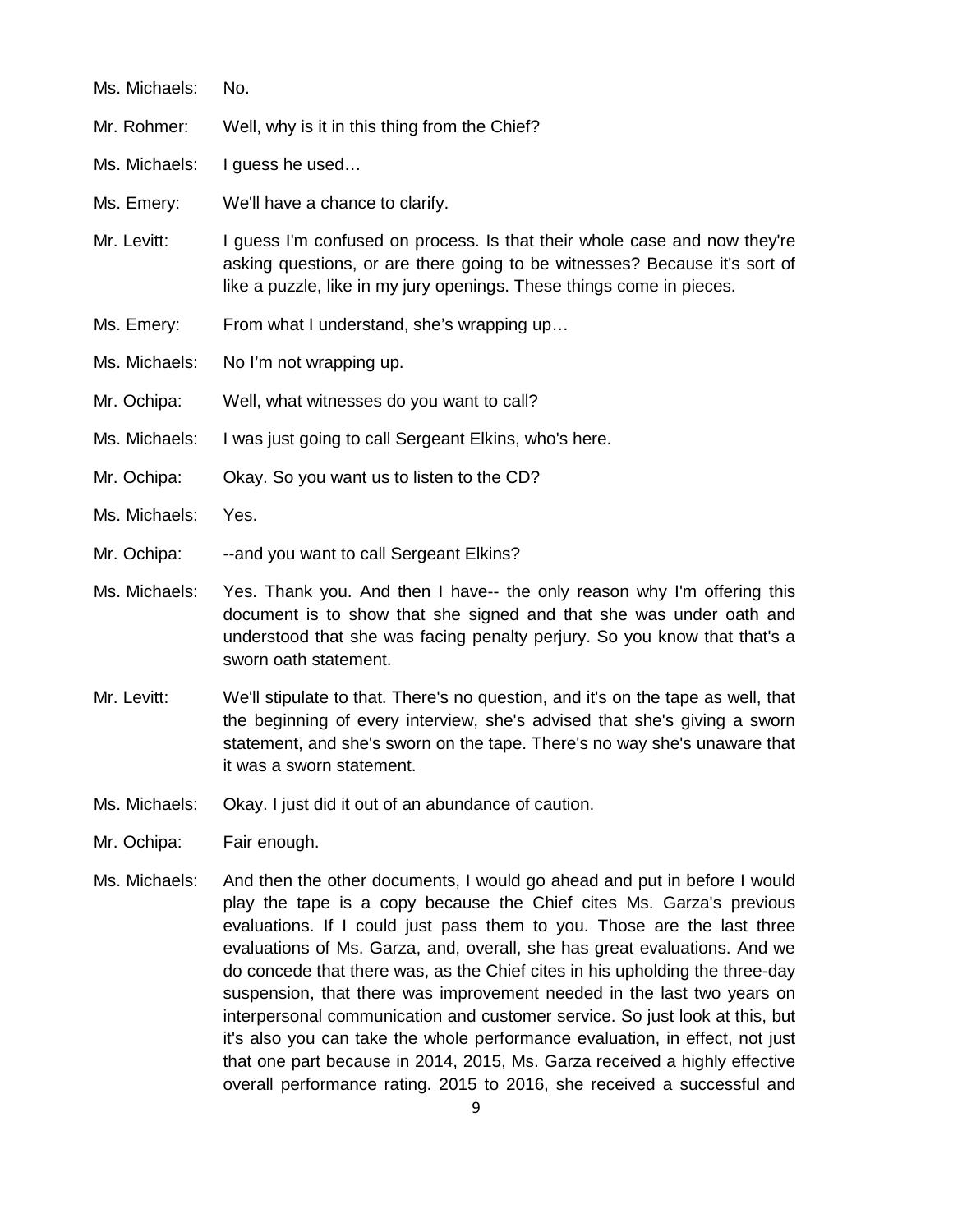Ms. Michaels: No.

Mr. Rohmer: Well, why is it in this thing from the Chief?

Ms. Michaels: I guess he used…

Ms. Emery: We'll have a chance to clarify.

Mr. Levitt: I guess I'm confused on process. Is that their whole case and now they're asking questions, or are there going to be witnesses? Because it's sort of like a puzzle, like in my jury openings. These things come in pieces.

Ms. Emery: From what I understand, she's wrapping up…

Ms. Michaels: No I'm not wrapping up.

Mr. Ochipa: Well, what witnesses do you want to call?

Ms. Michaels: I was just going to call Sergeant Elkins, who's here.

Mr. Ochipa: Okay. So you want us to listen to the CD?

Ms. Michaels: Yes.

Mr. Ochipa: --and you want to call Sergeant Elkins?

Ms. Michaels: Yes. Thank you. And then I have-- the only reason why I'm offering this document is to show that she signed and that she was under oath and understood that she was facing penalty perjury. So you know that that's a sworn oath statement.

Mr. Levitt: We'll stipulate to that. There's no question, and it's on the tape as well, that the beginning of every interview, she's advised that she's giving a sworn statement, and she's sworn on the tape. There's no way she's unaware that it was a sworn statement.

Ms. Michaels: Okay. I just did it out of an abundance of caution.

Mr. Ochipa: Fair enough.

Ms. Michaels: And then the other documents, I would go ahead and put in before I would play the tape is a copy because the Chief cites Ms. Garza's previous evaluations. If I could just pass them to you. Those are the last three evaluations of Ms. Garza, and, overall, she has great evaluations. And we do concede that there was, as the Chief cites in his upholding the three-day suspension, that there was improvement needed in the last two years on interpersonal communication and customer service. So just look at this, but it's also you can take the whole performance evaluation, in effect, not just that one part because in 2014, 2015, Ms. Garza received a highly effective overall performance rating. 2015 to 2016, she received a successful and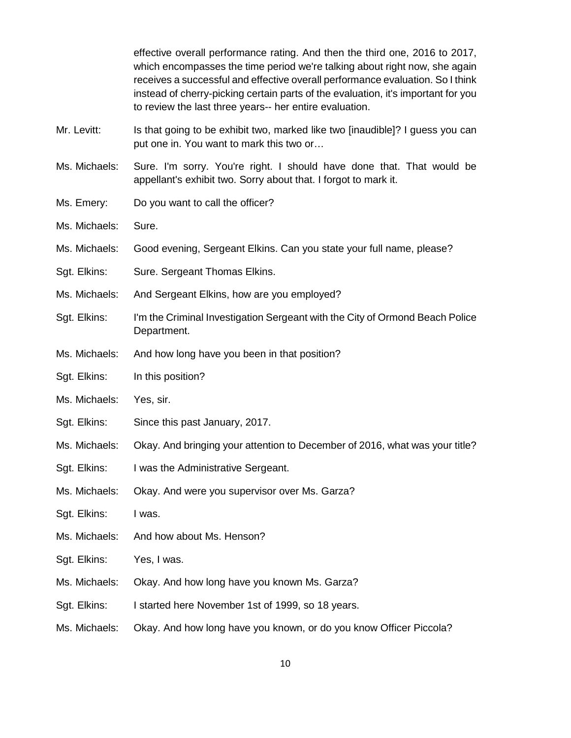effective overall performance rating. And then the third one, 2016 to 2017, which encompasses the time period we're talking about right now, she again receives a successful and effective overall performance evaluation. So I think instead of cherry-picking certain parts of the evaluation, it's important for you to review the last three years-- her entire evaluation.

Mr. Levitt: Is that going to be exhibit two, marked like two [inaudible]? I guess you can put one in. You want to mark this two or…

Ms. Michaels: Sure. I'm sorry. You're right. I should have done that. That would be appellant's exhibit two. Sorry about that. I forgot to mark it.

Ms. Emery: Do you want to call the officer?

Ms. Michaels: Sure.

Ms. Michaels: Good evening, Sergeant Elkins. Can you state your full name, please?

Sgt. Elkins: Sure. Sergeant Thomas Elkins.

Ms. Michaels: And Sergeant Elkins, how are you employed?

Sgt. Elkins: I'm the Criminal Investigation Sergeant with the City of Ormond Beach Police Department.

Ms. Michaels: And how long have you been in that position?

Sgt. Elkins: In this position?

Ms. Michaels: Yes, sir.

Sgt. Elkins: Since this past January, 2017.

Ms. Michaels: Okay. And bringing your attention to December of 2016, what was your title?

Sgt. Elkins: I was the Administrative Sergeant.

Ms. Michaels: Okay. And were you supervisor over Ms. Garza?

Sgt. Elkins: I was.

Ms. Michaels: And how about Ms. Henson?

Sgt. Elkins: Yes, I was.

Ms. Michaels: Okay. And how long have you known Ms. Garza?

Sgt. Elkins: I started here November 1st of 1999, so 18 years.

Ms. Michaels: Okay. And how long have you known, or do you know Officer Piccola?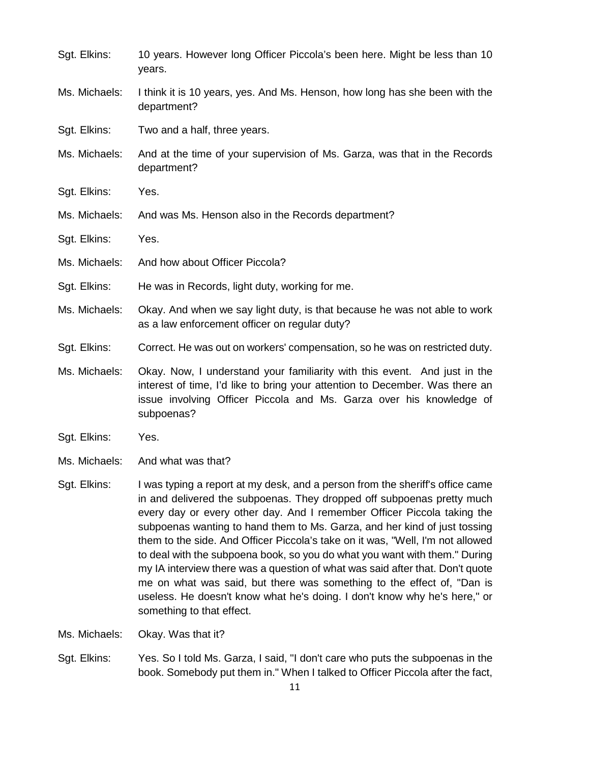Sgt. Elkins: 10 years. However long Officer Piccola's been here. Might be less than 10 years.

Ms. Michaels: I think it is 10 years, yes. And Ms. Henson, how long has she been with the department?

Sgt. Elkins: Two and a half, three years.

Ms. Michaels: And at the time of your supervision of Ms. Garza, was that in the Records department?

Sgt. Elkins: Yes.

Ms. Michaels: And was Ms. Henson also in the Records department?

Sgt. Elkins: Yes.

Ms. Michaels: And how about Officer Piccola?

Sgt. Elkins: He was in Records, light duty, working for me.

Ms. Michaels: Okay. And when we say light duty, is that because he was not able to work as a law enforcement officer on regular duty?

Sgt. Elkins: Correct. He was out on workers' compensation, so he was on restricted duty.

Ms. Michaels: Okay. Now, I understand your familiarity with this event. And just in the interest of time, I'd like to bring your attention to December. Was there an issue involving Officer Piccola and Ms. Garza over his knowledge of subpoenas?

Sgt. Elkins: Yes.

Ms. Michaels: And what was that?

Sgt. Elkins: I was typing a report at my desk, and a person from the sheriff's office came in and delivered the subpoenas. They dropped off subpoenas pretty much every day or every other day. And I remember Officer Piccola taking the subpoenas wanting to hand them to Ms. Garza, and her kind of just tossing them to the side. And Officer Piccola's take on it was, "Well, I'm not allowed to deal with the subpoena book, so you do what you want with them." During my IA interview there was a question of what was said after that. Don't quote me on what was said, but there was something to the effect of, "Dan is useless. He doesn't know what he's doing. I don't know why he's here," or something to that effect.

Ms. Michaels: Okay. Was that it?

Sgt. Elkins: Yes. So I told Ms. Garza, I said, "I don't care who puts the subpoenas in the book. Somebody put them in." When I talked to Officer Piccola after the fact,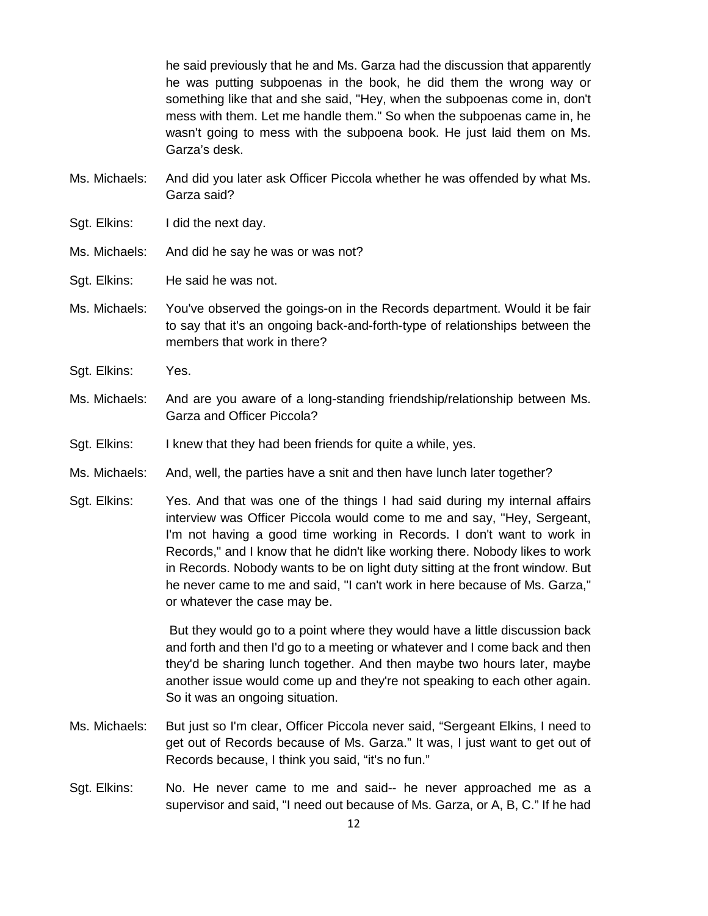he said previously that he and Ms. Garza had the discussion that apparently he was putting subpoenas in the book, he did them the wrong way or something like that and she said, "Hey, when the subpoenas come in, don't mess with them. Let me handle them." So when the subpoenas came in, he wasn't going to mess with the subpoena book. He just laid them on Ms. Garza's desk.

Ms. Michaels: And did you later ask Officer Piccola whether he was offended by what Ms. Garza said?

Sgt. Elkins: I did the next day.

Ms. Michaels: And did he say he was or was not?

Sgt. Elkins: He said he was not.

Ms. Michaels: You've observed the goings-on in the Records department. Would it be fair to say that it's an ongoing back-and-forth-type of relationships between the members that work in there?

Sgt. Elkins: Yes.

Ms. Michaels: And are you aware of a long-standing friendship/relationship between Ms. Garza and Officer Piccola?

Sgt. Elkins: I knew that they had been friends for quite a while, yes.

Ms. Michaels: And, well, the parties have a snit and then have lunch later together?

Sgt. Elkins: Yes. And that was one of the things I had said during my internal affairs interview was Officer Piccola would come to me and say, "Hey, Sergeant, I'm not having a good time working in Records. I don't want to work in Records," and I know that he didn't like working there. Nobody likes to work in Records. Nobody wants to be on light duty sitting at the front window. But he never came to me and said, "I can't work in here because of Ms. Garza," or whatever the case may be.

But they would go to a point where they would have a little discussion back and forth and then I'd go to a meeting or whatever and I come back and then they'd be sharing lunch together. And then maybe two hours later, maybe another issue would come up and they're not speaking to each other again. So it was an ongoing situation.

Ms. Michaels: But just so I'm clear, Officer Piccola never said, "Sergeant Elkins, I need to get out of Records because of Ms. Garza." It was, I just want to get out of Records because, I think you said, "it's no fun."

Sgt. Elkins: No. He never came to me and said-- he never approached me as a supervisor and said, "I need out because of Ms. Garza, or A, B, C." If he had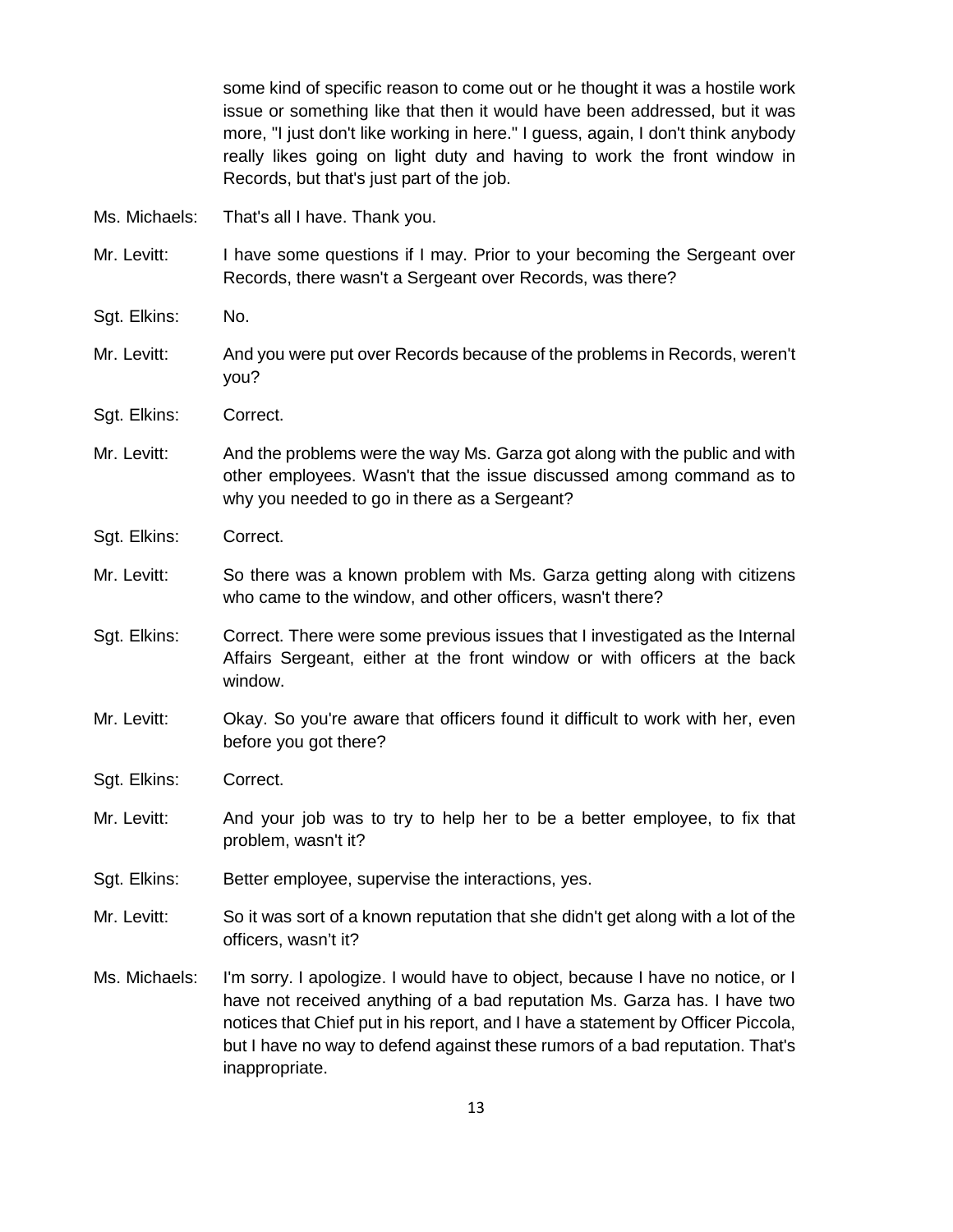some kind of specific reason to come out or he thought it was a hostile work issue or something like that then it would have been addressed, but it was more, "I just don't like working in here." I guess, again, I don't think anybody really likes going on light duty and having to work the front window in Records, but that's just part of the job.

Ms. Michaels: That's all I have. Thank you.

Mr. Levitt: I have some questions if I may. Prior to your becoming the Sergeant over Records, there wasn't a Sergeant over Records, was there?

Sgt. Elkins: No.

Mr. Levitt: And you were put over Records because of the problems in Records, weren't you?

Sgt. Elkins: Correct.

Mr. Levitt: And the problems were the way Ms. Garza got along with the public and with other employees. Wasn't that the issue discussed among command as to why you needed to go in there as a Sergeant?

Sgt. Elkins: Correct.

Mr. Levitt: So there was a known problem with Ms. Garza getting along with citizens who came to the window, and other officers, wasn't there?

Sgt. Elkins: Correct. There were some previous issues that I investigated as the Internal Affairs Sergeant, either at the front window or with officers at the back window.

Mr. Levitt: Okay. So you're aware that officers found it difficult to work with her, even before you got there?

Sgt. Elkins: Correct.

Mr. Levitt: And your job was to try to help her to be a better employee, to fix that problem, wasn't it?

Sgt. Elkins: Better employee, supervise the interactions, yes.

Mr. Levitt: So it was sort of a known reputation that she didn't get along with a lot of the officers, wasn't it?

Ms. Michaels: I'm sorry. I apologize. I would have to object, because I have no notice, or I have not received anything of a bad reputation Ms. Garza has. I have two notices that Chief put in his report, and I have a statement by Officer Piccola, but I have no way to defend against these rumors of a bad reputation. That's inappropriate.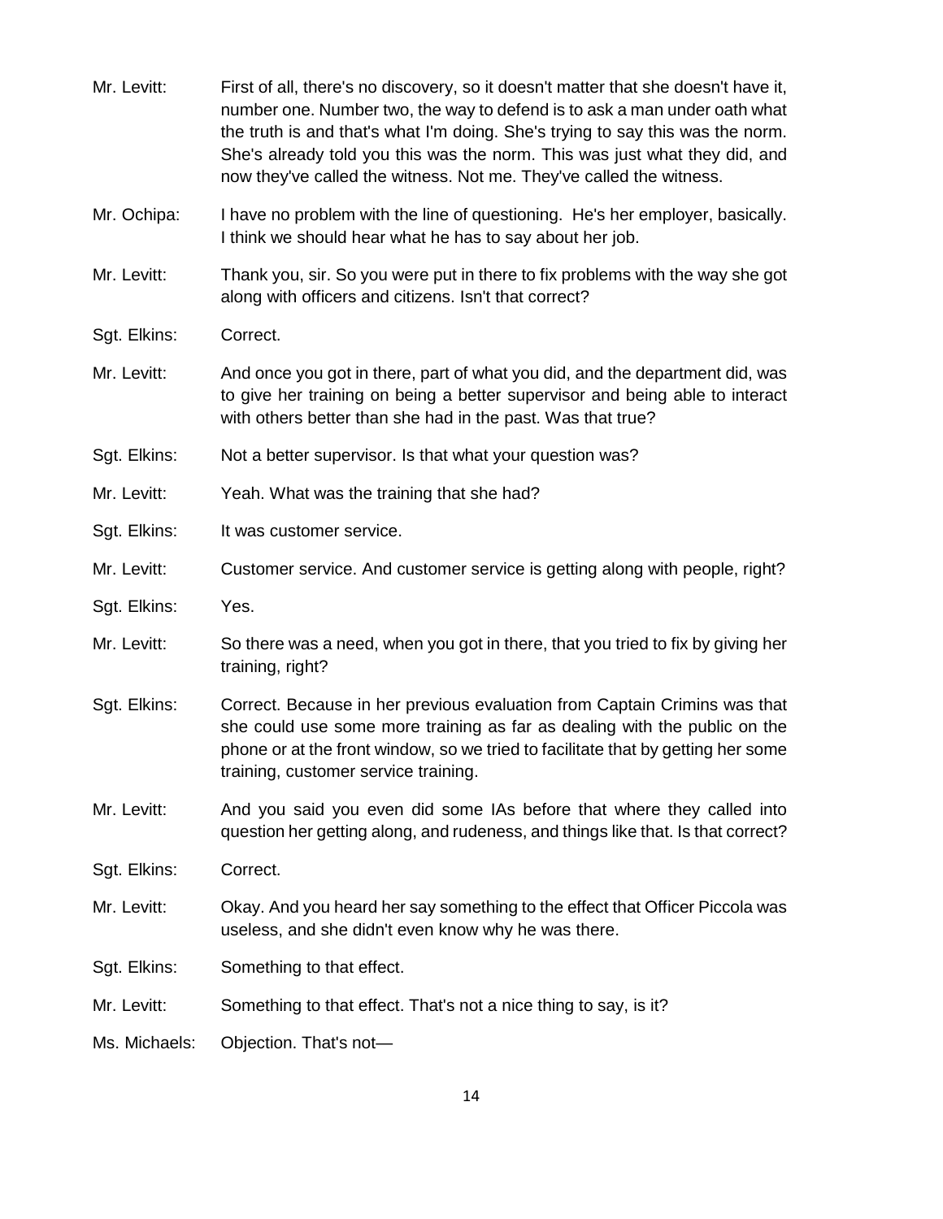Mr. Levitt: First of all, there's no discovery, so it doesn't matter that she doesn't have it, number one. Number two, the way to defend is to ask a man under oath what the truth is and that's what I'm doing. She's trying to say this was the norm. She's already told you this was the norm. This was just what they did, and now they've called the witness. Not me. They've called the witness.

Mr. Ochipa: I have no problem with the line of questioning. He's her employer, basically. I think we should hear what he has to say about her job.

Mr. Levitt: Thank you, sir. So you were put in there to fix problems with the way she got along with officers and citizens. Isn't that correct?

Sgt. Elkins: Correct.

Mr. Levitt: And once you got in there, part of what you did, and the department did, was to give her training on being a better supervisor and being able to interact with others better than she had in the past. Was that true?

Sgt. Elkins: Not a better supervisor. Is that what your question was?

Mr. Levitt: Yeah. What was the training that she had?

Sgt. Elkins: It was customer service.

Mr. Levitt: Customer service. And customer service is getting along with people, right?

Sgt. Elkins: Yes.

Mr. Levitt: So there was a need, when you got in there, that you tried to fix by giving her training, right?

Sgt. Elkins: Correct. Because in her previous evaluation from Captain Crimins was that she could use some more training as far as dealing with the public on the phone or at the front window, so we tried to facilitate that by getting her some training, customer service training.

Mr. Levitt: And you said you even did some IAs before that where they called into question her getting along, and rudeness, and things like that. Is that correct?

Sgt. Elkins: Correct.

Mr. Levitt: Okay. And you heard her say something to the effect that Officer Piccola was useless, and she didn't even know why he was there.

Sgt. Elkins: Something to that effect.

Mr. Levitt: Something to that effect. That's not a nice thing to say, is it?

Ms. Michaels: Objection. That's not—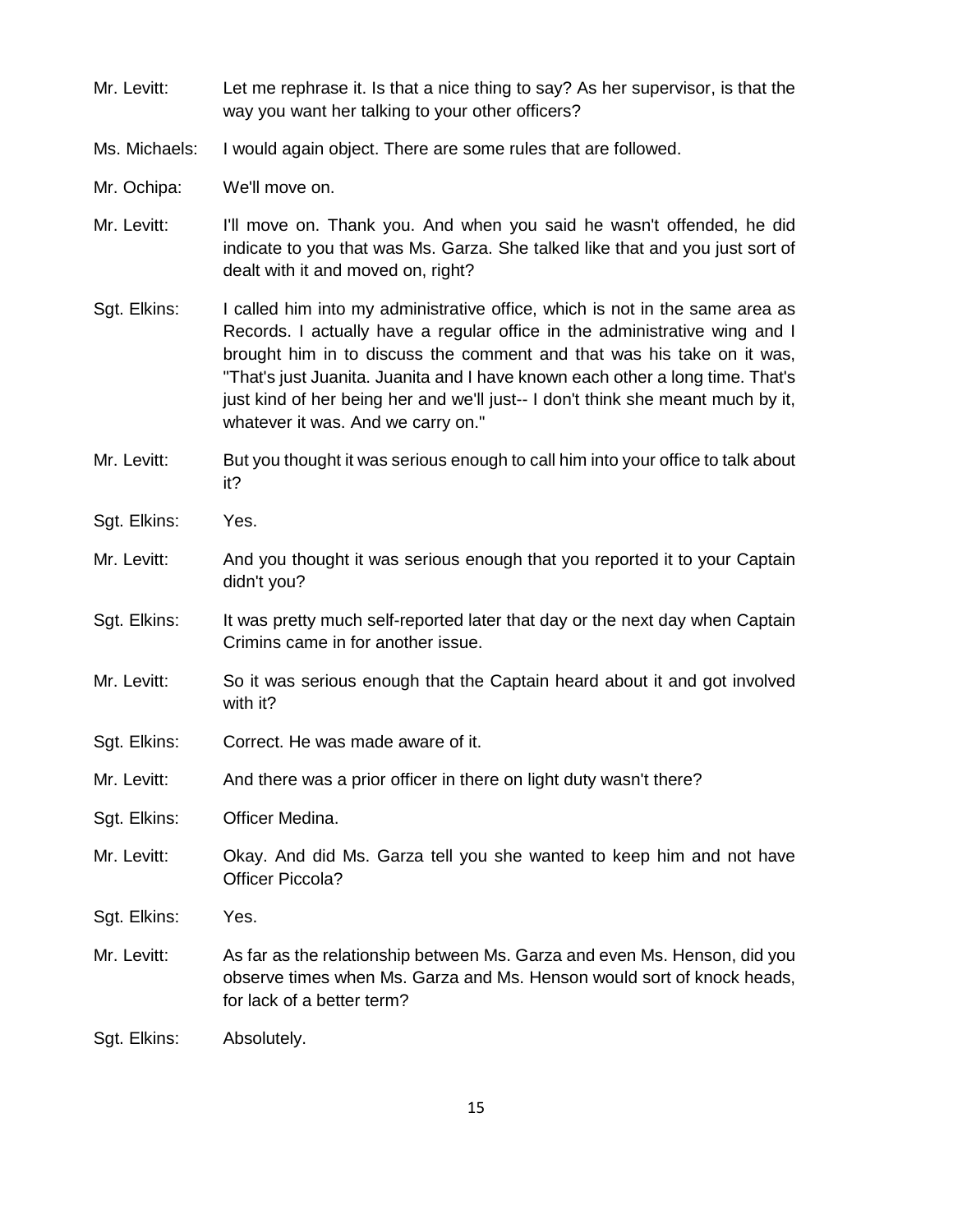Mr. Levitt: Let me rephrase it. Is that a nice thing to say? As her supervisor, is that the way you want her talking to your other officers?

Ms. Michaels: I would again object. There are some rules that are followed.

Mr. Ochipa: We'll move on.

Mr. Levitt: I'll move on. Thank you. And when you said he wasn't offended, he did indicate to you that was Ms. Garza. She talked like that and you just sort of dealt with it and moved on, right?

Sgt. Elkins: I called him into my administrative office, which is not in the same area as Records. I actually have a regular office in the administrative wing and I brought him in to discuss the comment and that was his take on it was, "That's just Juanita. Juanita and I have known each other a long time. That's just kind of her being her and we'll just-- I don't think she meant much by it, whatever it was. And we carry on."

Mr. Levitt: But you thought it was serious enough to call him into your office to talk about it?

Sgt. Elkins: Yes.

Mr. Levitt: And you thought it was serious enough that you reported it to your Captain didn't you?

Sgt. Elkins: It was pretty much self-reported later that day or the next day when Captain Crimins came in for another issue.

Mr. Levitt: So it was serious enough that the Captain heard about it and got involved with it?

Sgt. Elkins: Correct. He was made aware of it.

Mr. Levitt: And there was a prior officer in there on light duty wasn't there?

Sgt. Elkins: Officer Medina.

Mr. Levitt: Okay. And did Ms. Garza tell you she wanted to keep him and not have Officer Piccola?

Sgt. Elkins: Yes.

Mr. Levitt: As far as the relationship between Ms. Garza and even Ms. Henson, did you observe times when Ms. Garza and Ms. Henson would sort of knock heads, for lack of a better term?

Sgt. Elkins: Absolutely.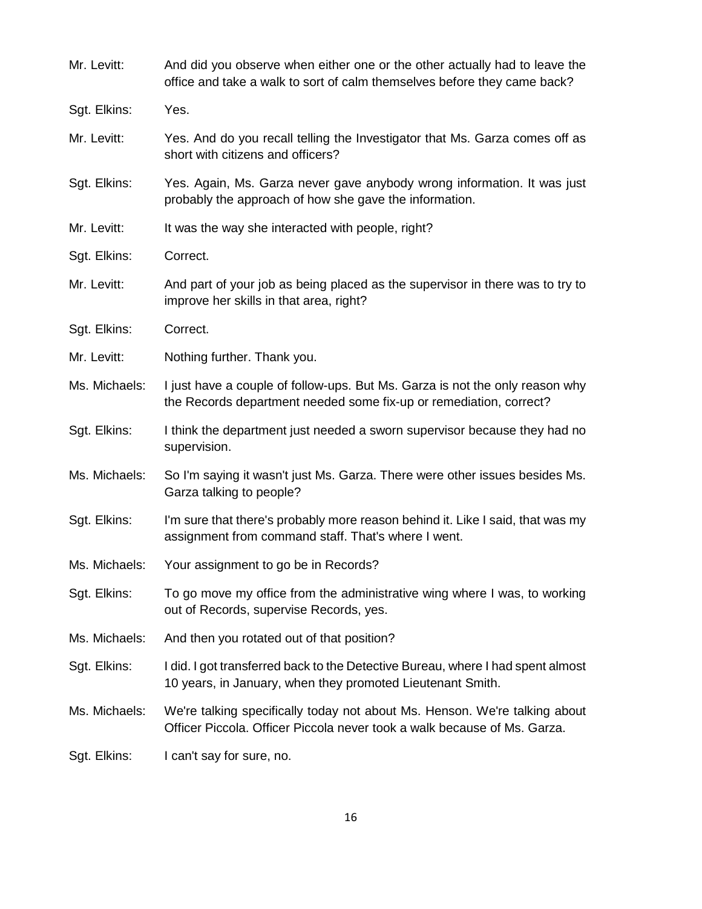Mr. Levitt: And did you observe when either one or the other actually had to leave the office and take a walk to sort of calm themselves before they came back?

Sgt. Elkins: Yes.

Mr. Levitt: Yes. And do you recall telling the Investigator that Ms. Garza comes off as short with citizens and officers?

Sgt. Elkins: Yes. Again, Ms. Garza never gave anybody wrong information. It was just probably the approach of how she gave the information.

Mr. Levitt: It was the way she interacted with people, right?

Sgt. Elkins: Correct.

Mr. Levitt: And part of your job as being placed as the supervisor in there was to try to improve her skills in that area, right?

Sgt. Elkins: Correct.

Mr. Levitt: Nothing further. Thank you.

Ms. Michaels: I just have a couple of follow-ups. But Ms. Garza is not the only reason why the Records department needed some fix-up or remediation, correct?

Sgt. Elkins: I think the department just needed a sworn supervisor because they had no supervision.

Ms. Michaels: So I'm saying it wasn't just Ms. Garza. There were other issues besides Ms. Garza talking to people?

Sgt. Elkins: I'm sure that there's probably more reason behind it. Like I said, that was my assignment from command staff. That's where I went.

Ms. Michaels: Your assignment to go be in Records?

Sgt. Elkins: To go move my office from the administrative wing where I was, to working out of Records, supervise Records, yes.

Ms. Michaels: And then you rotated out of that position?

Sgt. Elkins: I did. I got transferred back to the Detective Bureau, where I had spent almost 10 years, in January, when they promoted Lieutenant Smith.

Ms. Michaels: We're talking specifically today not about Ms. Henson. We're talking about Officer Piccola. Officer Piccola never took a walk because of Ms. Garza.

Sgt. Elkins: I can't say for sure, no.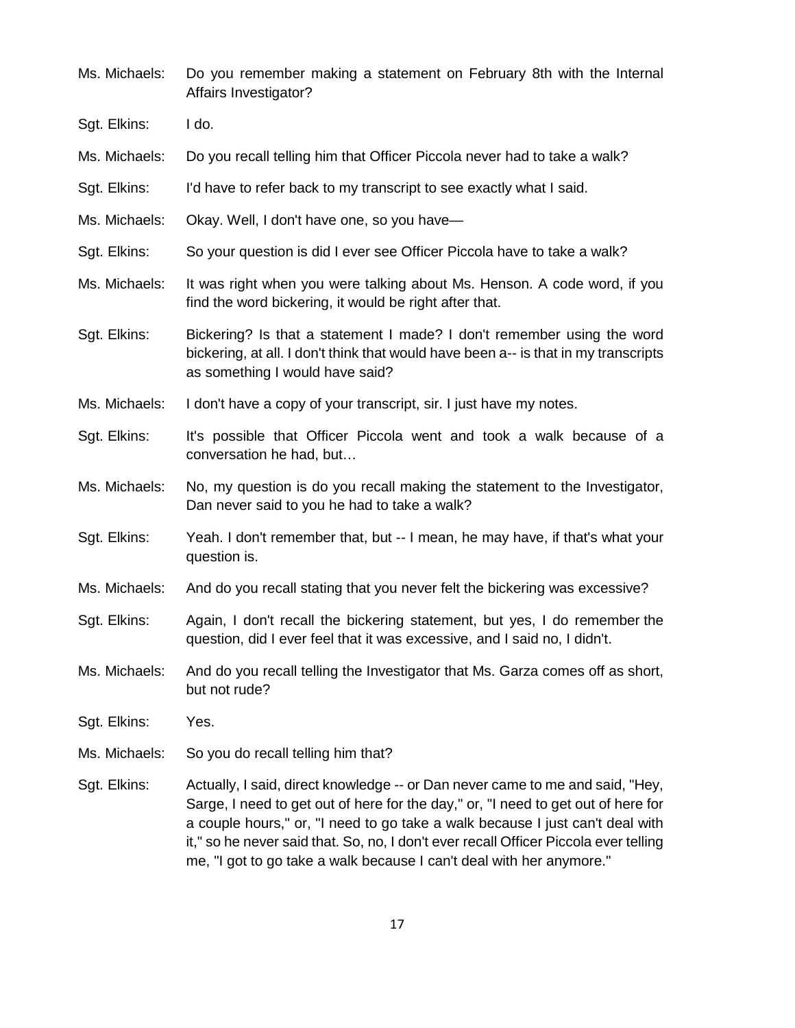Ms. Michaels: Do you remember making a statement on February 8th with the Internal Affairs Investigator?

Sgt. Elkins: I do.

Ms. Michaels: Do you recall telling him that Officer Piccola never had to take a walk?

Sgt. Elkins: I'd have to refer back to my transcript to see exactly what I said.

Ms. Michaels: Okay. Well, I don't have one, so you have—

Sgt. Elkins: So your question is did I ever see Officer Piccola have to take a walk?

Ms. Michaels: It was right when you were talking about Ms. Henson. A code word, if you find the word bickering, it would be right after that.

Sgt. Elkins: Bickering? Is that a statement I made? I don't remember using the word bickering, at all. I don't think that would have been a-- is that in my transcripts as something I would have said?

Ms. Michaels: I don't have a copy of your transcript, sir. I just have my notes.

Sgt. Elkins: It's possible that Officer Piccola went and took a walk because of a conversation he had, but…

Ms. Michaels: No, my question is do you recall making the statement to the Investigator, Dan never said to you he had to take a walk?

Sgt. Elkins: Yeah. I don't remember that, but -- I mean, he may have, if that's what your question is.

Ms. Michaels: And do you recall stating that you never felt the bickering was excessive?

Sgt. Elkins: Again, I don't recall the bickering statement, but yes, I do remember the question, did I ever feel that it was excessive, and I said no, I didn't.

Ms. Michaels: And do you recall telling the Investigator that Ms. Garza comes off as short, but not rude?

Sgt. Elkins: Yes.

Ms. Michaels: So you do recall telling him that?

Sgt. Elkins: Actually, I said, direct knowledge -- or Dan never came to me and said, "Hey, Sarge, I need to get out of here for the day," or, "I need to get out of here for a couple hours," or, "I need to go take a walk because I just can't deal with it," so he never said that. So, no, I don't ever recall Officer Piccola ever telling me, "I got to go take a walk because I can't deal with her anymore."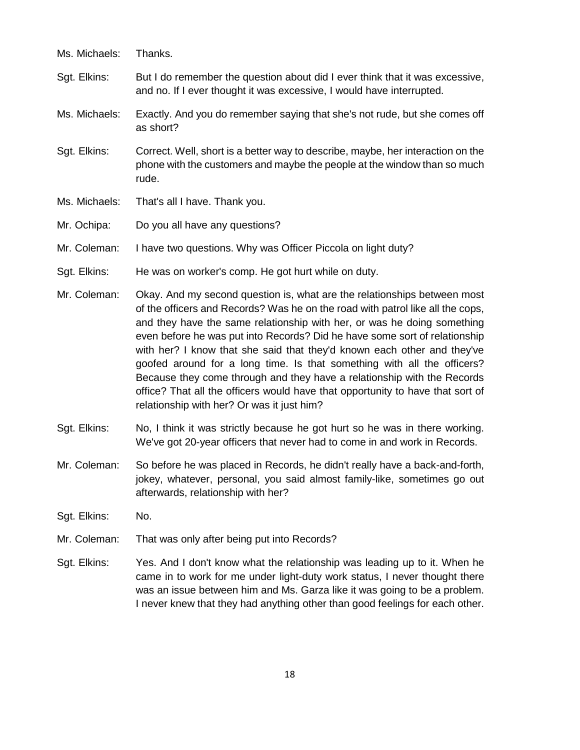Ms. Michaels: Thanks.

Sgt. Elkins: But I do remember the question about did I ever think that it was excessive, and no. If I ever thought it was excessive, I would have interrupted.

Ms. Michaels: Exactly. And you do remember saying that she's not rude, but she comes off as short?

Sgt. Elkins: Correct. Well, short is a better way to describe, maybe, her interaction on the phone with the customers and maybe the people at the window than so much rude.

Ms. Michaels: That's all I have. Thank you.

Mr. Ochipa: Do you all have any questions?

Mr. Coleman: I have two questions. Why was Officer Piccola on light duty?

Sgt. Elkins: He was on worker's comp. He got hurt while on duty.

Mr. Coleman: Okay. And my second question is, what are the relationships between most of the officers and Records? Was he on the road with patrol like all the cops, and they have the same relationship with her, or was he doing something even before he was put into Records? Did he have some sort of relationship with her? I know that she said that they'd known each other and they've goofed around for a long time. Is that something with all the officers? Because they come through and they have a relationship with the Records office? That all the officers would have that opportunity to have that sort of relationship with her? Or was it just him?

Sgt. Elkins: No, I think it was strictly because he got hurt so he was in there working. We've got 20-year officers that never had to come in and work in Records.

Mr. Coleman: So before he was placed in Records, he didn't really have a back-and-forth, jokey, whatever, personal, you said almost family-like, sometimes go out afterwards, relationship with her?

Sgt. Elkins: No.

Mr. Coleman: That was only after being put into Records?

Sgt. Elkins: Yes. And I don't know what the relationship was leading up to it. When he came in to work for me under light-duty work status, I never thought there was an issue between him and Ms. Garza like it was going to be a problem. I never knew that they had anything other than good feelings for each other.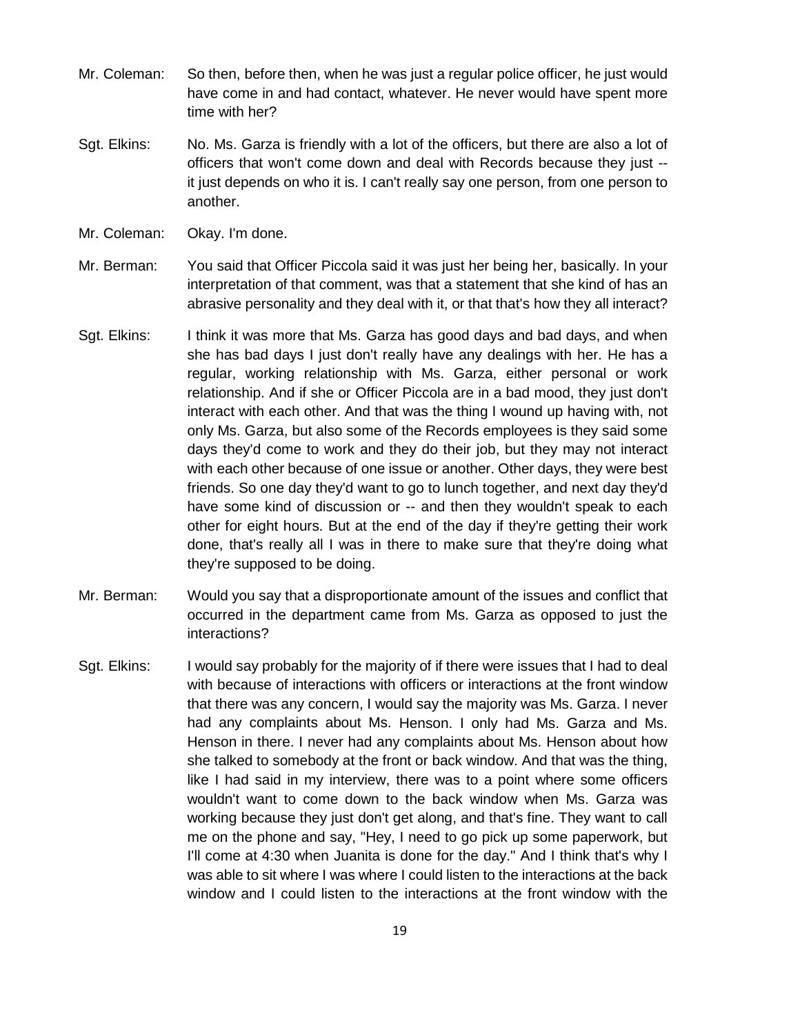Mr. Coleman: So then, before then, when he was just a regular police officer, he just would have come in and had contact, whatever. He never would have spent more time with her?

Sgt. Elkins: No. Ms. Garza is friendly with a lot of the officers, but there are also a lot of officers that won't come down and deal with Records because they just -- it just depends on who it is. I can't really say one person, from one person to another.

Mr. Coleman: Okay. I'm done.

Mr. Berman: You said that Officer Piccola said it was just her being her, basically. In your interpretation of that comment, was that a statement that she kind of has an abrasive personality and they deal with it, or that that's how they all interact?

Sgt. Elkins: I think it was more that Ms. Garza has good days and bad days, and when she has bad days I just don't really have any dealings with her. He has a regular, working relationship with Ms. Garza, either personal or work relationship. And if she or Officer Piccola are in a bad mood, they just don't interact with each other. And that was the thing I wound up having with, not only Ms. Garza, but also some of the Records employees is they said some days they'd come to work and they do their job, but they may not interact with each other because of one issue or another. Other days, they were best friends. So one day they'd want to go to lunch together, and next day they'd have some kind of discussion or -- and then they wouldn't speak to each other for eight hours. But at the end of the day if they're getting their work done, that's really all I was in there to make sure that they're doing what they're supposed to be doing.

Mr. Berman: Would you say that a disproportionate amount of the issues and conflict that occurred in the department came from Ms. Garza as opposed to just the interactions?

Sgt. Elkins: I would say probably for the majority of if there were issues that I had to deal with because of interactions with officers or interactions at the front window that there was any concern, I would say the majority was Ms. Garza. I never had any complaints about Ms. Henson. I only had Ms. Garza and Ms. Henson in there. I never had any complaints about Ms. Henson about how she talked to somebody at the front or back window. And that was the thing, like I had said in my interview, there was to a point where some officers wouldn't want to come down to the back window when Ms. Garza was working because they just don't get along, and that's fine. They want to call me on the phone and say, "Hey, I need to go pick up some paperwork, but I'll come at 4:30 when Juanita is done for the day." And I think that's why I was able to sit where I was where I could listen to the interactions at the back window and I could listen to the interactions at the front window with the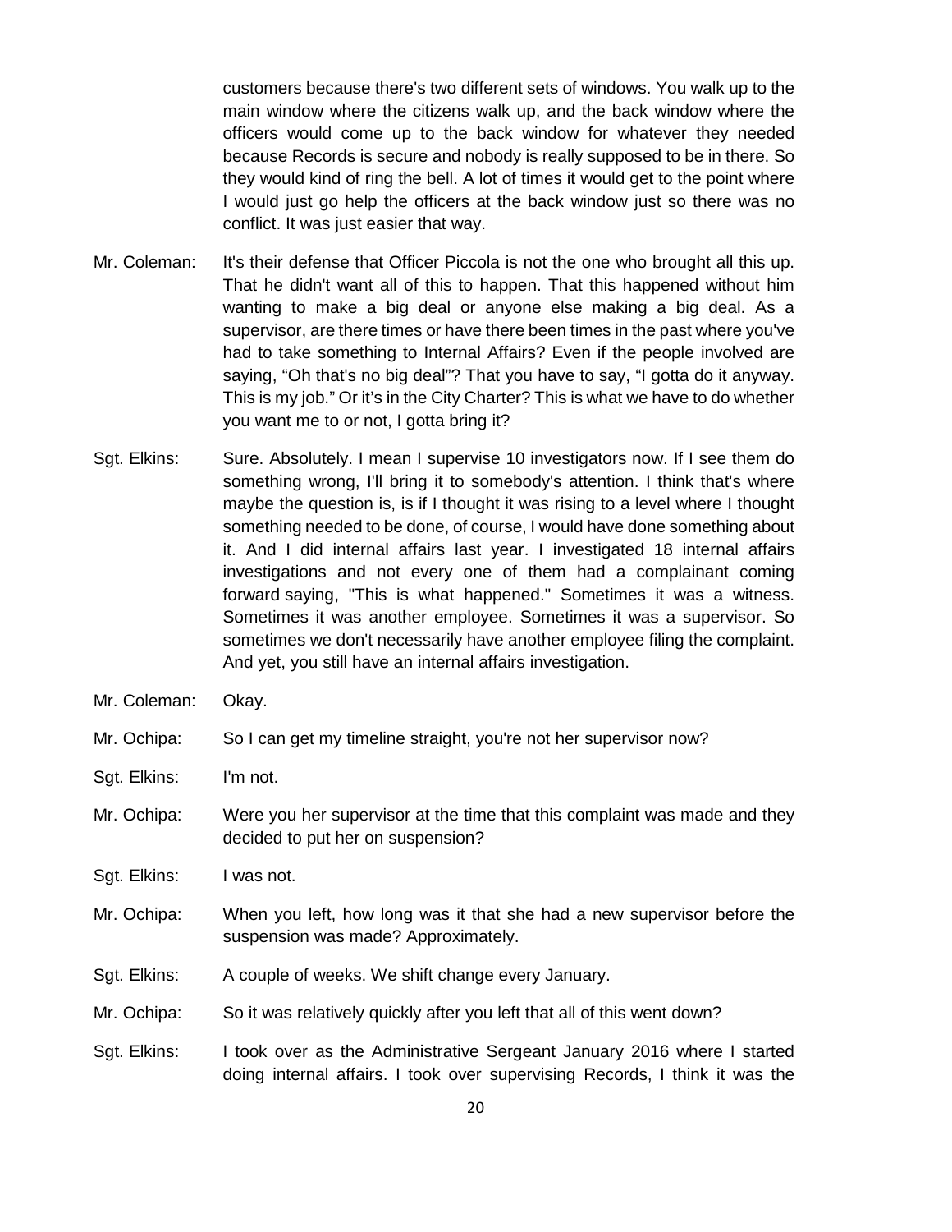customers because there's two different sets of windows. You walk up to the main window where the citizens walk up, and the back window where the officers would come up to the back window for whatever they needed because Records is secure and nobody is really supposed to be in there. So they would kind of ring the bell. A lot of times it would get to the point where I would just go help the officers at the back window just so there was no conflict. It was just easier that way.

Mr. Coleman: It's their defense that Officer Piccola is not the one who brought all this up. That he didn't want all of this to happen. That this happened without him wanting to make a big deal or anyone else making a big deal. As a supervisor, are there times or have there been times in the past where you've had to take something to Internal Affairs? Even if the people involved are saying, "Oh that's no big deal"? That you have to say, "I gotta do it anyway. This is my job." Or it's in the City Charter? This is what we have to do whether you want me to or not, I gotta bring it?

Sgt. Elkins: Sure. Absolutely. I mean I supervise 10 investigators now. If I see them do something wrong, I'll bring it to somebody's attention. I think that's where maybe the question is, is if I thought it was rising to a level where I thought something needed to be done, of course, I would have done something about it. And I did internal affairs last year. I investigated 18 internal affairs investigations and not every one of them had a complainant coming forward saying, "This is what happened." Sometimes it was a witness. Sometimes it was another employee. Sometimes it was a supervisor. So sometimes we don't necessarily have another employee filing the complaint. And yet, you still have an internal affairs investigation.

Mr. Coleman: Okay.

Mr. Ochipa: So I can get my timeline straight, you're not her supervisor now?

Sgt. Elkins: I'm not.

Mr. Ochipa: Were you her supervisor at the time that this complaint was made and they decided to put her on suspension?

Sgt. Elkins: I was not.

Mr. Ochipa: When you left, how long was it that she had a new supervisor before the suspension was made? Approximately.

Sgt. Elkins: A couple of weeks. We shift change every January.

Mr. Ochipa: So it was relatively quickly after you left that all of this went down?

Sgt. Elkins: I took over as the Administrative Sergeant January 2016 where I started doing internal affairs. I took over supervising Records, I think it was the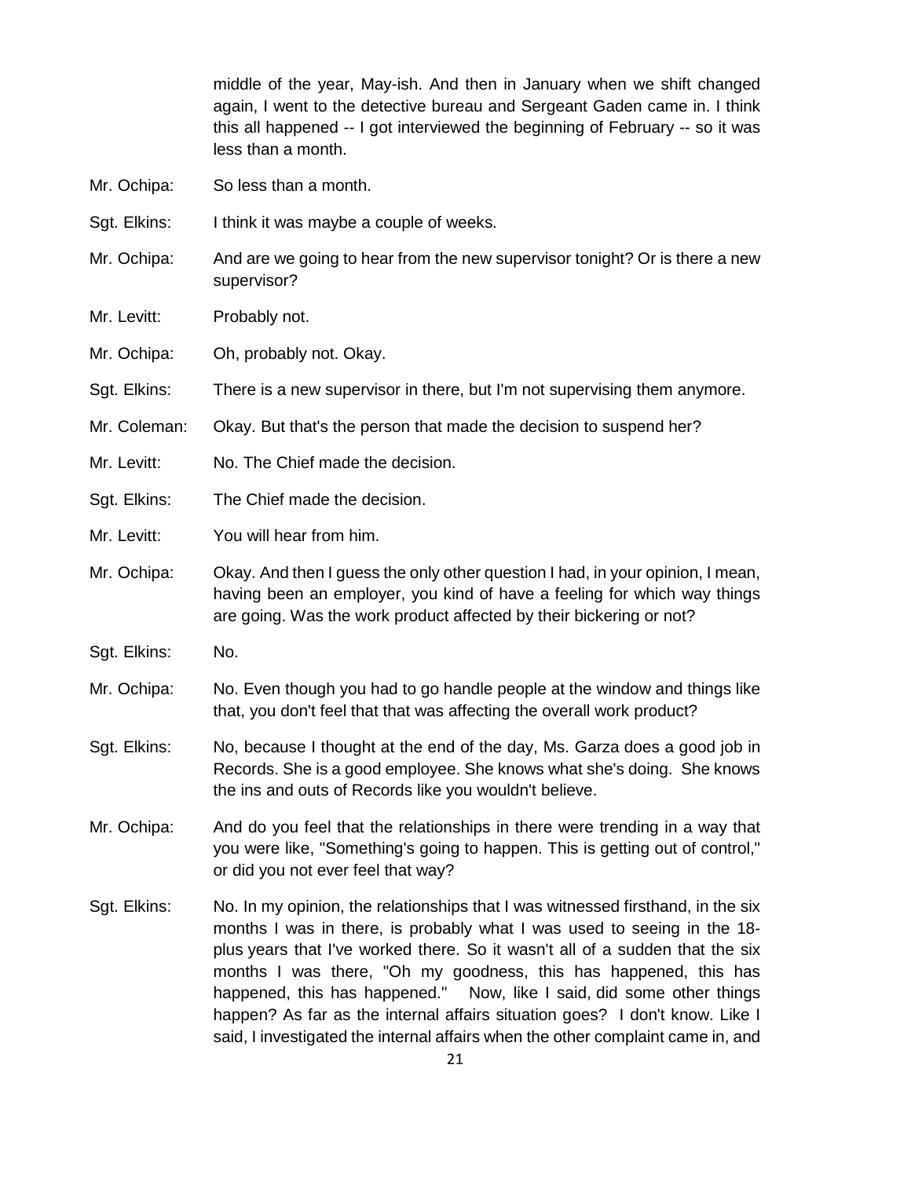middle of the year, May-ish. And then in January when we shift changed again, I went to the detective bureau and Sergeant Gaden came in. I think this all happened -- I got interviewed the beginning of February -- so it was less than a month.

Mr. Ochipa: So less than a month.

Sgt. Elkins: I think it was maybe a couple of weeks.

Mr. Ochipa: And are we going to hear from the new supervisor tonight? Or is there a new supervisor?

Mr. Levitt: Probably not.

Mr. Ochipa: Oh, probably not. Okay.

Sgt. Elkins: There is a new supervisor in there, but I'm not supervising them anymore.

Mr. Coleman: Okay. But that's the person that made the decision to suspend her?

Mr. Levitt: No. The Chief made the decision.

Sgt. Elkins: The Chief made the decision.

Mr. Levitt: You will hear from him.

Mr. Ochipa: Okay. And then I guess the only other question I had, in your opinion, I mean, having been an employer, you kind of have a feeling for which way things are going. Was the work product affected by their bickering or not?

Sgt. Elkins: No.

Mr. Ochipa: No. Even though you had to go handle people at the window and things like that, you don't feel that that was affecting the overall work product?

Sgt. Elkins: No, because I thought at the end of the day, Ms. Garza does a good job in Records. She is a good employee. She knows what she's doing. She knows the ins and outs of Records like you wouldn't believe.

Mr. Ochipa: And do you feel that the relationships in there were trending in a way that you were like, "Something's going to happen. This is getting out of control," or did you not ever feel that way?

Sgt. Elkins: No. In my opinion, the relationships that I was witnessed firsthand, in the six months I was in there, is probably what I was used to seeing in the 18-plus years that I've worked there. So it wasn't all of a sudden that the six months I was there, "Oh my goodness, this has happened, this has happened, this has happened." Now, like I said, did some other things happen? As far as the internal affairs situation goes? I don't know. Like I said, I investigated the internal affairs when the other complaint came in, and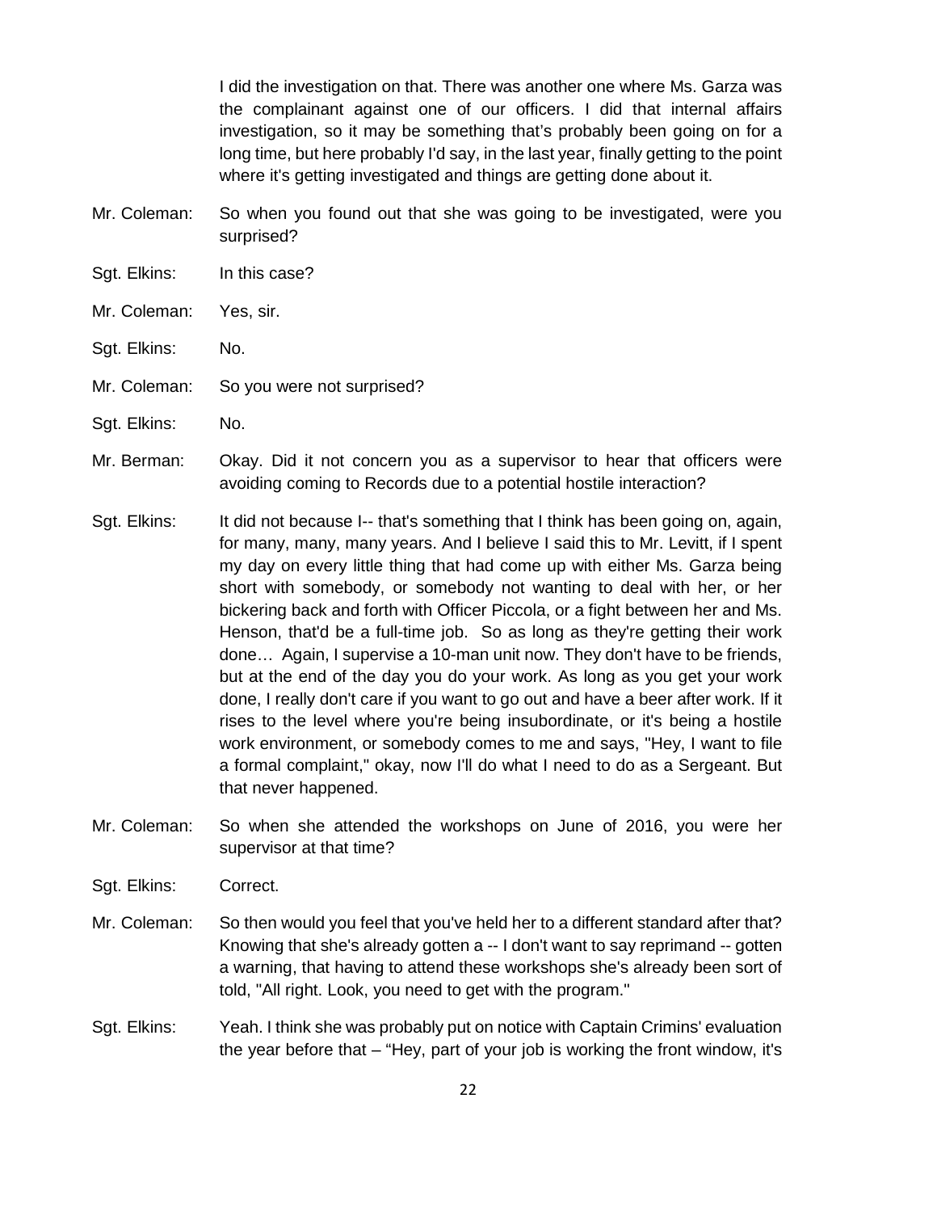I did the investigation on that. There was another one where Ms. Garza was the complainant against one of our officers. I did that internal affairs investigation, so it may be something that's probably been going on for a long time, but here probably I'd say, in the last year, finally getting to the point where it's getting investigated and things are getting done about it.

Mr. Coleman: So when you found out that she was going to be investigated, were you surprised?

Sgt. Elkins: In this case?

Mr. Coleman: Yes, sir.

Sgt. Elkins: No.

Mr. Coleman: So you were not surprised?

Sgt. Elkins: No.

Mr. Berman: Okay. Did it not concern you as a supervisor to hear that officers were avoiding coming to Records due to a potential hostile interaction?

Sgt. Elkins: It did not because I-- that's something that I think has been going on, again, for many, many, many years. And I believe I said this to Mr. Levitt, if I spent my day on every little thing that had come up with either Ms. Garza being short with somebody, or somebody not wanting to deal with her, or her bickering back and forth with Officer Piccola, or a fight between her and Ms. Henson, that'd be a full-time job. So as long as they're getting their work done… Again, I supervise a 10-man unit now. They don't have to be friends, but at the end of the day you do your work. As long as you get your work done, I really don't care if you want to go out and have a beer after work. If it rises to the level where you're being insubordinate, or it's being a hostile work environment, or somebody comes to me and says, "Hey, I want to file a formal complaint," okay, now I'll do what I need to do as a Sergeant. But that never happened.

Mr. Coleman: So when she attended the workshops on June of 2016, you were her supervisor at that time?

Sgt. Elkins: Correct.

Mr. Coleman: So then would you feel that you've held her to a different standard after that? Knowing that she's already gotten a -- I don't want to say reprimand -- gotten a warning, that having to attend these workshops she's already been sort of told, "All right. Look, you need to get with the program."

Sgt. Elkins: Yeah. I think she was probably put on notice with Captain Crimins' evaluation the year before that – "Hey, part of your job is working the front window, it's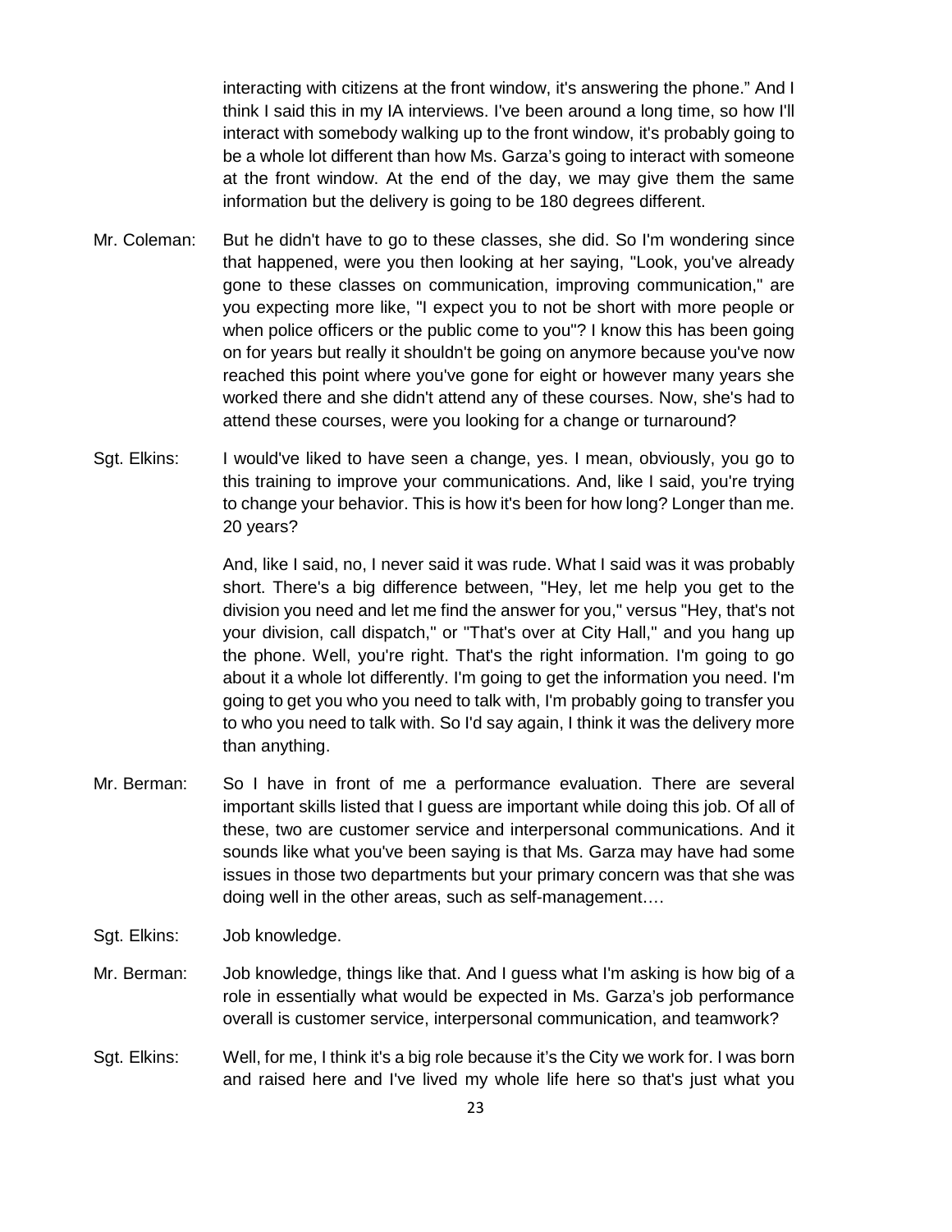interacting with citizens at the front window, it's answering the phone." And I think I said this in my IA interviews. I've been around a long time, so how I'll interact with somebody walking up to the front window, it's probably going to be a whole lot different than how Ms. Garza's going to interact with someone at the front window. At the end of the day, we may give them the same information but the delivery is going to be 180 degrees different.

Mr. Coleman: But he didn't have to go to these classes, she did. So I'm wondering since that happened, were you then looking at her saying, "Look, you've already gone to these classes on communication, improving communication," are you expecting more like, "I expect you to not be short with more people or when police officers or the public come to you"? I know this has been going on for years but really it shouldn't be going on anymore because you've now reached this point where you've gone for eight or however many years she worked there and she didn't attend any of these courses. Now, she's had to attend these courses, were you looking for a change or turnaround?

Sgt. Elkins: I would've liked to have seen a change, yes. I mean, obviously, you go to this training to improve your communications. And, like I said, you're trying to change your behavior. This is how it's been for how long? Longer than me. 20 years?

And, like I said, no, I never said it was rude. What I said was it was probably short. There's a big difference between, "Hey, let me help you get to the division you need and let me find the answer for you," versus "Hey, that's not your division, call dispatch," or "That's over at City Hall," and you hang up the phone. Well, you're right. That's the right information. I'm going to go about it a whole lot differently. I'm going to get the information you need. I'm going to get you who you need to talk with, I'm probably going to transfer you to who you need to talk with. So I'd say again, I think it was the delivery more than anything.

Mr. Berman: So I have in front of me a performance evaluation. There are several important skills listed that I guess are important while doing this job. Of all of these, two are customer service and interpersonal communications. And it sounds like what you've been saying is that Ms. Garza may have had some issues in those two departments but your primary concern was that she was doing well in the other areas, such as self-management….

Sgt. Elkins: Job knowledge.

Mr. Berman: Job knowledge, things like that. And I guess what I'm asking is how big of a role in essentially what would be expected in Ms. Garza's job performance overall is customer service, interpersonal communication, and teamwork?

Sgt. Elkins: Well, for me, I think it's a big role because it's the City we work for. I was born and raised here and I've lived my whole life here so that's just what you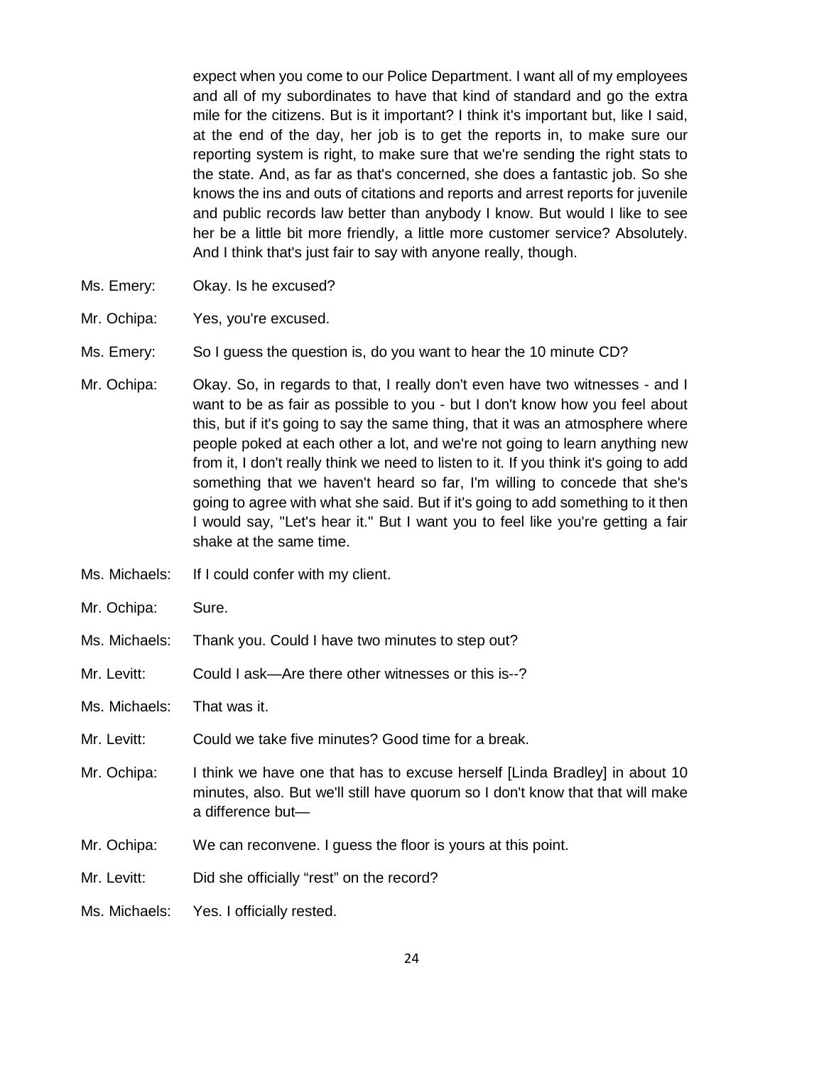expect when you come to our Police Department. I want all of my employees and all of my subordinates to have that kind of standard and go the extra mile for the citizens. But is it important? I think it's important but, like I said, at the end of the day, her job is to get the reports in, to make sure our reporting system is right, to make sure that we're sending the right stats to the state. And, as far as that's concerned, she does a fantastic job. So she knows the ins and outs of citations and reports and arrest reports for juvenile and public records law better than anybody I know. But would I like to see her be a little bit more friendly, a little more customer service? Absolutely. And I think that's just fair to say with anyone really, though.

Ms. Emery: Okay. Is he excused?

Mr. Ochipa: Yes, you're excused.

Ms. Emery: So I guess the question is, do you want to hear the 10 minute CD?

Mr. Ochipa: Okay. So, in regards to that, I really don't even have two witnesses - and I want to be as fair as possible to you - but I don't know how you feel about this, but if it's going to say the same thing, that it was an atmosphere where people poked at each other a lot, and we're not going to learn anything new from it, I don't really think we need to listen to it. If you think it's going to add something that we haven't heard so far, I'm willing to concede that she's going to agree with what she said. But if it's going to add something to it then I would say, "Let's hear it." But I want you to feel like you're getting a fair shake at the same time.

Ms. Michaels: If I could confer with my client.

Mr. Ochipa: Sure.

Ms. Michaels: Thank you. Could I have two minutes to step out?

Mr. Levitt: Could I ask—Are there other witnesses or this is--?

Ms. Michaels: That was it.

Mr. Levitt: Could we take five minutes? Good time for a break.

Mr. Ochipa: I think we have one that has to excuse herself [Linda Bradley] in about 10 minutes, also. But we'll still have quorum so I don't know that that will make a difference but—

Mr. Ochipa: We can reconvene. I guess the floor is yours at this point.

Mr. Levitt: Did she officially "rest" on the record?

Ms. Michaels: Yes. I officially rested.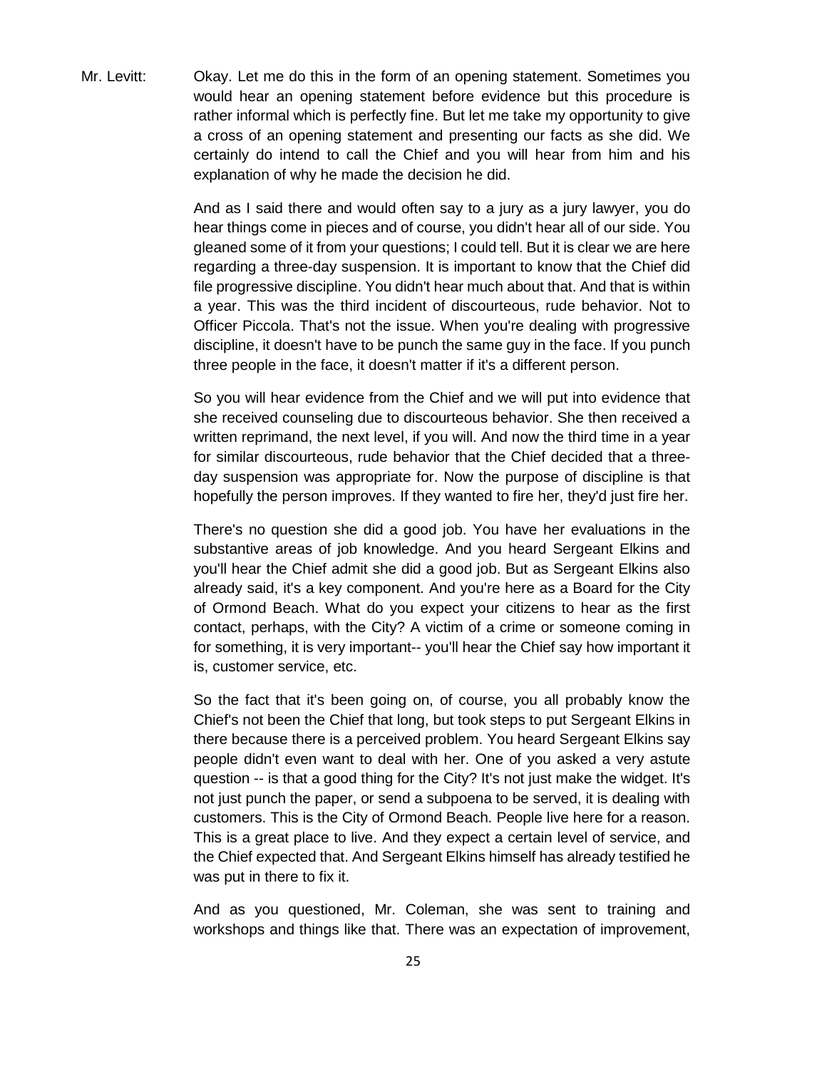Mr. Levitt: Okay. Let me do this in the form of an opening statement. Sometimes you would hear an opening statement before evidence but this procedure is rather informal which is perfectly fine. But let me take my opportunity to give a cross of an opening statement and presenting our facts as she did. We certainly do intend to call the Chief and you will hear from him and his explanation of why he made the decision he did.

And as I said there and would often say to a jury as a jury lawyer, you do hear things come in pieces and of course, you didn't hear all of our side. You gleaned some of it from your questions; I could tell. But it is clear we are here regarding a three-day suspension. It is important to know that the Chief did file progressive discipline. You didn't hear much about that. And that is within a year. This was the third incident of discourteous, rude behavior. Not to Officer Piccola. That's not the issue. When you're dealing with progressive discipline, it doesn't have to be punch the same guy in the face. If you punch three people in the face, it doesn't matter if it's a different person.

So you will hear evidence from the Chief and we will put into evidence that she received counseling due to discourteous behavior. She then received a written reprimand, the next level, if you will. And now the third time in a year for similar discourteous, rude behavior that the Chief decided that a three-day suspension was appropriate for. Now the purpose of discipline is that hopefully the person improves. If they wanted to fire her, they'd just fire her.

There's no question she did a good job. You have her evaluations in the substantive areas of job knowledge. And you heard Sergeant Elkins and you'll hear the Chief admit she did a good job. But as Sergeant Elkins also already said, it's a key component. And you're here as a Board for the City of Ormond Beach. What do you expect your citizens to hear as the first contact, perhaps, with the City? A victim of a crime or someone coming in for something, it is very important-- you'll hear the Chief say how important it is, customer service, etc.

So the fact that it's been going on, of course, you all probably know the Chief's not been the Chief that long, but took steps to put Sergeant Elkins in there because there is a perceived problem. You heard Sergeant Elkins say people didn't even want to deal with her. One of you asked a very astute question -- is that a good thing for the City? It's not just make the widget. It's not just punch the paper, or send a subpoena to be served, it is dealing with customers. This is the City of Ormond Beach. People live here for a reason. This is a great place to live. And they expect a certain level of service, and the Chief expected that. And Sergeant Elkins himself has already testified he was put in there to fix it.

And as you questioned, Mr. Coleman, she was sent to training and workshops and things like that. There was an expectation of improvement,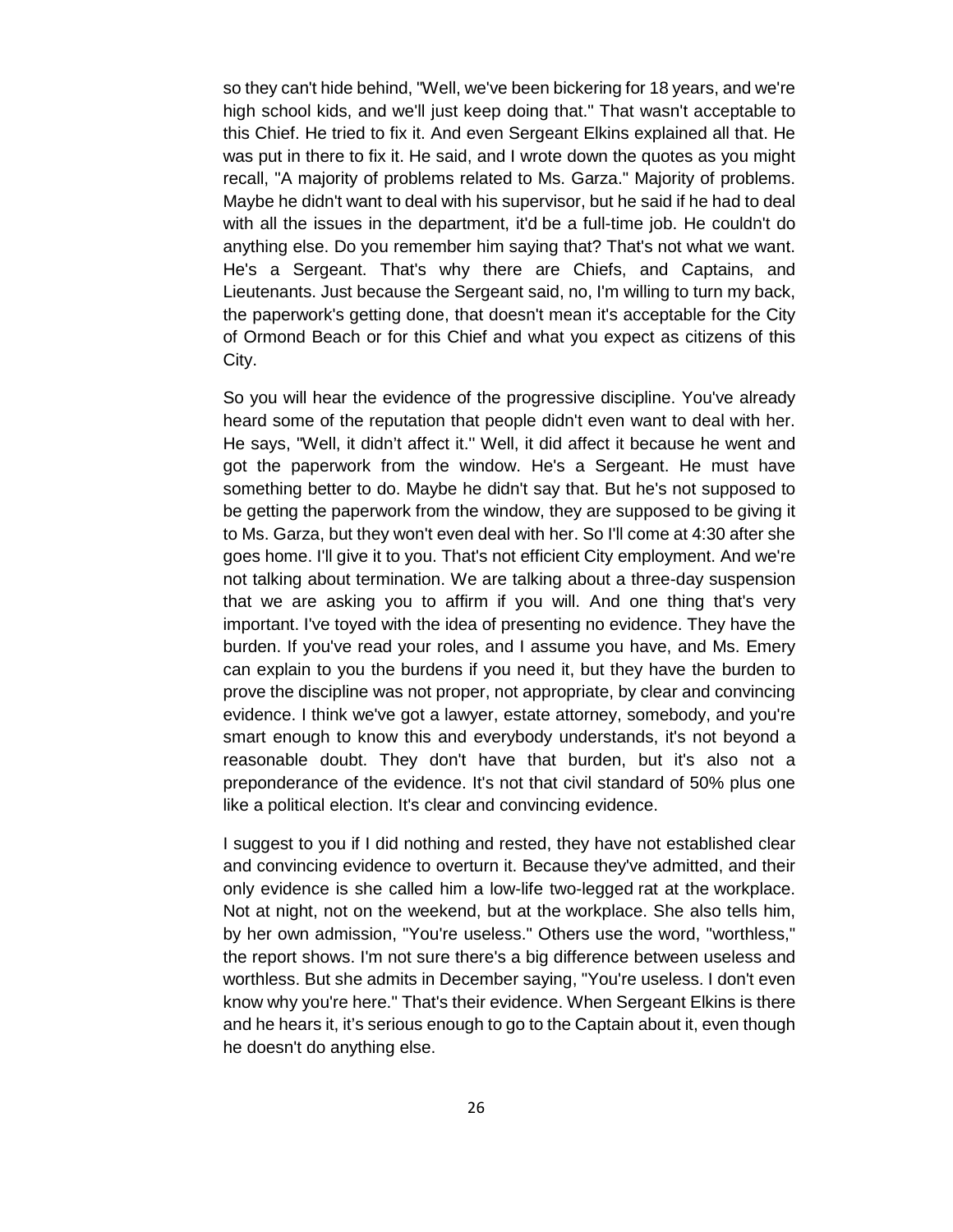so they can't hide behind, "Well, we've been bickering for 18 years, and we're high school kids, and we'll just keep doing that." That wasn't acceptable to this Chief. He tried to fix it. And even Sergeant Elkins explained all that. He was put in there to fix it. He said, and I wrote down the quotes as you might recall, "A majority of problems related to Ms. Garza." Majority of problems. Maybe he didn't want to deal with his supervisor, but he said if he had to deal with all the issues in the department, it'd be a full-time job. He couldn't do anything else. Do you remember him saying that? That's not what we want. He's a Sergeant. That's why there are Chiefs, and Captains, and Lieutenants. Just because the Sergeant said, no, I'm willing to turn my back, the paperwork's getting done, that doesn't mean it's acceptable for the City of Ormond Beach or for this Chief and what you expect as citizens of this City.

So you will hear the evidence of the progressive discipline. You've already heard some of the reputation that people didn't even want to deal with her. He says, "Well, it didn't affect it." Well, it did affect it because he went and got the paperwork from the window. He's a Sergeant. He must have something better to do. Maybe he didn't say that. But he's not supposed to be getting the paperwork from the window, they are supposed to be giving it to Ms. Garza, but they won't even deal with her. So I'll come at 4:30 after she goes home. I'll give it to you. That's not efficient City employment. And we're not talking about termination. We are talking about a three-day suspension that we are asking you to affirm if you will. And one thing that's very important. I've toyed with the idea of presenting no evidence. They have the burden. If you've read your roles, and I assume you have, and Ms. Emery can explain to you the burdens if you need it, but they have the burden to prove the discipline was not proper, not appropriate, by clear and convincing evidence. I think we've got a lawyer, estate attorney, somebody, and you're smart enough to know this and everybody understands, it's not beyond a reasonable doubt. They don't have that burden, but it's also not a preponderance of the evidence. It's not that civil standard of 50% plus one like a political election. It's clear and convincing evidence.

I suggest to you if I did nothing and rested, they have not established clear and convincing evidence to overturn it. Because they've admitted, and their only evidence is she called him a low-life two-legged rat at the workplace. Not at night, not on the weekend, but at the workplace. She also tells him, by her own admission, "You're useless." Others use the word, "worthless," the report shows. I'm not sure there's a big difference between useless and worthless. But she admits in December saying, "You're useless. I don't even know why you're here." That's their evidence. When Sergeant Elkins is there and he hears it, it's serious enough to go to the Captain about it, even though he doesn't do anything else.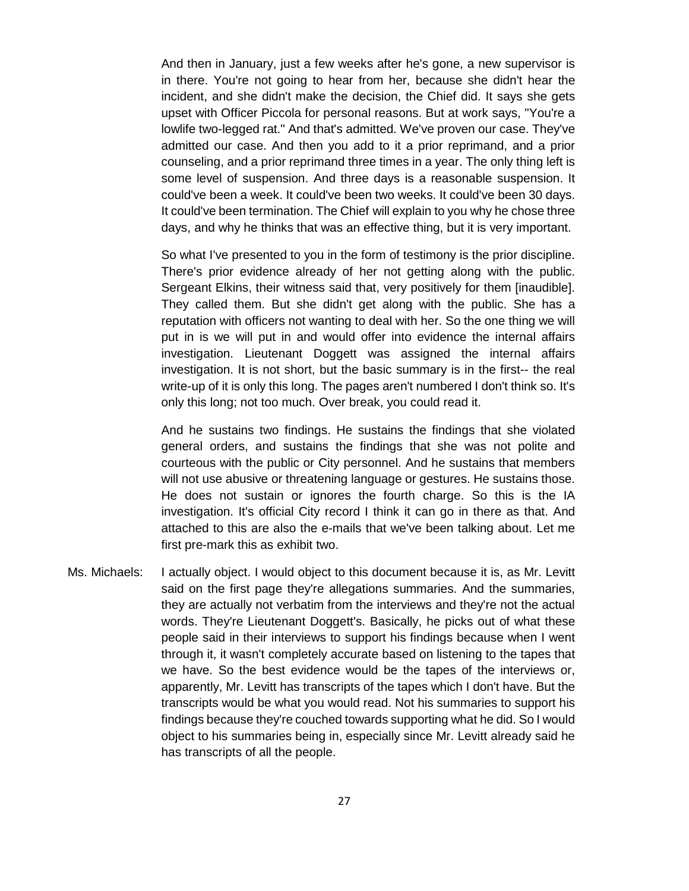And then in January, just a few weeks after he's gone, a new supervisor is in there. You're not going to hear from her, because she didn't hear the incident, and she didn't make the decision, the Chief did. It says she gets upset with Officer Piccola for personal reasons. But at work says, "You're a lowlife two-legged rat." And that's admitted. We've proven our case. They've admitted our case. And then you add to it a prior reprimand, and a prior counseling, and a prior reprimand three times in a year. The only thing left is some level of suspension. And three days is a reasonable suspension. It could've been a week. It could've been two weeks. It could've been 30 days. It could've been termination. The Chief will explain to you why he chose three days, and why he thinks that was an effective thing, but it is very important.

So what I've presented to you in the form of testimony is the prior discipline. There's prior evidence already of her not getting along with the public. Sergeant Elkins, their witness said that, very positively for them [inaudible]. They called them. But she didn't get along with the public. She has a reputation with officers not wanting to deal with her. So the one thing we will put in is we will put in and would offer into evidence the internal affairs investigation. Lieutenant Doggett was assigned the internal affairs investigation. It is not short, but the basic summary is in the first-- the real write-up of it is only this long. The pages aren't numbered I don't think so. It's only this long; not too much. Over break, you could read it.

And he sustains two findings. He sustains the findings that she violated general orders, and sustains the findings that she was not polite and courteous with the public or City personnel. And he sustains that members will not use abusive or threatening language or gestures. He sustains those. He does not sustain or ignores the fourth charge. So this is the IA investigation. It's official City record I think it can go in there as that. And attached to this are also the e-mails that we've been talking about. Let me first pre-mark this as exhibit two.

Ms. Michaels: I actually object. I would object to this document because it is, as Mr. Levitt said on the first page they're allegations summaries. And the summaries, they are actually not verbatim from the interviews and they're not the actual words. They're Lieutenant Doggett's. Basically, he picks out of what these people said in their interviews to support his findings because when I went through it, it wasn't completely accurate based on listening to the tapes that we have. So the best evidence would be the tapes of the interviews or, apparently, Mr. Levitt has transcripts of the tapes which I don't have. But the transcripts would be what you would read. Not his summaries to support his findings because they're couched towards supporting what he did. So I would object to his summaries being in, especially since Mr. Levitt already said he has transcripts of all the people.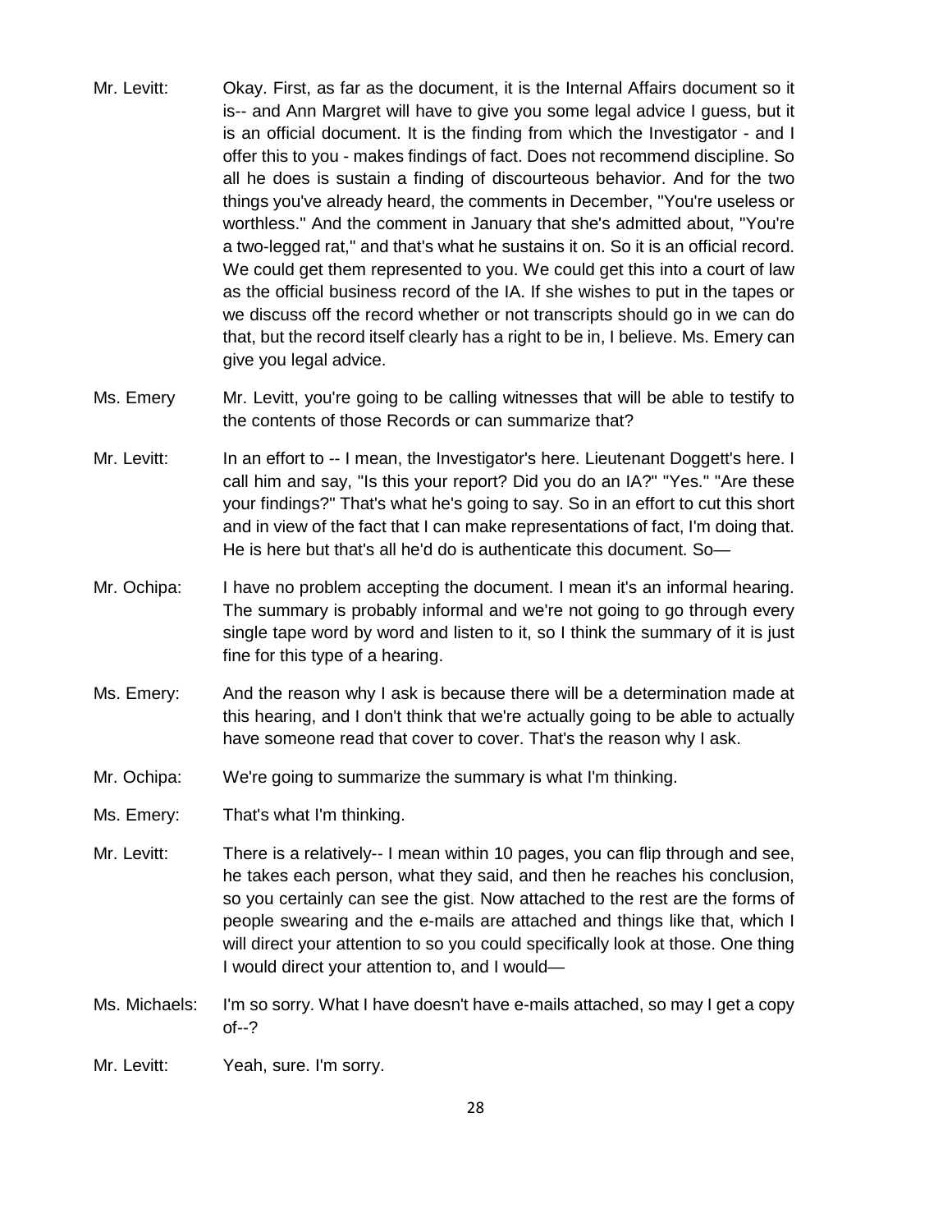Mr. Levitt: Okay. First, as far as the document, it is the Internal Affairs document so it is-- and Ann Margret will have to give you some legal advice I guess, but it is an official document. It is the finding from which the Investigator - and I offer this to you - makes findings of fact. Does not recommend discipline. So all he does is sustain a finding of discourteous behavior. And for the two things you've already heard, the comments in December, "You're useless or worthless." And the comment in January that she's admitted about, "You're a two-legged rat," and that's what he sustains it on. So it is an official record. We could get them represented to you. We could get this into a court of law as the official business record of the IA. If she wishes to put in the tapes or we discuss off the record whether or not transcripts should go in we can do that, but the record itself clearly has a right to be in, I believe. Ms. Emery can give you legal advice.

Ms. Emery: Mr. Levitt, you're going to be calling witnesses that will be able to testify to the contents of those Records or can summarize that?

Mr. Levitt: In an effort to -- I mean, the Investigator's here. Lieutenant Doggett's here. I call him and say, "Is this your report? Did you do an IA?" "Yes." "Are these your findings?" That's what he's going to say. So in an effort to cut this short and in view of the fact that I can make representations of fact, I'm doing that. He is here but that's all he'd do is authenticate this document. So—

Mr. Ochipa: I have no problem accepting the document. I mean it's an informal hearing. The summary is probably informal and we're not going to go through every single tape word by word and listen to it, so I think the summary of it is just fine for this type of a hearing.

Ms. Emery: And the reason why I ask is because there will be a determination made at this hearing, and I don't think that we're actually going to be able to actually have someone read that cover to cover. That's the reason why I ask.

Mr. Ochipa: We're going to summarize the summary is what I'm thinking.

Ms. Emery: That's what I'm thinking.

Mr. Levitt: There is a relatively-- I mean within 10 pages, you can flip through and see, he takes each person, what they said, and then he reaches his conclusion, so you certainly can see the gist. Now attached to the rest are the forms of people swearing and the e-mails are attached and things like that, which I will direct your attention to so you could specifically look at those. One thing I would direct your attention to, and I would—

Ms. Michaels: I'm so sorry. What I have doesn't have e-mails attached, so may I get a copy of--?

Mr. Levitt: Yeah, sure. I'm sorry.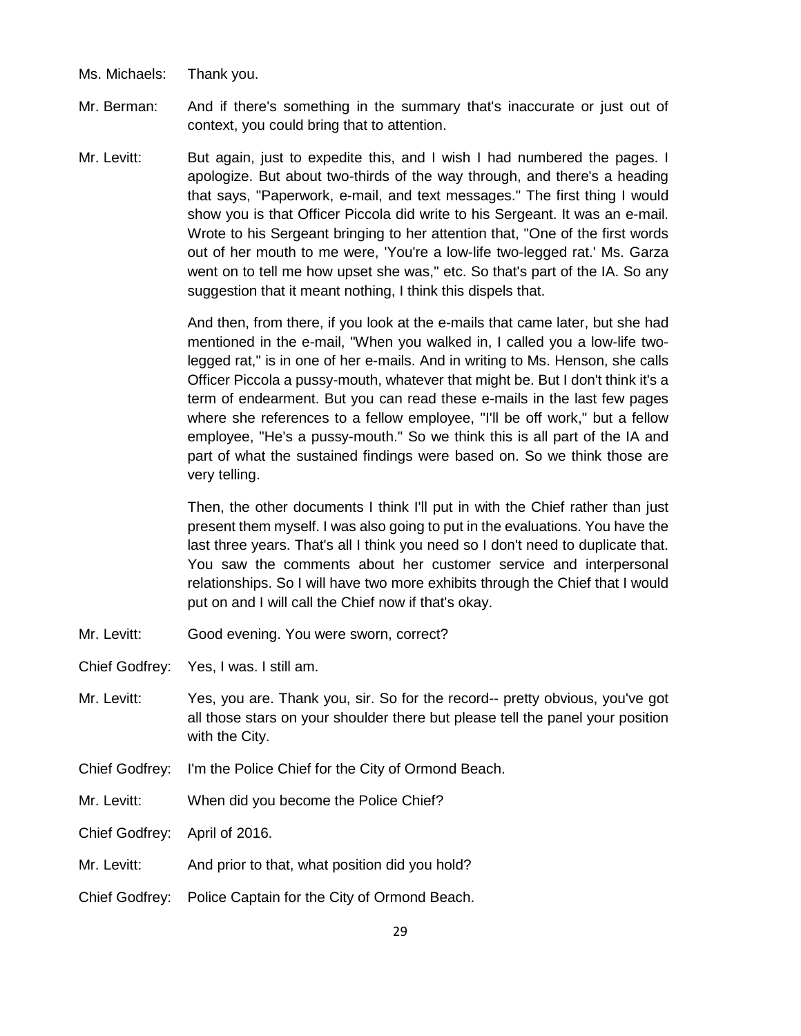Ms. Michaels: Thank you.

Mr. Berman: And if there's something in the summary that's inaccurate or just out of context, you could bring that to attention.

Mr. Levitt: But again, just to expedite this, and I wish I had numbered the pages. I apologize. But about two-thirds of the way through, and there's a heading that says, "Paperwork, e-mail, and text messages." The first thing I would show you is that Officer Piccola did write to his Sergeant. It was an e-mail. Wrote to his Sergeant bringing to her attention that, "One of the first words out of her mouth to me were, 'You're a low-life two-legged rat.' Ms. Garza went on to tell me how upset she was," etc. So that's part of the IA. So any suggestion that it meant nothing, I think this dispels that.

And then, from there, if you look at the e-mails that came later, but she had mentioned in the e-mail, "When you walked in, I called you a low-life two-legged rat," is in one of her e-mails. And in writing to Ms. Henson, she calls Officer Piccola a pussy-mouth, whatever that might be. But I don't think it's a term of endearment. But you can read these e-mails in the last few pages where she references to a fellow employee, "I'll be off work," but a fellow employee, "He's a pussy-mouth." So we think this is all part of the IA and part of what the sustained findings were based on. So we think those are very telling.

Then, the other documents I think I'll put in with the Chief rather than just present them myself. I was also going to put in the evaluations. You have the last three years. That's all I think you need so I don't need to duplicate that. You saw the comments about her customer service and interpersonal relationships. So I will have two more exhibits through the Chief that I would put on and I will call the Chief now if that's okay.

Mr. Levitt: Good evening. You were sworn, correct?

Chief Godfrey: Yes, I was. I still am.

Mr. Levitt: Yes, you are. Thank you, sir. So for the record-- pretty obvious, you've got all those stars on your shoulder there but please tell the panel your position with the City.

Chief Godfrey: I'm the Police Chief for the City of Ormond Beach.

Mr. Levitt: When did you become the Police Chief?

Chief Godfrey: April of 2016.

Mr. Levitt: And prior to that, what position did you hold?

Chief Godfrey: Police Captain for the City of Ormond Beach.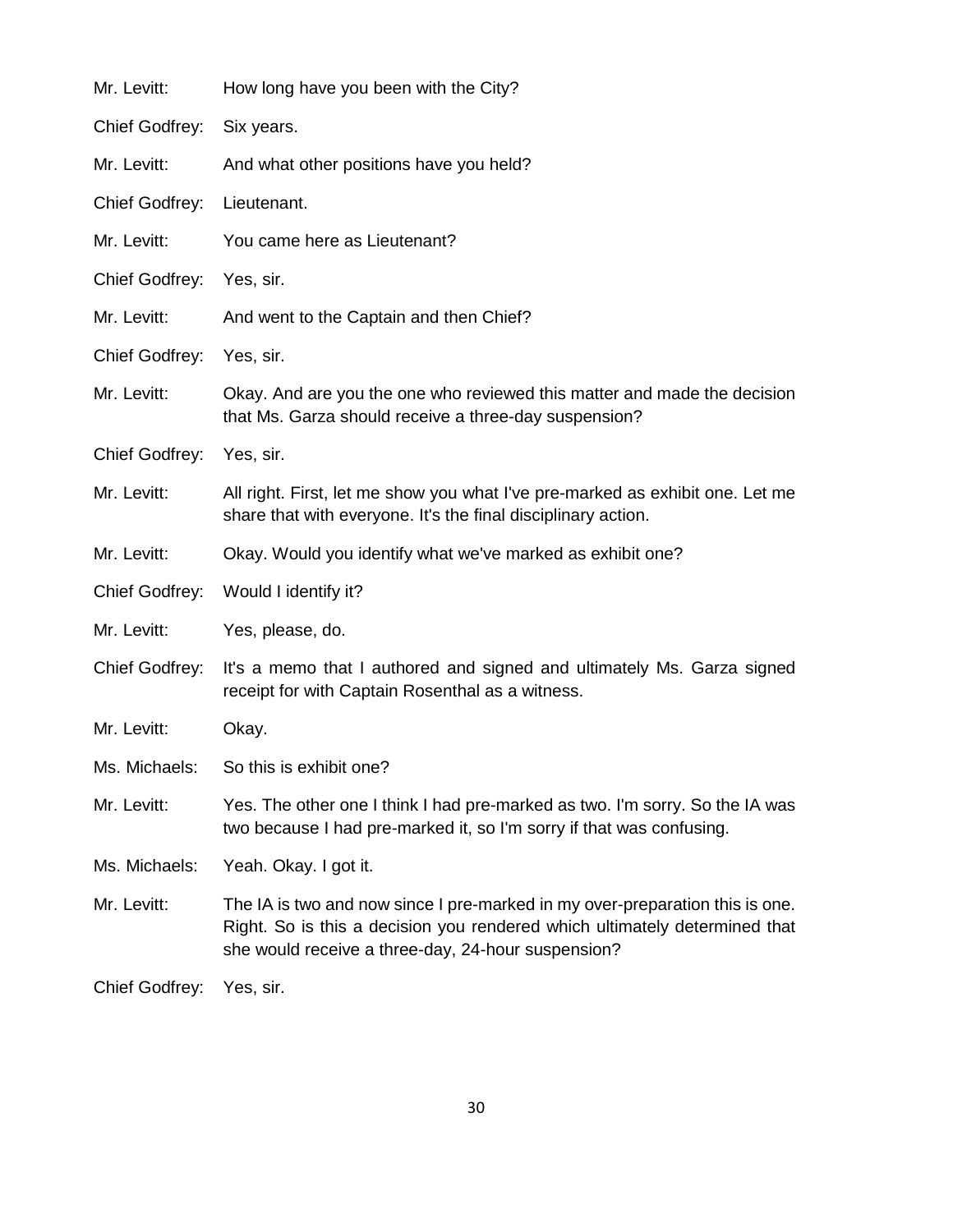Mr. Levitt: How long have you been with the City?

Chief Godfrey: Six years.

Mr. Levitt: And what other positions have you held?

Chief Godfrey: Lieutenant.

Mr. Levitt: You came here as Lieutenant?

Chief Godfrey: Yes, sir.

Mr. Levitt: And went to the Captain and then Chief?

Chief Godfrey: Yes, sir.

Mr. Levitt: Okay. And are you the one who reviewed this matter and made the decision that Ms. Garza should receive a three-day suspension?

Chief Godfrey: Yes, sir.

Mr. Levitt: All right. First, let me show you what I've pre-marked as exhibit one. Let me share that with everyone. It's the final disciplinary action.

Mr. Levitt: Okay. Would you identify what we've marked as exhibit one?

Chief Godfrey: Would I identify it?

Mr. Levitt: Yes, please, do.

Chief Godfrey: It's a memo that I authored and signed and ultimately Ms. Garza signed receipt for with Captain Rosenthal as a witness.

Mr. Levitt: Okay.

Ms. Michaels: So this is exhibit one?

Mr. Levitt: Yes. The other one I think I had pre-marked as two. I'm sorry. So the IA was two because I had pre-marked it, so I'm sorry if that was confusing.

Ms. Michaels: Yeah. Okay. I got it.

Mr. Levitt: The IA is two and now since I pre-marked in my over-preparation this is one. Right. So is this a decision you rendered which ultimately determined that she would receive a three-day, 24-hour suspension?

Chief Godfrey: Yes, sir.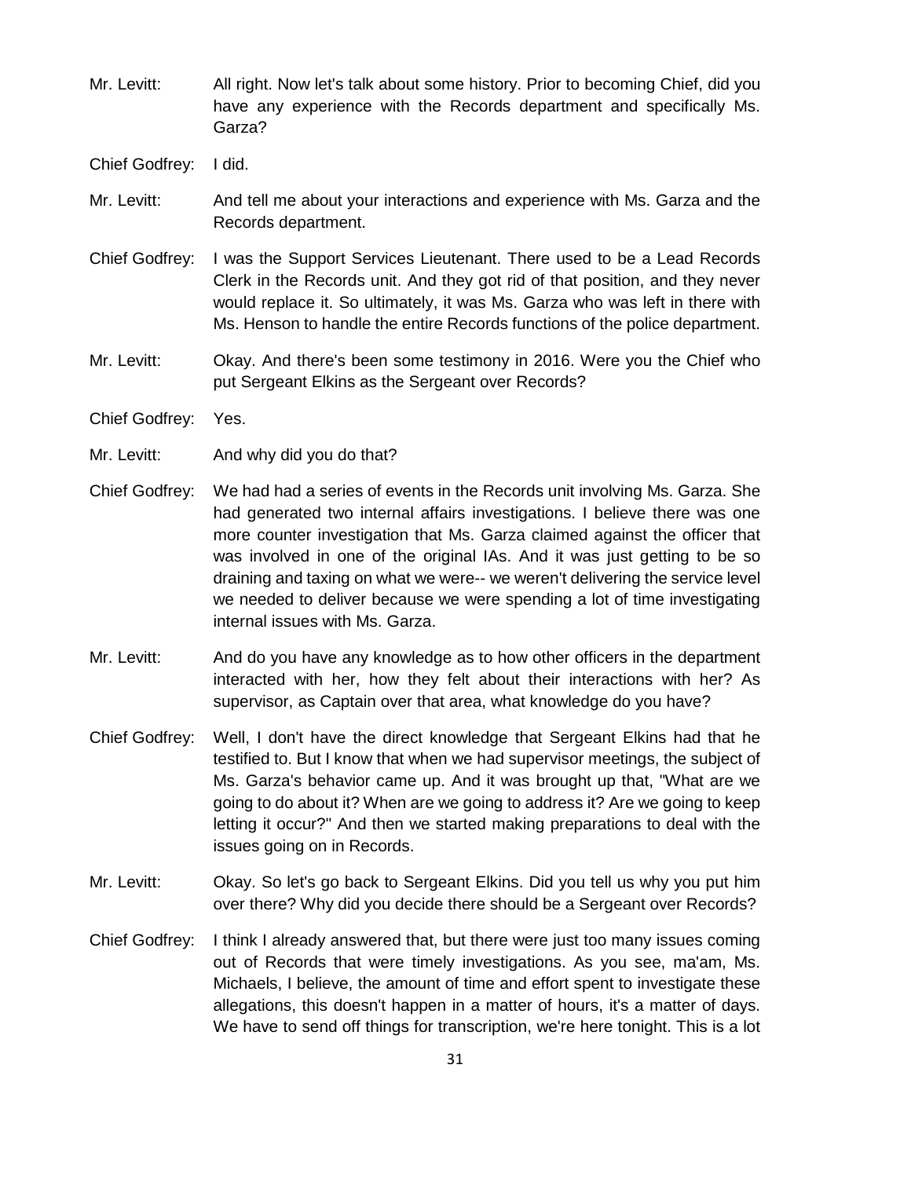Mr. Levitt: All right. Now let's talk about some history. Prior to becoming Chief, did you have any experience with the Records department and specifically Ms. Garza?

Chief Godfrey: I did.

Mr. Levitt: And tell me about your interactions and experience with Ms. Garza and the Records department.

Chief Godfrey: I was the Support Services Lieutenant. There used to be a Lead Records Clerk in the Records unit. And they got rid of that position, and they never would replace it. So ultimately, it was Ms. Garza who was left in there with Ms. Henson to handle the entire Records functions of the police department.

Mr. Levitt: Okay. And there's been some testimony in 2016. Were you the Chief who put Sergeant Elkins as the Sergeant over Records?

Chief Godfrey: Yes.

Mr. Levitt: And why did you do that?

Chief Godfrey: We had had a series of events in the Records unit involving Ms. Garza. She had generated two internal affairs investigations. I believe there was one more counter investigation that Ms. Garza claimed against the officer that was involved in one of the original IAs. And it was just getting to be so draining and taxing on what we were-- we weren't delivering the service level we needed to deliver because we were spending a lot of time investigating internal issues with Ms. Garza.

Mr. Levitt: And do you have any knowledge as to how other officers in the department interacted with her, how they felt about their interactions with her? As supervisor, as Captain over that area, what knowledge do you have?

Chief Godfrey: Well, I don't have the direct knowledge that Sergeant Elkins had that he testified to. But I know that when we had supervisor meetings, the subject of Ms. Garza's behavior came up. And it was brought up that, "What are we going to do about it? When are we going to address it? Are we going to keep letting it occur?" And then we started making preparations to deal with the issues going on in Records.

Mr. Levitt: Okay. So let's go back to Sergeant Elkins. Did you tell us why you put him over there? Why did you decide there should be a Sergeant over Records?

Chief Godfrey: I think I already answered that, but there were just too many issues coming out of Records that were timely investigations. As you see, ma'am, Ms. Michaels, I believe, the amount of time and effort spent to investigate these allegations, this doesn't happen in a matter of hours, it's a matter of days. We have to send off things for transcription, we're here tonight. This is a lot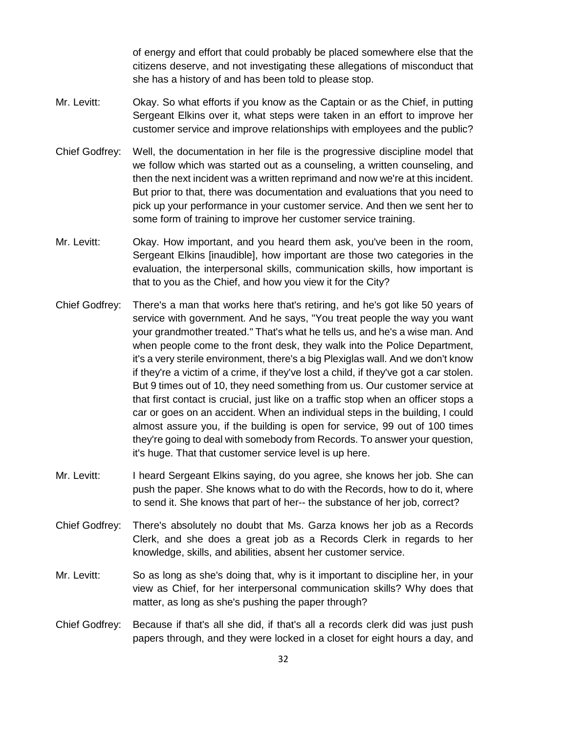of energy and effort that could probably be placed somewhere else that the citizens deserve, and not investigating these allegations of misconduct that she has a history of and has been told to please stop.

Mr. Levitt: Okay. So what efforts if you know as the Captain or as the Chief, in putting Sergeant Elkins over it, what steps were taken in an effort to improve her customer service and improve relationships with employees and the public?

Chief Godfrey: Well, the documentation in her file is the progressive discipline model that we follow which was started out as a counseling, a written counseling, and then the next incident was a written reprimand and now we're at this incident. But prior to that, there was documentation and evaluations that you need to pick up your performance in your customer service. And then we sent her to some form of training to improve her customer service training.

Mr. Levitt: Okay. How important, and you heard them ask, you've been in the room, Sergeant Elkins [inaudible], how important are those two categories in the evaluation, the interpersonal skills, communication skills, how important is that to you as the Chief, and how you view it for the City?

Chief Godfrey: There's a man that works here that's retiring, and he's got like 50 years of service with government. And he says, "You treat people the way you want your grandmother treated." That's what he tells us, and he's a wise man. And when people come to the front desk, they walk into the Police Department, it's a very sterile environment, there's a big Plexiglas wall. And we don't know if they're a victim of a crime, if they've lost a child, if they've got a car stolen. But 9 times out of 10, they need something from us. Our customer service at that first contact is crucial, just like on a traffic stop when an officer stops a car or goes on an accident. When an individual steps in the building, I could almost assure you, if the building is open for service, 99 out of 100 times they're going to deal with somebody from Records. To answer your question, it's huge. That that customer service level is up here.

Mr. Levitt: I heard Sergeant Elkins saying, do you agree, she knows her job. She can push the paper. She knows what to do with the Records, how to do it, where to send it. She knows that part of her-- the substance of her job, correct?

Chief Godfrey: There's absolutely no doubt that Ms. Garza knows her job as a Records Clerk, and she does a great job as a Records Clerk in regards to her knowledge, skills, and abilities, absent her customer service.

Mr. Levitt: So as long as she's doing that, why is it important to discipline her, in your view as Chief, for her interpersonal communication skills? Why does that matter, as long as she's pushing the paper through?

Chief Godfrey: Because if that's all she did, if that's all a records clerk did was just push papers through, and they were locked in a closet for eight hours a day, and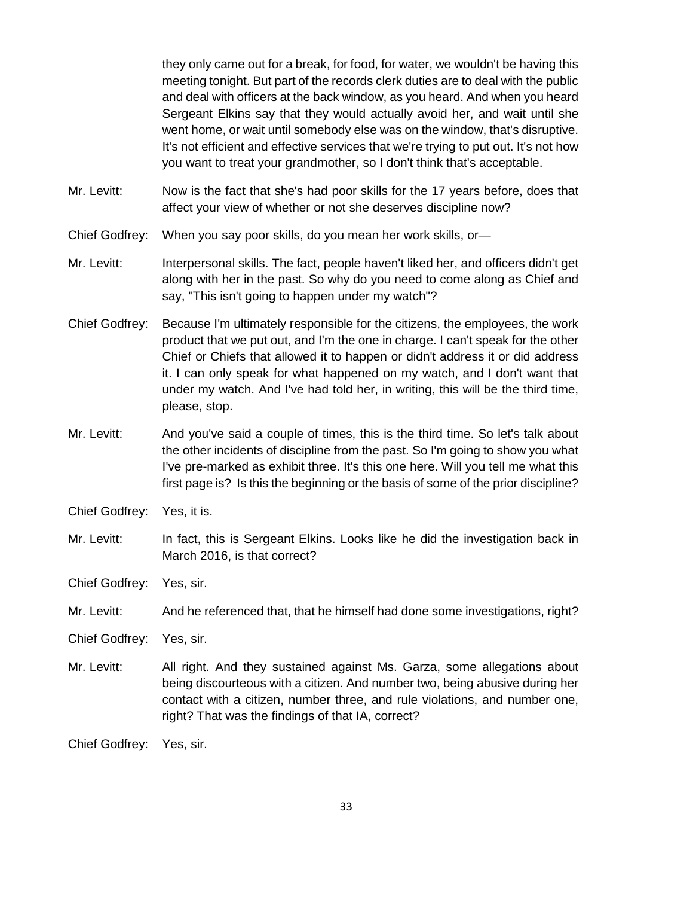they only came out for a break, for food, for water, we wouldn't be having this meeting tonight. But part of the records clerk duties are to deal with the public and deal with officers at the back window, as you heard. And when you heard Sergeant Elkins say that they would actually avoid her, and wait until she went home, or wait until somebody else was on the window, that's disruptive. It's not efficient and effective services that we're trying to put out. It's not how you want to treat your grandmother, so I don't think that's acceptable.

Mr. Levitt: Now is the fact that she's had poor skills for the 17 years before, does that affect your view of whether or not she deserves discipline now?

Chief Godfrey: When you say poor skills, do you mean her work skills, or—

Mr. Levitt: Interpersonal skills. The fact, people haven't liked her, and officers didn't get along with her in the past. So why do you need to come along as Chief and say, "This isn't going to happen under my watch"?

Chief Godfrey: Because I'm ultimately responsible for the citizens, the employees, the work product that we put out, and I'm the one in charge. I can't speak for the other Chief or Chiefs that allowed it to happen or didn't address it or did address it. I can only speak for what happened on my watch, and I don't want that under my watch. And I've had told her, in writing, this will be the third time, please, stop.

Mr. Levitt: And you've said a couple of times, this is the third time. So let's talk about the other incidents of discipline from the past. So I'm going to show you what I've pre-marked as exhibit three. It's this one here. Will you tell me what this first page is? Is this the beginning or the basis of some of the prior discipline?

Chief Godfrey: Yes, it is.

Mr. Levitt: In fact, this is Sergeant Elkins. Looks like he did the investigation back in March 2016, is that correct?

Chief Godfrey: Yes, sir.

Mr. Levitt: And he referenced that, that he himself had done some investigations, right?

Chief Godfrey: Yes, sir.

Mr. Levitt: All right. And they sustained against Ms. Garza, some allegations about being discourteous with a citizen. And number two, being abusive during her contact with a citizen, number three, and rule violations, and number one, right? That was the findings of that IA, correct?

Chief Godfrey: Yes, sir.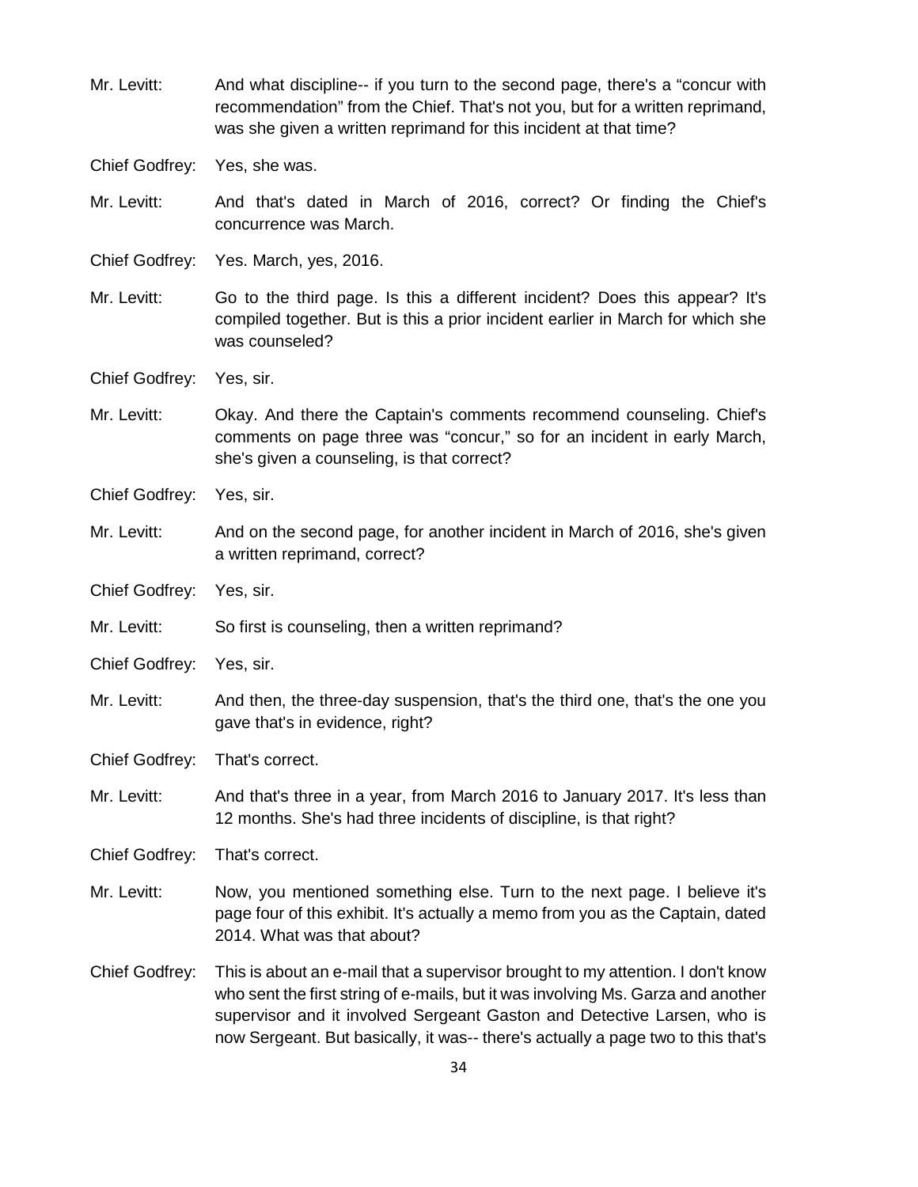Mr. Levitt: And what discipline-- if you turn to the second page, there's a "concur with recommendation" from the Chief. That's not you, but for a written reprimand, was she given a written reprimand for this incident at that time?

Chief Godfrey: Yes, she was.

Mr. Levitt: And that's dated in March of 2016, correct? Or finding the Chief's concurrence was March.

Chief Godfrey: Yes. March, yes, 2016.

Mr. Levitt: Go to the third page. Is this a different incident? Does this appear? It's compiled together. But is this a prior incident earlier in March for which she was counseled?

Chief Godfrey: Yes, sir.

Mr. Levitt: Okay. And there the Captain's comments recommend counseling. Chief's comments on page three was "concur," so for an incident in early March, she's given a counseling, is that correct?

Chief Godfrey: Yes, sir.

Mr. Levitt: And on the second page, for another incident in March of 2016, she's given a written reprimand, correct?

Chief Godfrey: Yes, sir.

Mr. Levitt: So first is counseling, then a written reprimand?

Chief Godfrey: Yes, sir.

Mr. Levitt: And then, the three-day suspension, that's the third one, that's the one you gave that's in evidence, right?

Chief Godfrey: That's correct.

Mr. Levitt: And that's three in a year, from March 2016 to January 2017. It's less than 12 months. She's had three incidents of discipline, is that right?

Chief Godfrey: That's correct.

Mr. Levitt: Now, you mentioned something else. Turn to the next page. I believe it's page four of this exhibit. It's actually a memo from you as the Captain, dated 2014. What was that about?

Chief Godfrey: This is about an e-mail that a supervisor brought to my attention. I don't know who sent the first string of e-mails, but it was involving Ms. Garza and another supervisor and it involved Sergeant Gaston and Detective Larsen, who is now Sergeant. But basically, it was-- there's actually a page two to this that's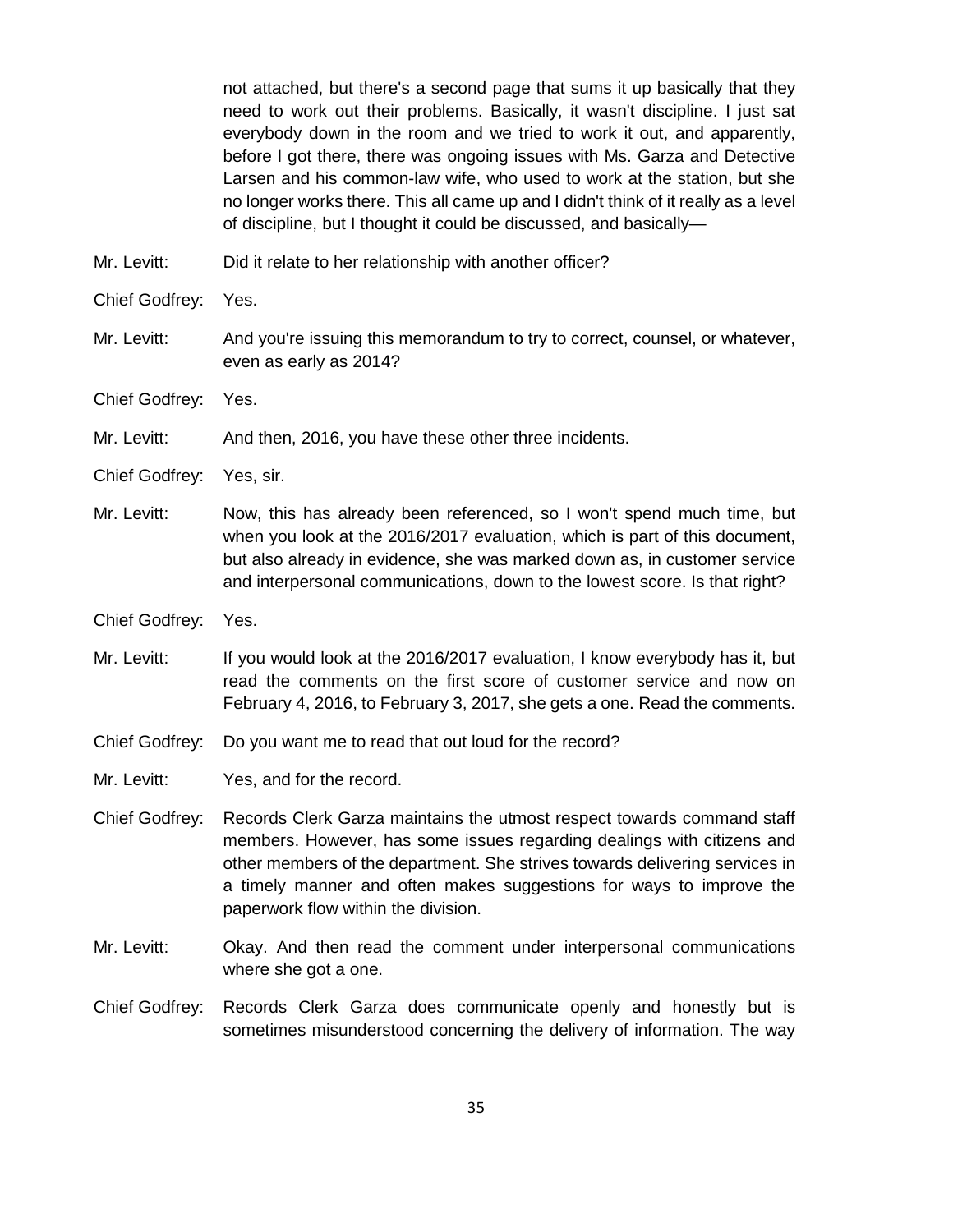not attached, but there's a second page that sums it up basically that they need to work out their problems. Basically, it wasn't discipline. I just sat everybody down in the room and we tried to work it out, and apparently, before I got there, there was ongoing issues with Ms. Garza and Detective Larsen and his common-law wife, who used to work at the station, but she no longer works there. This all came up and I didn't think of it really as a level of discipline, but I thought it could be discussed, and basically—

Mr. Levitt: Did it relate to her relationship with another officer?

Chief Godfrey: Yes.

Mr. Levitt: And you're issuing this memorandum to try to correct, counsel, or whatever, even as early as 2014?

Chief Godfrey: Yes.

Mr. Levitt: And then, 2016, you have these other three incidents.

Chief Godfrey: Yes, sir.

Mr. Levitt: Now, this has already been referenced, so I won't spend much time, but when you look at the 2016/2017 evaluation, which is part of this document, but also already in evidence, she was marked down as, in customer service and interpersonal communications, down to the lowest score. Is that right?

Chief Godfrey: Yes.

Mr. Levitt: If you would look at the 2016/2017 evaluation, I know everybody has it, but read the comments on the first score of customer service and now on February 4, 2016, to February 3, 2017, she gets a one. Read the comments.

Chief Godfrey: Do you want me to read that out loud for the record?

Mr. Levitt: Yes, and for the record.

Chief Godfrey: Records Clerk Garza maintains the utmost respect towards command staff members. However, has some issues regarding dealings with citizens and other members of the department. She strives towards delivering services in a timely manner and often makes suggestions for ways to improve the paperwork flow within the division.

Mr. Levitt: Okay. And then read the comment under interpersonal communications where she got a one.

Chief Godfrey: Records Clerk Garza does communicate openly and honestly but is sometimes misunderstood concerning the delivery of information. The way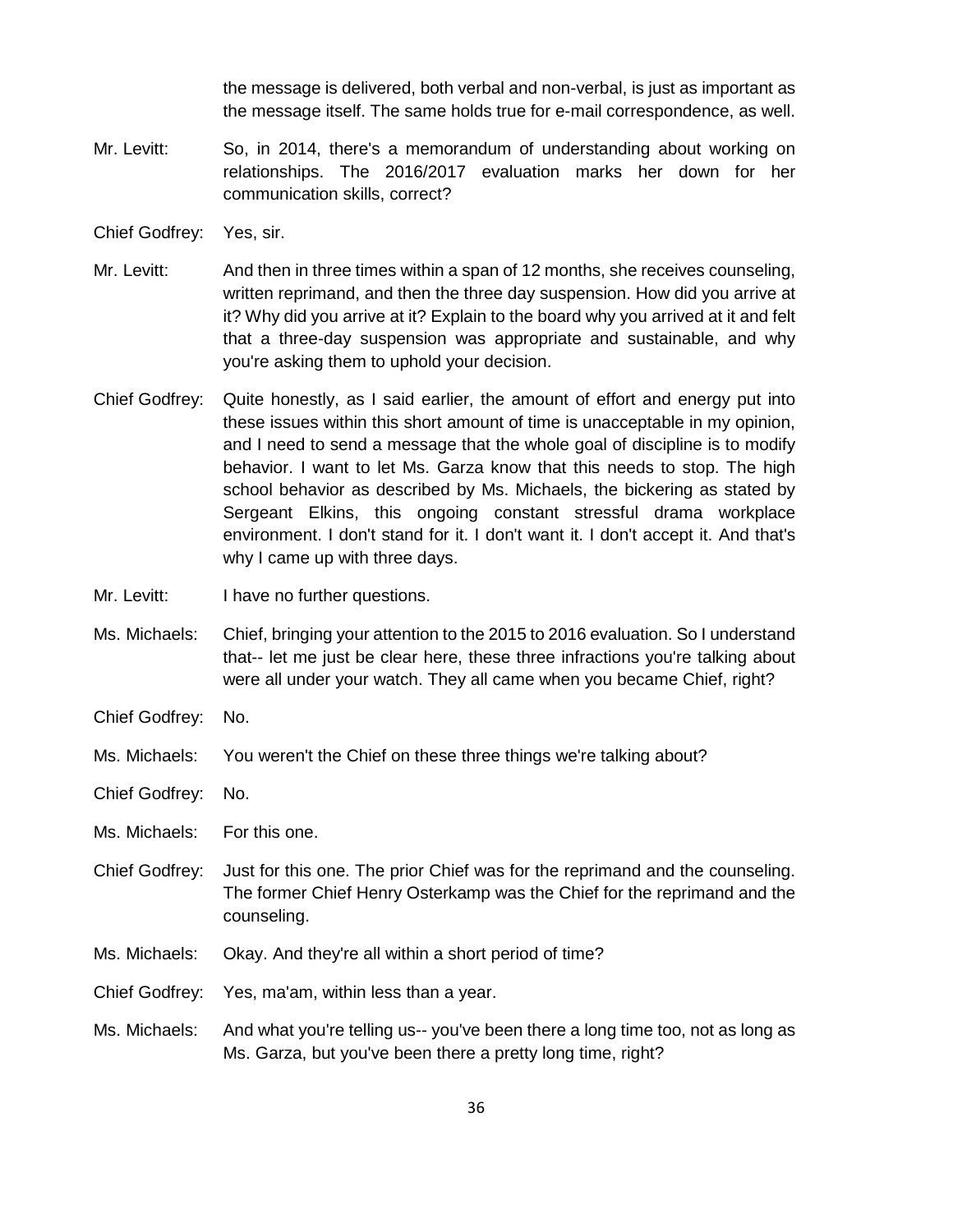the message is delivered, both verbal and non-verbal, is just as important as the message itself. The same holds true for e-mail correspondence, as well.

Mr. Levitt: So, in 2014, there's a memorandum of understanding about working on relationships. The 2016/2017 evaluation marks her down for her communication skills, correct?

Chief Godfrey: Yes, sir.

Mr. Levitt: And then in three times within a span of 12 months, she receives counseling, written reprimand, and then the three day suspension. How did you arrive at it? Why did you arrive at it? Explain to the board why you arrived at it and felt that a three-day suspension was appropriate and sustainable, and why you're asking them to uphold your decision.

Chief Godfrey: Quite honestly, as I said earlier, the amount of effort and energy put into these issues within this short amount of time is unacceptable in my opinion, and I need to send a message that the whole goal of discipline is to modify behavior. I want to let Ms. Garza know that this needs to stop. The high school behavior as described by Ms. Michaels, the bickering as stated by Sergeant Elkins, this ongoing constant stressful drama workplace environment. I don't stand for it. I don't want it. I don't accept it. And that's why I came up with three days.

Mr. Levitt: I have no further questions.

Ms. Michaels: Chief, bringing your attention to the 2015 to 2016 evaluation. So I understand that-- let me just be clear here, these three infractions you're talking about were all under your watch. They all came when you became Chief, right?

Chief Godfrey: No.

Ms. Michaels: You weren't the Chief on these three things we're talking about?

Chief Godfrey: No.

Ms. Michaels: For this one.

Chief Godfrey: Just for this one. The prior Chief was for the reprimand and the counseling. The former Chief Henry Osterkamp was the Chief for the reprimand and the counseling.

Ms. Michaels: Okay. And they're all within a short period of time?

Chief Godfrey: Yes, ma'am, within less than a year.

Ms. Michaels: And what you're telling us-- you've been there a long time too, not as long as Ms. Garza, but you've been there a pretty long time, right?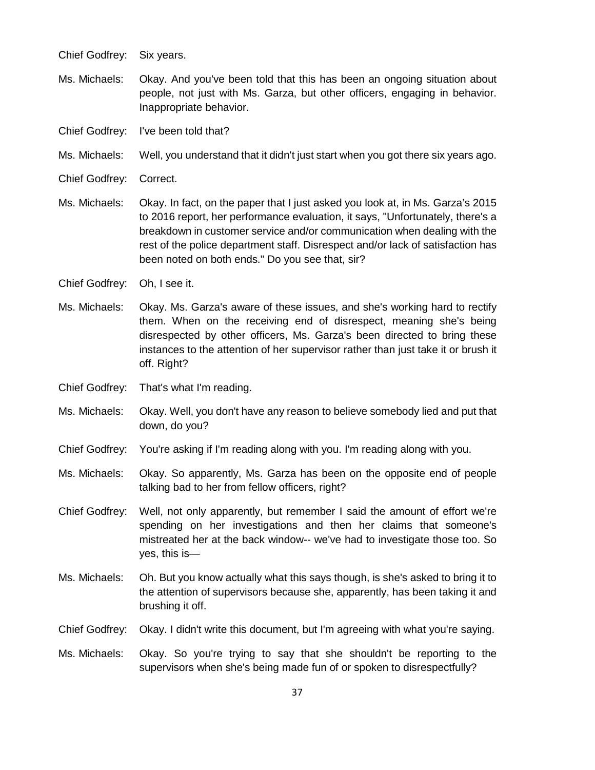Chief Godfrey: Six years.

Ms. Michaels: Okay. And you've been told that this has been an ongoing situation about people, not just with Ms. Garza, but other officers, engaging in behavior. Inappropriate behavior.

Chief Godfrey: I've been told that?

Ms. Michaels: Well, you understand that it didn't just start when you got there six years ago.

Chief Godfrey: Correct.

Ms. Michaels: Okay. In fact, on the paper that I just asked you look at, in Ms. Garza's 2015 to 2016 report, her performance evaluation, it says, "Unfortunately, there's a breakdown in customer service and/or communication when dealing with the rest of the police department staff. Disrespect and/or lack of satisfaction has been noted on both ends." Do you see that, sir?

Chief Godfrey: Oh, I see it.

Ms. Michaels: Okay. Ms. Garza's aware of these issues, and she's working hard to rectify them. When on the receiving end of disrespect, meaning she's being disrespected by other officers, Ms. Garza's been directed to bring these instances to the attention of her supervisor rather than just take it or brush it off. Right?

Chief Godfrey: That's what I'm reading.

Ms. Michaels: Okay. Well, you don't have any reason to believe somebody lied and put that down, do you?

Chief Godfrey: You're asking if I'm reading along with you. I'm reading along with you.

Ms. Michaels: Okay. So apparently, Ms. Garza has been on the opposite end of people talking bad to her from fellow officers, right?

Chief Godfrey: Well, not only apparently, but remember I said the amount of effort we're spending on her investigations and then her claims that someone's mistreated her at the back window-- we've had to investigate those too. So yes, this is—

Ms. Michaels: Oh. But you know actually what this says though, is she's asked to bring it to the attention of supervisors because she, apparently, has been taking it and brushing it off.

Chief Godfrey: Okay. I didn't write this document, but I'm agreeing with what you're saying.

Ms. Michaels: Okay. So you're trying to say that she shouldn't be reporting to the supervisors when she's being made fun of or spoken to disrespectfully?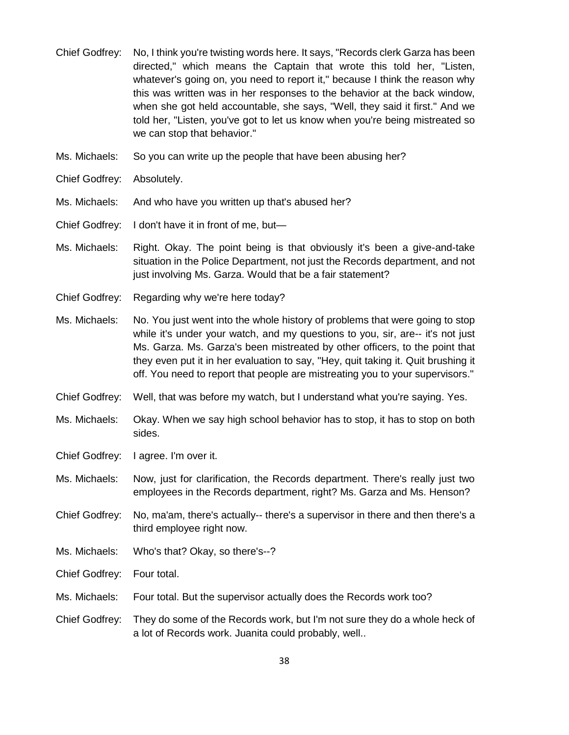Chief Godfrey: No, I think you're twisting words here. It says, "Records clerk Garza has been directed," which means the Captain that wrote this told her, "Listen, whatever's going on, you need to report it," because I think the reason why this was written was in her responses to the behavior at the back window, when she got held accountable, she says, "Well, they said it first." And we told her, "Listen, you've got to let us know when you're being mistreated so we can stop that behavior."

Ms. Michaels: So you can write up the people that have been abusing her?

Chief Godfrey: Absolutely.

Ms. Michaels: And who have you written up that's abused her?

Chief Godfrey: I don't have it in front of me, but—

Ms. Michaels: Right. Okay. The point being is that obviously it's been a give-and-take situation in the Police Department, not just the Records department, and not just involving Ms. Garza. Would that be a fair statement?

Chief Godfrey: Regarding why we're here today?

Ms. Michaels: No. You just went into the whole history of problems that were going to stop while it's under your watch, and my questions to you, sir, are-- it's not just Ms. Garza. Ms. Garza's been mistreated by other officers, to the point that they even put it in her evaluation to say, "Hey, quit taking it. Quit brushing it off. You need to report that people are mistreating you to your supervisors."

Chief Godfrey: Well, that was before my watch, but I understand what you're saying. Yes.

Ms. Michaels: Okay. When we say high school behavior has to stop, it has to stop on both sides.

Chief Godfrey: I agree. I'm over it.

Ms. Michaels: Now, just for clarification, the Records department. There's really just two employees in the Records department, right? Ms. Garza and Ms. Henson?

Chief Godfrey: No, ma'am, there's actually-- there's a supervisor in there and then there's a third employee right now.

Ms. Michaels: Who's that? Okay, so there's--?

Chief Godfrey: Four total.

Ms. Michaels: Four total. But the supervisor actually does the Records work too?

Chief Godfrey: They do some of the Records work, but I'm not sure they do a whole heck of a lot of Records work. Juanita could probably, well..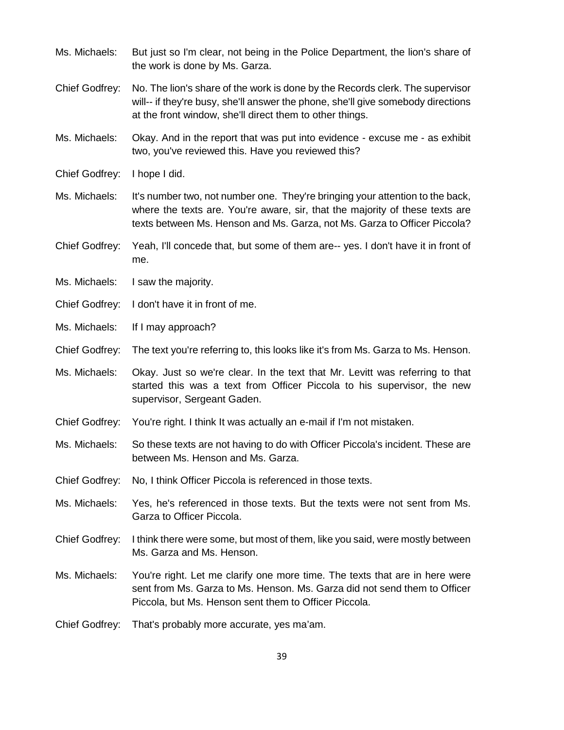Ms. Michaels: But just so I'm clear, not being in the Police Department, the lion's share of the work is done by Ms. Garza.

Chief Godfrey: No. The lion's share of the work is done by the Records clerk. The supervisor will-- if they're busy, she'll answer the phone, she'll give somebody directions at the front window, she'll direct them to other things.

Ms. Michaels: Okay. And in the report that was put into evidence - excuse me - as exhibit two, you've reviewed this. Have you reviewed this?

Chief Godfrey: I hope I did.

Ms. Michaels: It's number two, not number one. They're bringing your attention to the back, where the texts are. You're aware, sir, that the majority of these texts are texts between Ms. Henson and Ms. Garza, not Ms. Garza to Officer Piccola?

Chief Godfrey: Yeah, I'll concede that, but some of them are-- yes. I don't have it in front of me.

Ms. Michaels: I saw the majority.

Chief Godfrey: I don't have it in front of me.

Ms. Michaels: If I may approach?

Chief Godfrey: The text you're referring to, this looks like it's from Ms. Garza to Ms. Henson.

Ms. Michaels: Okay. Just so we're clear. In the text that Mr. Levitt was referring to that started this was a text from Officer Piccola to his supervisor, the new supervisor, Sergeant Gaden.

Chief Godfrey: You're right. I think It was actually an e-mail if I'm not mistaken.

Ms. Michaels: So these texts are not having to do with Officer Piccola's incident. These are between Ms. Henson and Ms. Garza.

Chief Godfrey: No, I think Officer Piccola is referenced in those texts.

Ms. Michaels: Yes, he's referenced in those texts. But the texts were not sent from Ms. Garza to Officer Piccola.

Chief Godfrey: I think there were some, but most of them, like you said, were mostly between Ms. Garza and Ms. Henson.

Ms. Michaels: You're right. Let me clarify one more time. The texts that are in here were sent from Ms. Garza to Ms. Henson. Ms. Garza did not send them to Officer Piccola, but Ms. Henson sent them to Officer Piccola.

Chief Godfrey: That's probably more accurate, yes ma'am.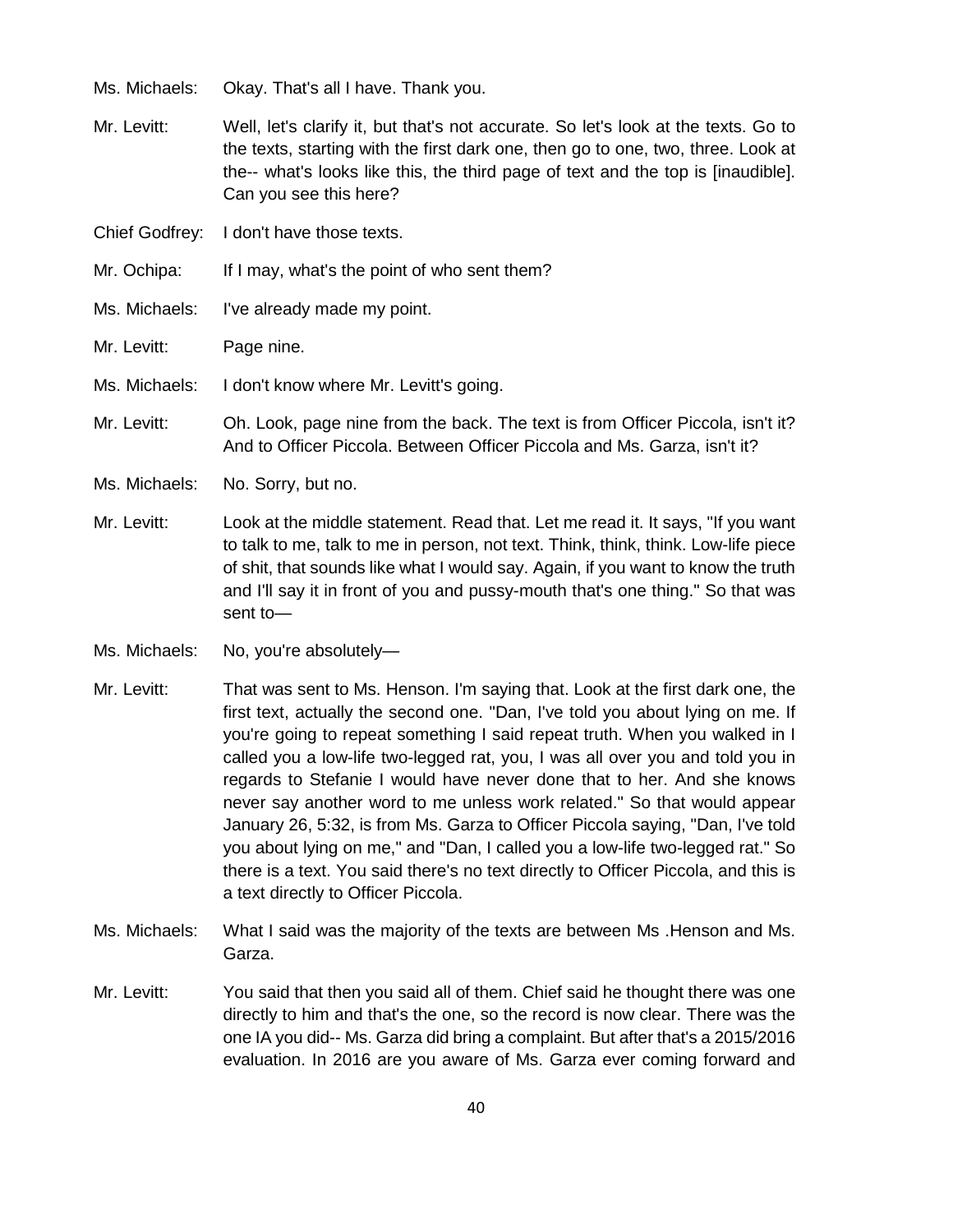Ms. Michaels: Okay. That's all I have. Thank you.

Mr. Levitt: Well, let's clarify it, but that's not accurate. So let's look at the texts. Go to the texts, starting with the first dark one, then go to one, two, three. Look at the-- what's looks like this, the third page of text and the top is [inaudible]. Can you see this here?

Chief Godfrey: I don't have those texts.

Mr. Ochipa: If I may, what's the point of who sent them?

Ms. Michaels: I've already made my point.

Mr. Levitt: Page nine.

Ms. Michaels: I don't know where Mr. Levitt's going.

Mr. Levitt: Oh. Look, page nine from the back. The text is from Officer Piccola, isn't it? And to Officer Piccola. Between Officer Piccola and Ms. Garza, isn't it?

Ms. Michaels: No. Sorry, but no.

Mr. Levitt: Look at the middle statement. Read that. Let me read it. It says, "If you want to talk to me, talk to me in person, not text. Think, think, think. Low-life piece of shit, that sounds like what I would say. Again, if you want to know the truth and I'll say it in front of you and pussy-mouth that's one thing." So that was sent to—

Ms. Michaels: No, you're absolutely—

Mr. Levitt: That was sent to Ms. Henson. I'm saying that. Look at the first dark one, the first text, actually the second one. "Dan, I've told you about lying on me. If you're going to repeat something I said repeat truth. When you walked in I called you a low-life two-legged rat, you, I was all over you and told you in regards to Stefanie I would have never done that to her. And she knows never say another word to me unless work related." So that would appear January 26, 5:32, is from Ms. Garza to Officer Piccola saying, "Dan, I've told you about lying on me," and "Dan, I called you a low-life two-legged rat." So there is a text. You said there's no text directly to Officer Piccola, and this is a text directly to Officer Piccola.

Ms. Michaels: What I said was the majority of the texts are between Ms .Henson and Ms. Garza.

Mr. Levitt: You said that then you said all of them. Chief said he thought there was one directly to him and that's the one, so the record is now clear. There was the one IA you did-- Ms. Garza did bring a complaint. But after that's a 2015/2016 evaluation. In 2016 are you aware of Ms. Garza ever coming forward and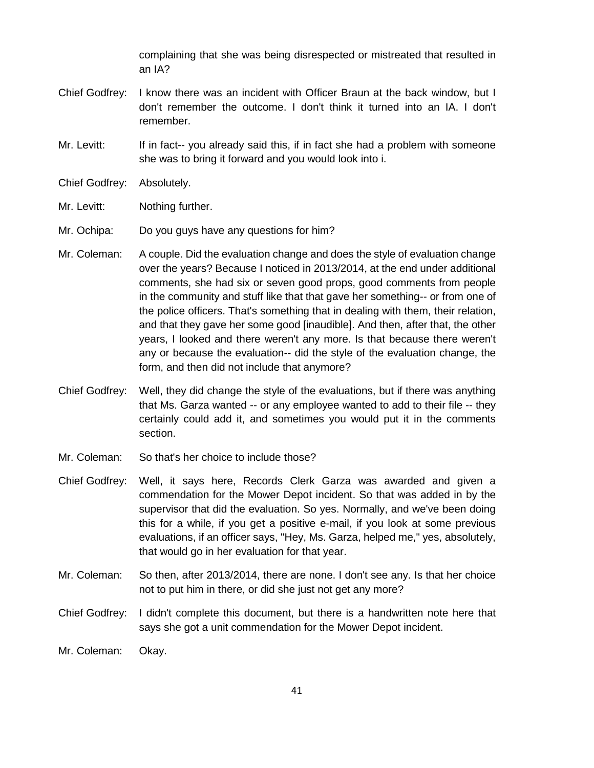complaining that she was being disrespected or mistreated that resulted in an IA?

Chief Godfrey: I know there was an incident with Officer Braun at the back window, but I don't remember the outcome. I don't think it turned into an IA. I don't remember.

Mr. Levitt: If in fact-- you already said this, if in fact she had a problem with someone she was to bring it forward and you would look into i.

Chief Godfrey: Absolutely.

Mr. Levitt: Nothing further.

Mr. Ochipa: Do you guys have any questions for him?

Mr. Coleman: A couple. Did the evaluation change and does the style of evaluation change over the years? Because I noticed in 2013/2014, at the end under additional comments, she had six or seven good props, good comments from people in the community and stuff like that that gave her something-- or from one of the police officers. That's something that in dealing with them, their relation, and that they gave her some good [inaudible]. And then, after that, the other years, I looked and there weren't any more. Is that because there weren't any or because the evaluation-- did the style of the evaluation change, the form, and then did not include that anymore?

Chief Godfrey: Well, they did change the style of the evaluations, but if there was anything that Ms. Garza wanted -- or any employee wanted to add to their file -- they certainly could add it, and sometimes you would put it in the comments section.

Mr. Coleman: So that's her choice to include those?

Chief Godfrey: Well, it says here, Records Clerk Garza was awarded and given a commendation for the Mower Depot incident. So that was added in by the supervisor that did the evaluation. So yes. Normally, and we've been doing this for a while, if you get a positive e-mail, if you look at some previous evaluations, if an officer says, "Hey, Ms. Garza, helped me," yes, absolutely, that would go in her evaluation for that year.

Mr. Coleman: So then, after 2013/2014, there are none. I don't see any. Is that her choice not to put him in there, or did she just not get any more?

Chief Godfrey: I didn't complete this document, but there is a handwritten note here that says she got a unit commendation for the Mower Depot incident.

Mr. Coleman: Okay.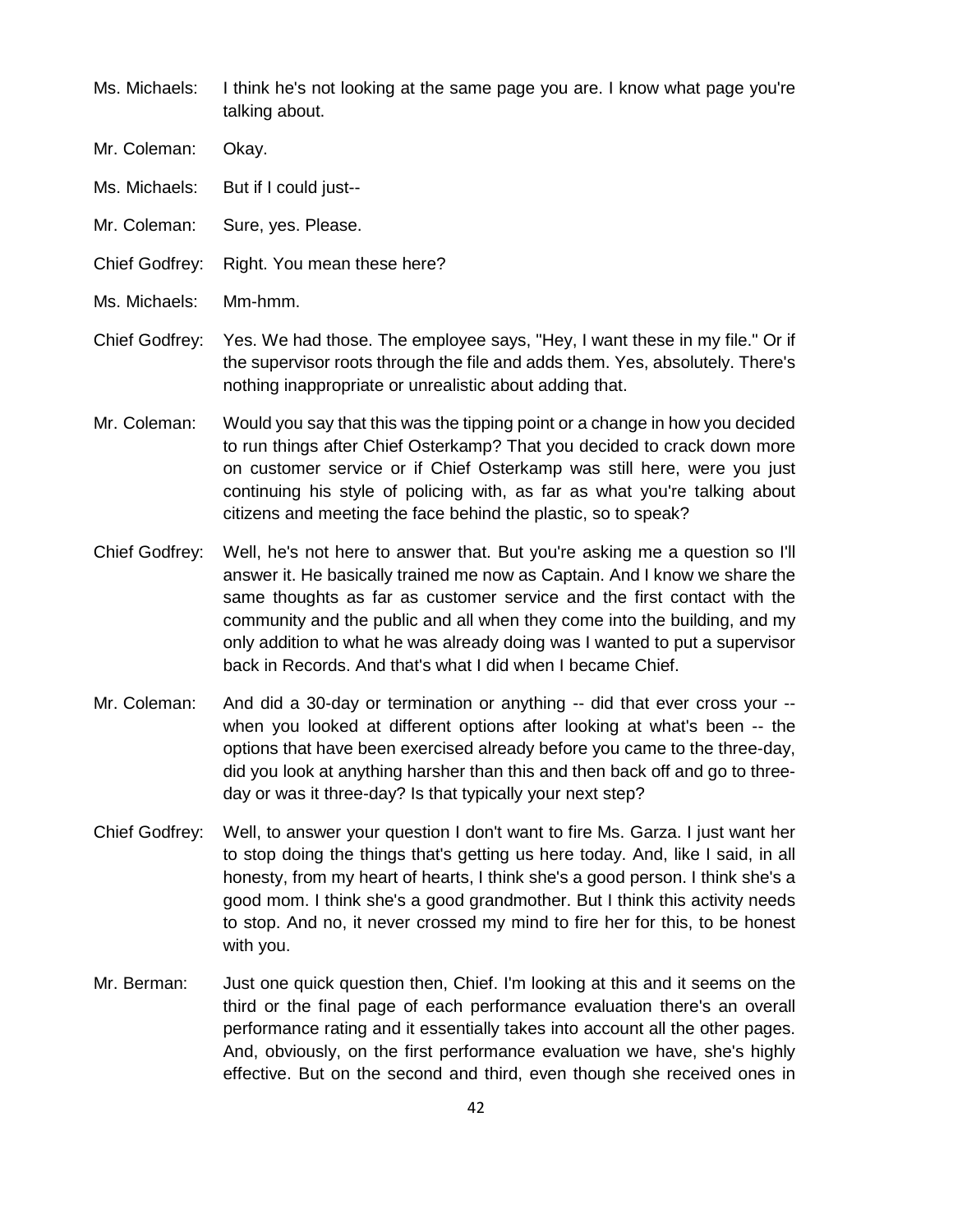Ms. Michaels: I think he's not looking at the same page you are. I know what page you're talking about.

Mr. Coleman: Okay.

Ms. Michaels: But if I could just--

Mr. Coleman: Sure, yes. Please.

Chief Godfrey: Right. You mean these here?

Ms. Michaels: Mm-hmm.

Chief Godfrey: Yes. We had those. The employee says, "Hey, I want these in my file." Or if the supervisor roots through the file and adds them. Yes, absolutely. There's nothing inappropriate or unrealistic about adding that.

Mr. Coleman: Would you say that this was the tipping point or a change in how you decided to run things after Chief Osterkamp? That you decided to crack down more on customer service or if Chief Osterkamp was still here, were you just continuing his style of policing with, as far as what you're talking about citizens and meeting the face behind the plastic, so to speak?

Chief Godfrey: Well, he's not here to answer that. But you're asking me a question so I'll answer it. He basically trained me now as Captain. And I know we share the same thoughts as far as customer service and the first contact with the community and the public and all when they come into the building, and my only addition to what he was already doing was I wanted to put a supervisor back in Records. And that's what I did when I became Chief.

Mr. Coleman: And did a 30-day or termination or anything -- did that ever cross your -- when you looked at different options after looking at what's been -- the options that have been exercised already before you came to the three-day, did you look at anything harsher than this and then back off and go to three-day or was it three-day? Is that typically your next step?

Chief Godfrey: Well, to answer your question I don't want to fire Ms. Garza. I just want her to stop doing the things that's getting us here today. And, like I said, in all honesty, from my heart of hearts, I think she's a good person. I think she's a good mom. I think she's a good grandmother. But I think this activity needs to stop. And no, it never crossed my mind to fire her for this, to be honest with you.

Mr. Berman: Just one quick question then, Chief. I'm looking at this and it seems on the third or the final page of each performance evaluation there's an overall performance rating and it essentially takes into account all the other pages. And, obviously, on the first performance evaluation we have, she's highly effective. But on the second and third, even though she received ones in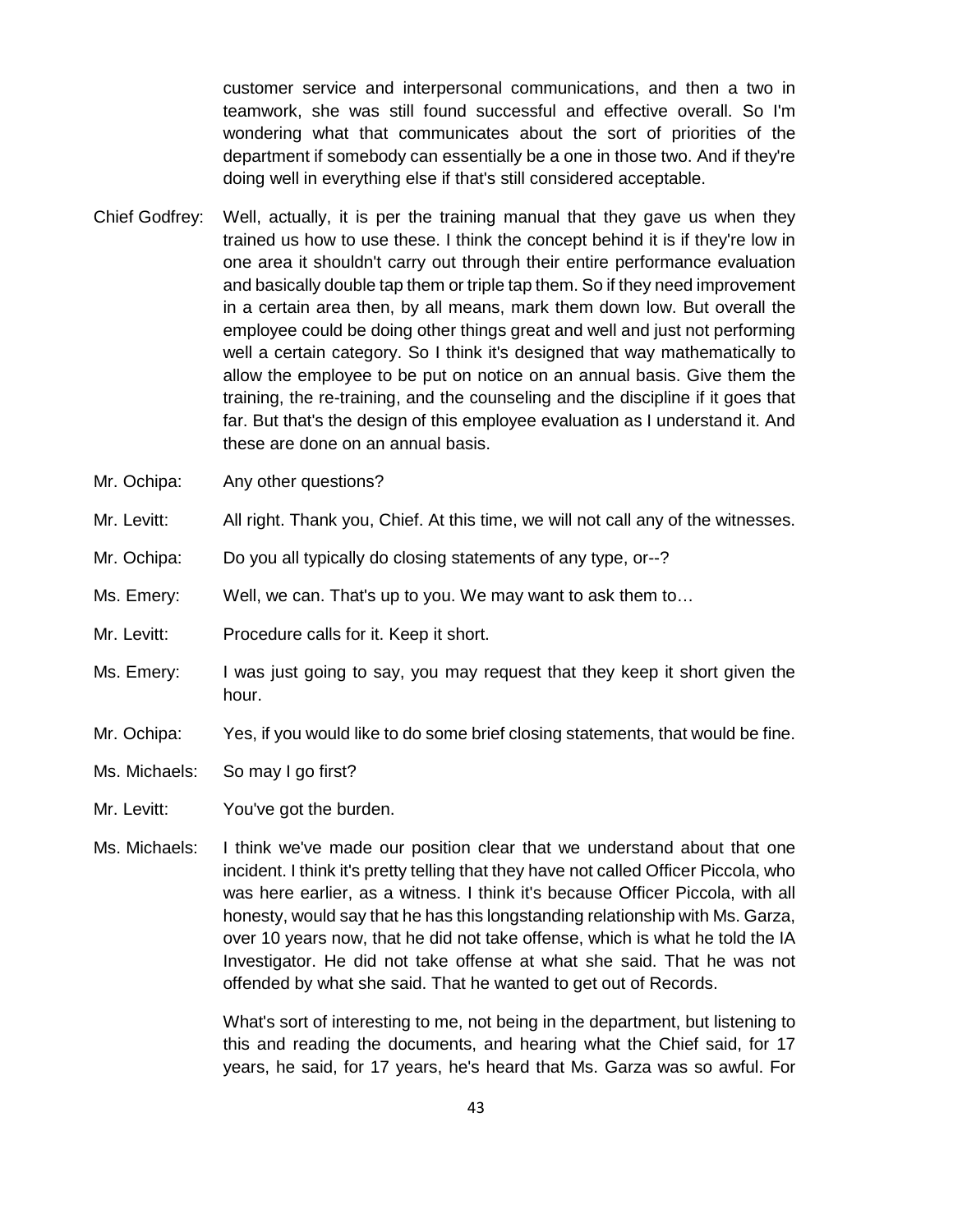customer service and interpersonal communications, and then a two in teamwork, she was still found successful and effective overall. So I'm wondering what that communicates about the sort of priorities of the department if somebody can essentially be a one in those two. And if they're doing well in everything else if that's still considered acceptable.

Chief Godfrey: Well, actually, it is per the training manual that they gave us when they trained us how to use these. I think the concept behind it is if they're low in one area it shouldn't carry out through their entire performance evaluation and basically double tap them or triple tap them. So if they need improvement in a certain area then, by all means, mark them down low. But overall the employee could be doing other things great and well and just not performing well a certain category. So I think it's designed that way mathematically to allow the employee to be put on notice on an annual basis. Give them the training, the re-training, and the counseling and the discipline if it goes that far. But that's the design of this employee evaluation as I understand it. And these are done on an annual basis.

Mr. Ochipa: Any other questions?

Mr. Levitt: All right. Thank you, Chief. At this time, we will not call any of the witnesses.

Mr. Ochipa: Do you all typically do closing statements of any type, or--?

Ms. Emery: Well, we can. That's up to you. We may want to ask them to…

Mr. Levitt: Procedure calls for it. Keep it short.

Ms. Emery: I was just going to say, you may request that they keep it short given the hour.

Mr. Ochipa: Yes, if you would like to do some brief closing statements, that would be fine.

Ms. Michaels: So may I go first?

Mr. Levitt: You've got the burden.

Ms. Michaels: I think we've made our position clear that we understand about that one incident. I think it's pretty telling that they have not called Officer Piccola, who was here earlier, as a witness. I think it's because Officer Piccola, with all honesty, would say that he has this longstanding relationship with Ms. Garza, over 10 years now, that he did not take offense, which is what he told the IA Investigator. He did not take offense at what she said. That he was not offended by what she said. That he wanted to get out of Records.

What's sort of interesting to me, not being in the department, but listening to this and reading the documents, and hearing what the Chief said, for 17 years, he said, for 17 years, he's heard that Ms. Garza was so awful. For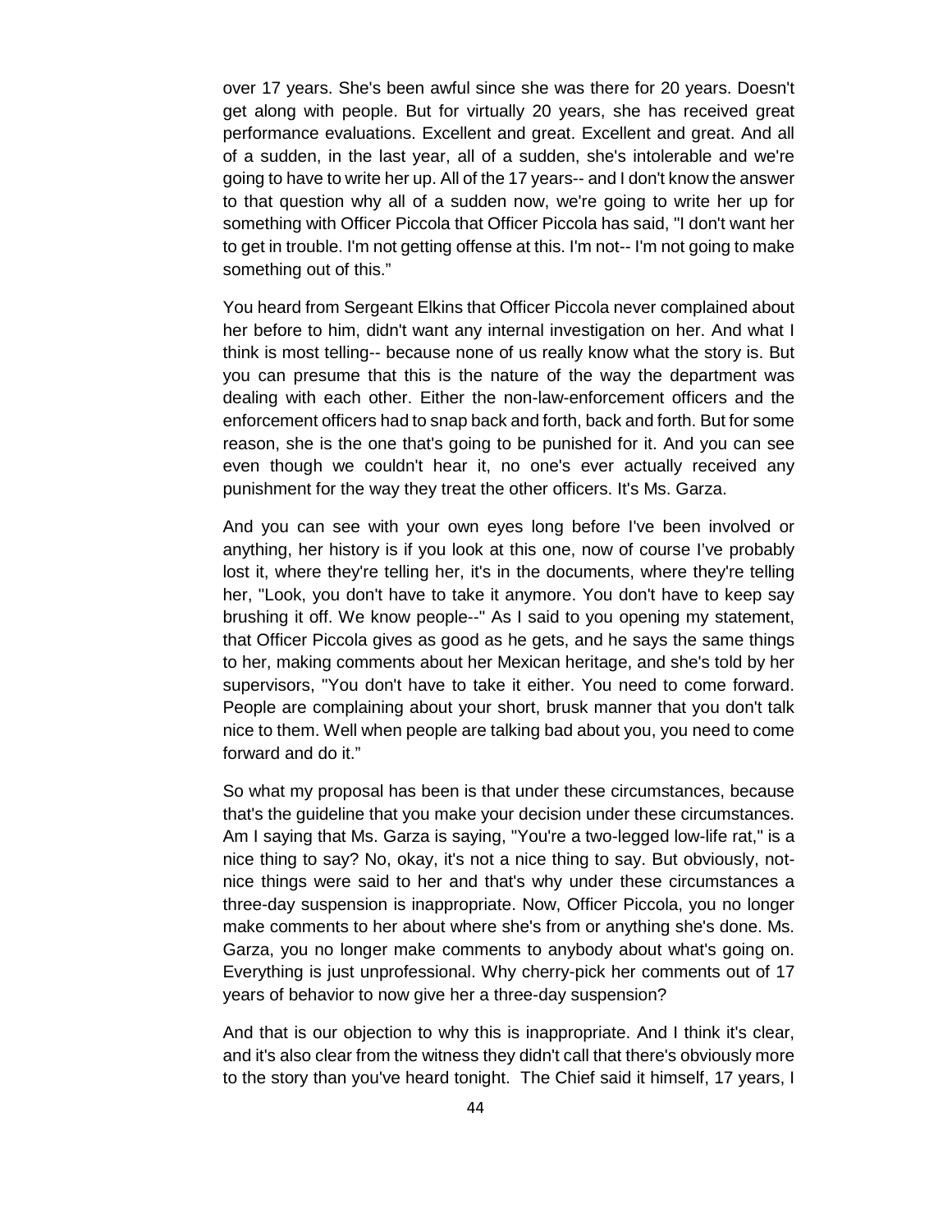over 17 years. She's been awful since she was there for 20 years. Doesn't get along with people. But for virtually 20 years, she has received great performance evaluations. Excellent and great. Excellent and great. And all of a sudden, in the last year, all of a sudden, she's intolerable and we're going to have to write her up. All of the 17 years-- and I don't know the answer to that question why all of a sudden now, we're going to write her up for something with Officer Piccola that Officer Piccola has said, "I don't want her to get in trouble. I'm not getting offense at this. I'm not-- I'm not going to make something out of this."

You heard from Sergeant Elkins that Officer Piccola never complained about her before to him, didn't want any internal investigation on her. And what I think is most telling-- because none of us really know what the story is. But you can presume that this is the nature of the way the department was dealing with each other. Either the non-law-enforcement officers and the enforcement officers had to snap back and forth, back and forth. But for some reason, she is the one that's going to be punished for it. And you can see even though we couldn't hear it, no one's ever actually received any punishment for the way they treat the other officers. It's Ms. Garza.

And you can see with your own eyes long before I've been involved or anything, her history is if you look at this one, now of course I've probably lost it, where they're telling her, it's in the documents, where they're telling her, "Look, you don't have to take it anymore. You don't have to keep say brushing it off. We know people--" As I said to you opening my statement, that Officer Piccola gives as good as he gets, and he says the same things to her, making comments about her Mexican heritage, and she's told by her supervisors, "You don't have to take it either. You need to come forward. People are complaining about your short, brusk manner that you don't talk nice to them. Well when people are talking bad about you, you need to come forward and do it."

So what my proposal has been is that under these circumstances, because that's the guideline that you make your decision under these circumstances. Am I saying that Ms. Garza is saying, "You're a two-legged low-life rat," is a nice thing to say? No, okay, it's not a nice thing to say. But obviously, not-nice things were said to her and that's why under these circumstances a three-day suspension is inappropriate. Now, Officer Piccola, you no longer make comments to her about where she's from or anything she's done. Ms. Garza, you no longer make comments to anybody about what's going on. Everything is just unprofessional. Why cherry-pick her comments out of 17 years of behavior to now give her a three-day suspension?

And that is our objection to why this is inappropriate. And I think it's clear, and it's also clear from the witness they didn't call that there's obviously more to the story than you've heard tonight. The Chief said it himself, 17 years, I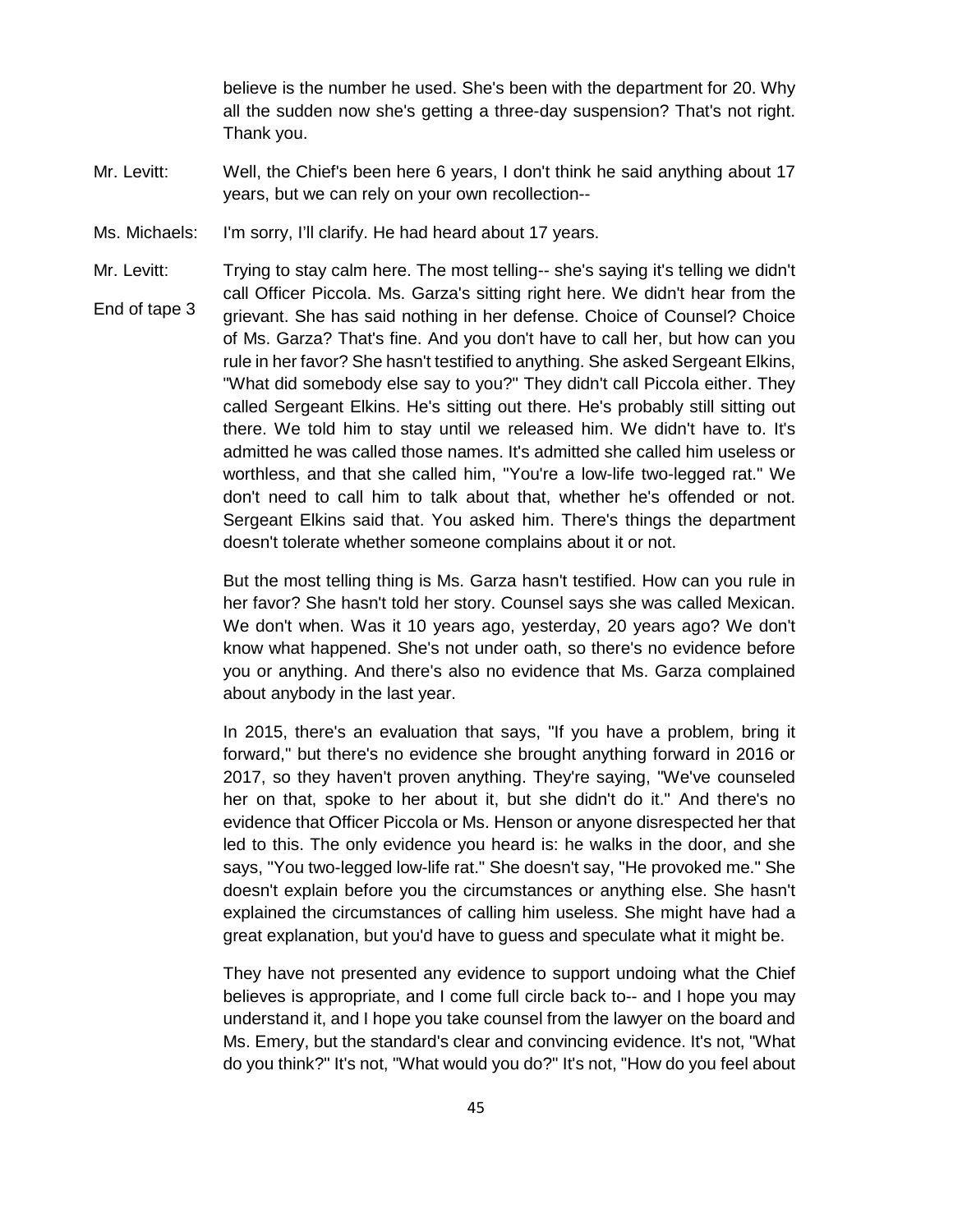believe is the number he used. She's been with the department for 20. Why all the sudden now she's getting a three-day suspension? That's not right. Thank you.

Mr. Levitt: Well, the Chief's been here 6 years, I don't think he said anything about 17 years, but we can rely on your own recollection--

Ms. Michaels: I'm sorry, I'll clarify. He had heard about 17 years.

Mr. Levitt: Trying to stay calm here. The most telling-- she's saying it's telling we didn't call Officer Piccola. Ms. Garza's sitting right here. We didn't hear from the grievant. She has said nothing in her defense. Choice of Counsel? Choice of Ms. Garza? That's fine. And you don't have to call her, but how can you rule in her favor? She hasn't testified to anything. She asked Sergeant Elkins, "What did somebody else say to you?" They didn't call Piccola either. They called Sergeant Elkins. He's sitting out there. He's probably still sitting out there. We told him to stay until we released him. We didn't have to. It's admitted he was called those names. It's admitted she called him useless or worthless, and that she called him, "You're a low-life two-legged rat." We don't need to call him to talk about that, whether he's offended or not. Sergeant Elkins said that. You asked him. There's things the department doesn't tolerate whether someone complains about it or not.

End of tape 3

But the most telling thing is Ms. Garza hasn't testified. How can you rule in her favor? She hasn't told her story. Counsel says she was called Mexican. We don't when. Was it 10 years ago, yesterday, 20 years ago? We don't know what happened. She's not under oath, so there's no evidence before you or anything. And there's also no evidence that Ms. Garza complained about anybody in the last year.

In 2015, there's an evaluation that says, "If you have a problem, bring it forward," but there's no evidence she brought anything forward in 2016 or 2017, so they haven't proven anything. They're saying, "We've counseled her on that, spoke to her about it, but she didn't do it." And there's no evidence that Officer Piccola or Ms. Henson or anyone disrespected her that led to this. The only evidence you heard is: he walks in the door, and she says, "You two-legged low-life rat." She doesn't say, "He provoked me." She doesn't explain before you the circumstances or anything else. She hasn't explained the circumstances of calling him useless. She might have had a great explanation, but you'd have to guess and speculate what it might be.

They have not presented any evidence to support undoing what the Chief believes is appropriate, and I come full circle back to-- and I hope you may understand it, and I hope you take counsel from the lawyer on the board and Ms. Emery, but the standard's clear and convincing evidence. It's not, "What do you think?" It's not, "What would you do?" It's not, "How do you feel about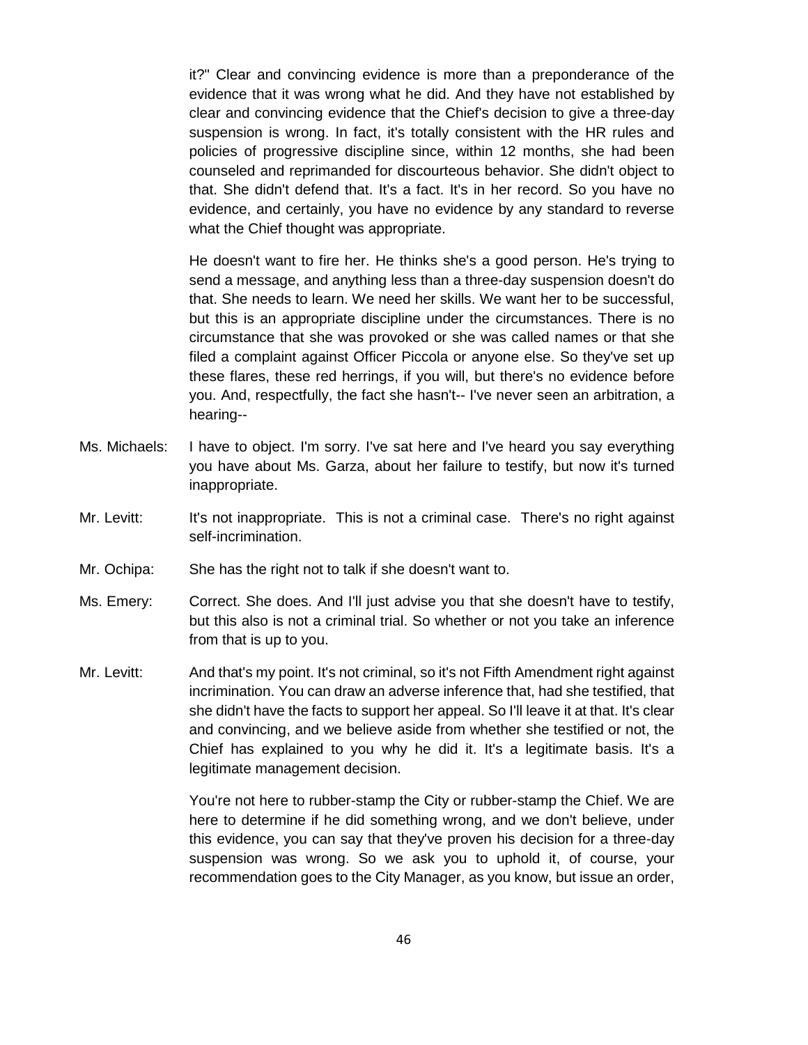it?" Clear and convincing evidence is more than a preponderance of the evidence that it was wrong what he did. And they have not established by clear and convincing evidence that the Chief's decision to give a three-day suspension is wrong. In fact, it's totally consistent with the HR rules and policies of progressive discipline since, within 12 months, she had been counseled and reprimanded for discourteous behavior. She didn't object to that. She didn't defend that. It's a fact. It's in her record. So you have no evidence, and certainly, you have no evidence by any standard to reverse what the Chief thought was appropriate.

He doesn't want to fire her. He thinks she's a good person. He's trying to send a message, and anything less than a three-day suspension doesn't do that. She needs to learn. We need her skills. We want her to be successful, but this is an appropriate discipline under the circumstances. There is no circumstance that she was provoked or she was called names or that she filed a complaint against Officer Piccola or anyone else. So they've set up these flares, these red herrings, if you will, but there's no evidence before you. And, respectfully, the fact she hasn't-- I've never seen an arbitration, a hearing--

Ms. Michaels: I have to object. I'm sorry. I've sat here and I've heard you say everything you have about Ms. Garza, about her failure to testify, but now it's turned inappropriate.

Mr. Levitt: It's not inappropriate. This is not a criminal case. There's no right against self-incrimination.

Mr. Ochipa: She has the right not to talk if she doesn't want to.

Ms. Emery: Correct. She does. And I'll just advise you that she doesn't have to testify, but this also is not a criminal trial. So whether or not you take an inference from that is up to you.

Mr. Levitt: And that's my point. It's not criminal, so it's not Fifth Amendment right against incrimination. You can draw an adverse inference that, had she testified, that she didn't have the facts to support her appeal. So I'll leave it at that. It's clear and convincing, and we believe aside from whether she testified or not, the Chief has explained to you why he did it. It's a legitimate basis. It's a legitimate management decision.

You're not here to rubber-stamp the City or rubber-stamp the Chief. We are here to determine if he did something wrong, and we don't believe, under this evidence, you can say that they've proven his decision for a three-day suspension was wrong. So we ask you to uphold it, of course, your recommendation goes to the City Manager, as you know, but issue an order,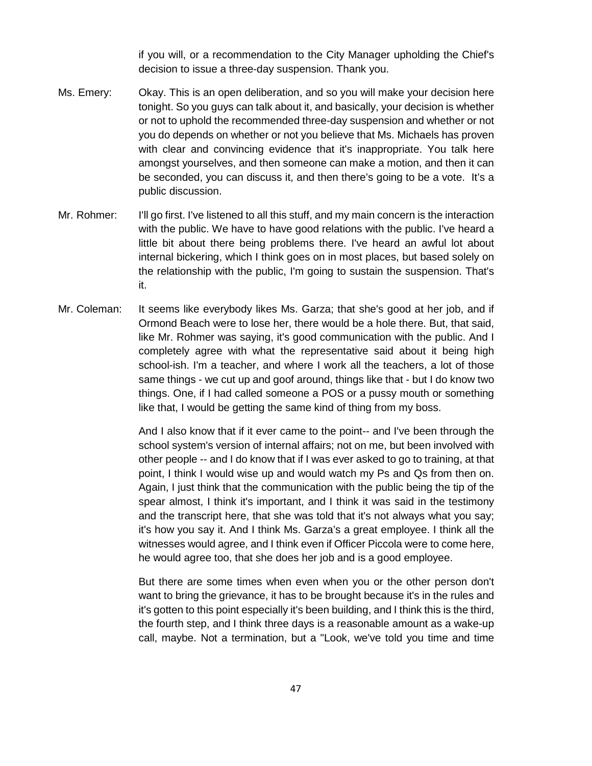if you will, or a recommendation to the City Manager upholding the Chief's decision to issue a three-day suspension. Thank you.

Ms. Emery: Okay. This is an open deliberation, and so you will make your decision here tonight. So you guys can talk about it, and basically, your decision is whether or not to uphold the recommended three-day suspension and whether or not you do depends on whether or not you believe that Ms. Michaels has proven with clear and convincing evidence that it's inappropriate. You talk here amongst yourselves, and then someone can make a motion, and then it can be seconded, you can discuss it, and then there's going to be a vote. It's a public discussion.

Mr. Rohmer: I'll go first. I've listened to all this stuff, and my main concern is the interaction with the public. We have to have good relations with the public. I've heard a little bit about there being problems there. I've heard an awful lot about internal bickering, which I think goes on in most places, but based solely on the relationship with the public, I'm going to sustain the suspension. That's it.

Mr. Coleman: It seems like everybody likes Ms. Garza; that she's good at her job, and if Ormond Beach were to lose her, there would be a hole there. But, that said, like Mr. Rohmer was saying, it's good communication with the public. And I completely agree with what the representative said about it being high school-ish. I'm a teacher, and where I work all the teachers, a lot of those same things - we cut up and goof around, things like that - but I do know two things. One, if I had called someone a POS or a pussy mouth or something like that, I would be getting the same kind of thing from my boss.

And I also know that if it ever came to the point-- and I've been through the school system's version of internal affairs; not on me, but been involved with other people -- and I do know that if I was ever asked to go to training, at that point, I think I would wise up and would watch my Ps and Qs from then on. Again, I just think that the communication with the public being the tip of the spear almost, I think it's important, and I think it was said in the testimony and the transcript here, that she was told that it's not always what you say; it's how you say it. And I think Ms. Garza's a great employee. I think all the witnesses would agree, and I think even if Officer Piccola were to come here, he would agree too, that she does her job and is a good employee.

But there are some times when even when you or the other person don't want to bring the grievance, it has to be brought because it's in the rules and it's gotten to this point especially it's been building, and I think this is the third, the fourth step, and I think three days is a reasonable amount as a wake-up call, maybe. Not a termination, but a "Look, we've told you time and time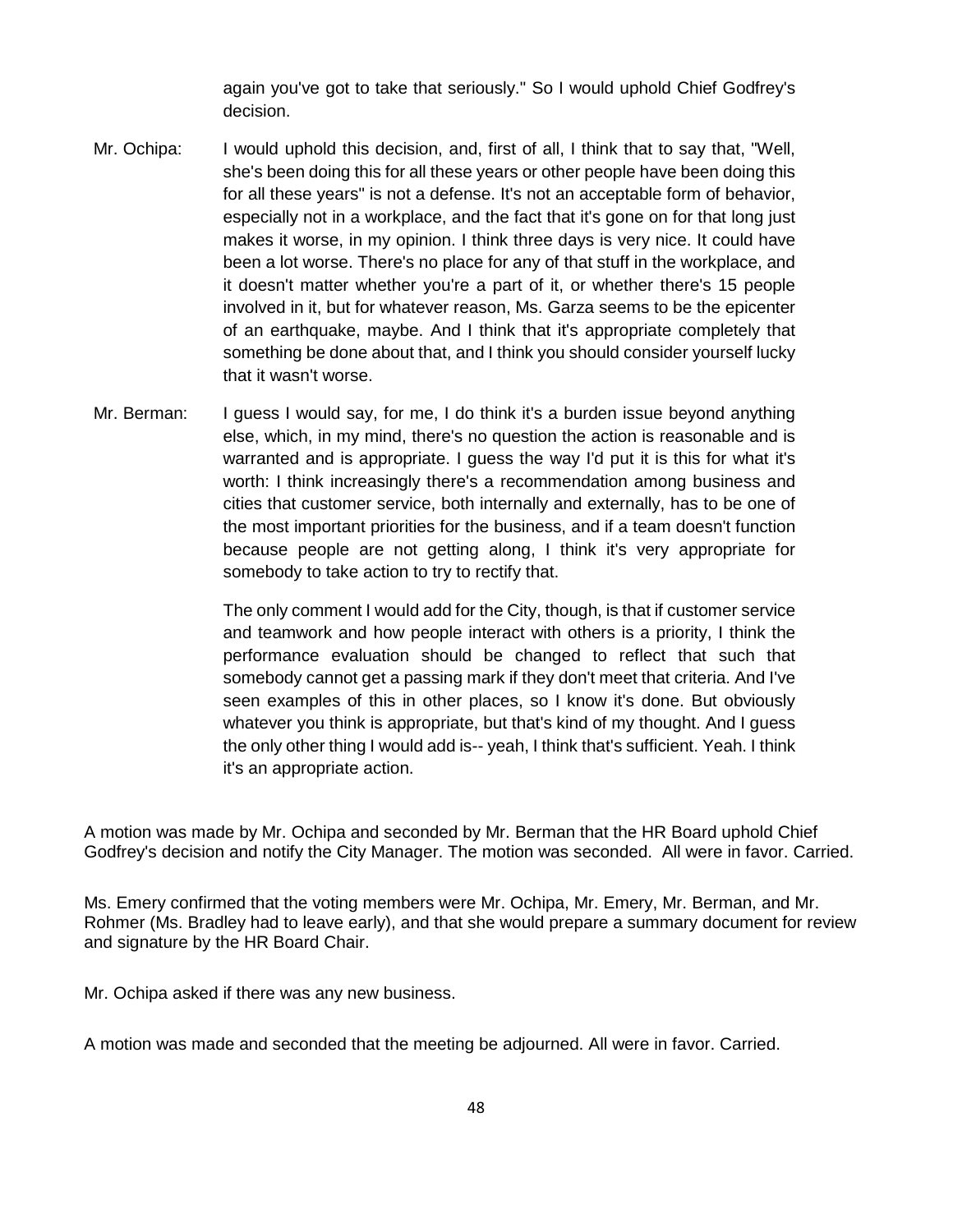again you've got to take that seriously." So I would uphold Chief Godfrey's decision.

Mr. Ochipa: I would uphold this decision, and, first of all, I think that to say that, "Well, she's been doing this for all these years or other people have been doing this for all these years" is not a defense. It's not an acceptable form of behavior, especially not in a workplace, and the fact that it's gone on for that long just makes it worse, in my opinion. I think three days is very nice. It could have been a lot worse. There's no place for any of that stuff in the workplace, and it doesn't matter whether you're a part of it, or whether there's 15 people involved in it, but for whatever reason, Ms. Garza seems to be the epicenter of an earthquake, maybe. And I think that it's appropriate completely that something be done about that, and I think you should consider yourself lucky that it wasn't worse.

Mr. Berman: I guess I would say, for me, I do think it's a burden issue beyond anything else, which, in my mind, there's no question the action is reasonable and is warranted and is appropriate. I guess the way I'd put it is this for what it's worth: I think increasingly there's a recommendation among business and cities that customer service, both internally and externally, has to be one of the most important priorities for the business, and if a team doesn't function because people are not getting along, I think it's very appropriate for somebody to take action to try to rectify that.

The only comment I would add for the City, though, is that if customer service and teamwork and how people interact with others is a priority, I think the performance evaluation should be changed to reflect that such that somebody cannot get a passing mark if they don't meet that criteria. And I've seen examples of this in other places, so I know it's done. But obviously whatever you think is appropriate, but that's kind of my thought. And I guess the only other thing I would add is-- yeah, I think that's sufficient. Yeah. I think it's an appropriate action.

A motion was made by Mr. Ochipa and seconded by Mr. Berman that the HR Board uphold Chief Godfrey's decision and notify the City Manager. The motion was seconded. All were in favor. Carried.

Ms. Emery confirmed that the voting members were Mr. Ochipa, Mr. Emery, Mr. Berman, and Mr. Rohmer (Ms. Bradley had to leave early), and that she would prepare a summary document for review and signature by the HR Board Chair.

Mr. Ochipa asked if there was any new business.

A motion was made and seconded that the meeting be adjourned. All were in favor. Carried.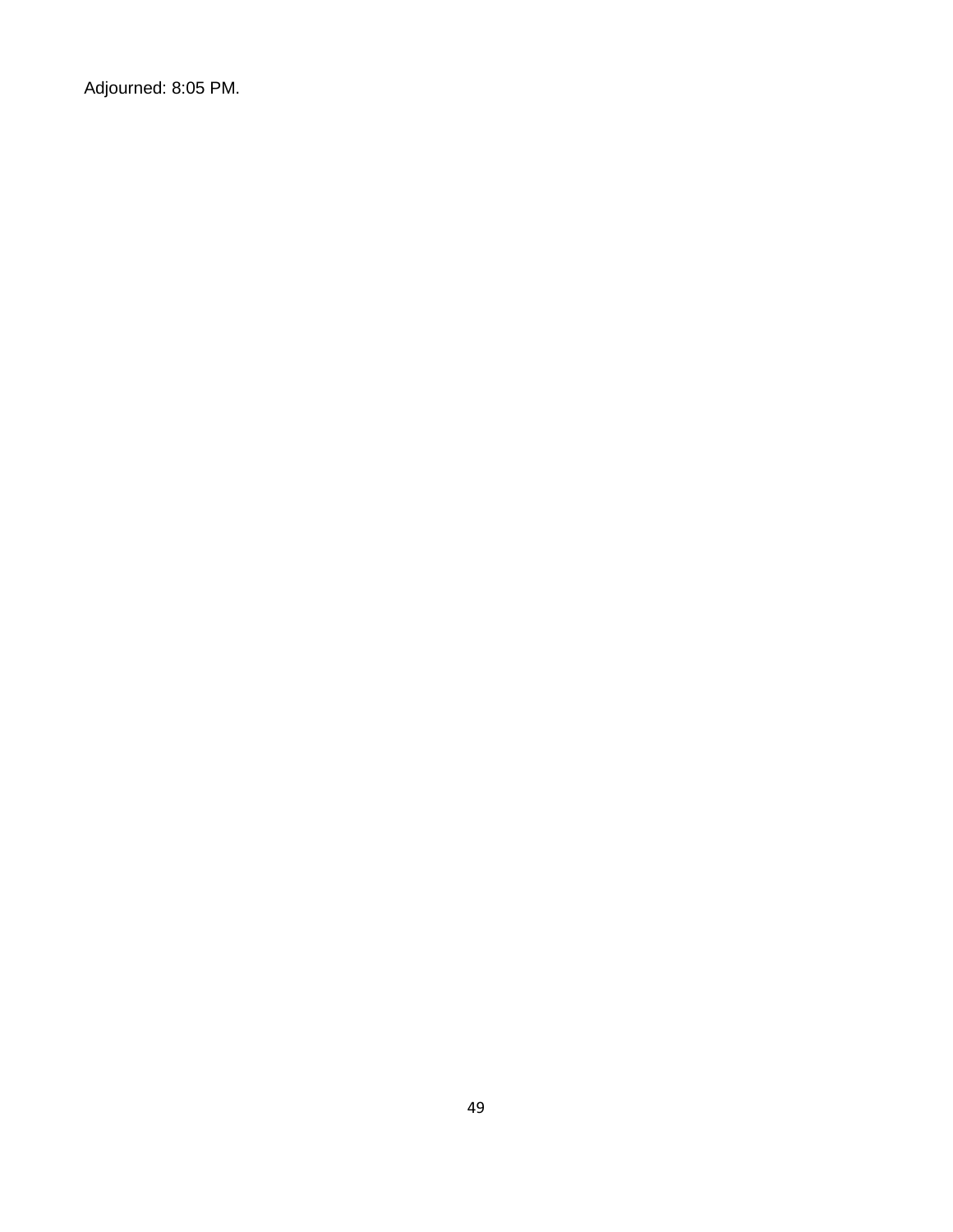Adjourned: 8:05 PM.